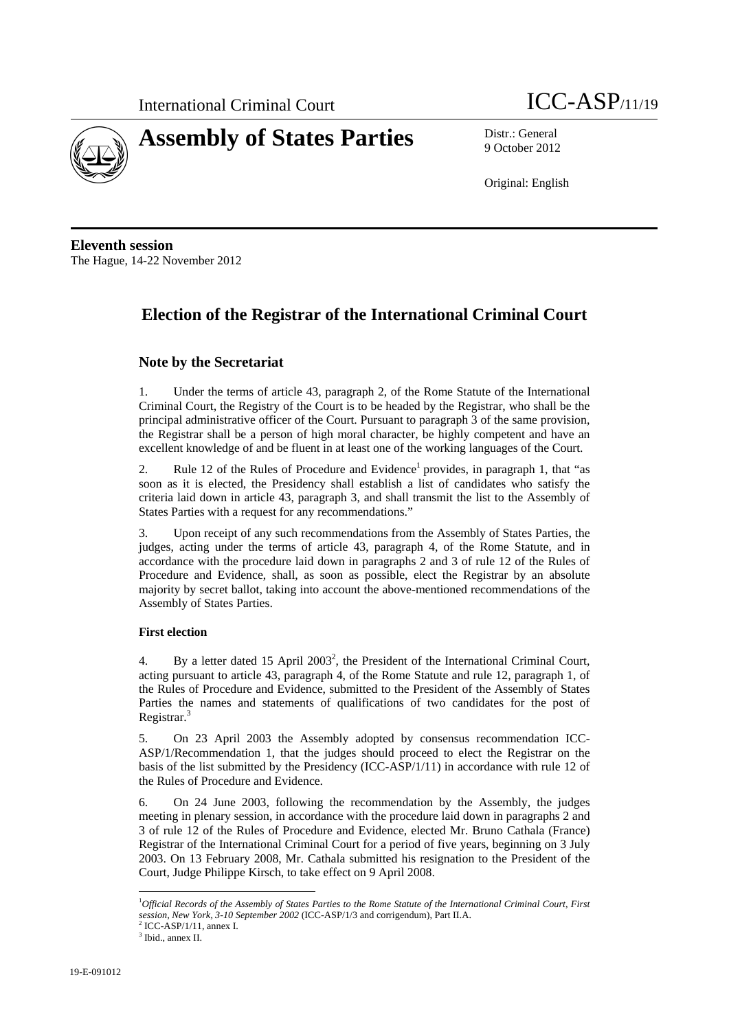International Criminal Court ICC-ASP/11/19

# Assembly of States Parties

Distr.: General
9 October 2012

Original: English

**Eleventh session**
The Hague, 14-22 November 2012

## Election of the Registrar of the International Criminal Court

### Note by the Secretariat

1. Under the terms of article 43, paragraph 2, of the Rome Statute of the International Criminal Court, the Registry of the Court is to be headed by the Registrar, who shall be the principal administrative officer of the Court. Pursuant to paragraph 3 of the same provision, the Registrar shall be a person of high moral character, be highly competent and have an excellent knowledge of and be fluent in at least one of the working languages of the Court.

2. Rule 12 of the Rules of Procedure and Evidence[1] provides, in paragraph 1, that "as soon as it is elected, the Presidency shall establish a list of candidates who satisfy the criteria laid down in article 43, paragraph 3, and shall transmit the list to the Assembly of States Parties with a request for any recommendations."

3. Upon receipt of any such recommendations from the Assembly of States Parties, the judges, acting under the terms of article 43, paragraph 4, of the Rome Statute, and in accordance with the procedure laid down in paragraphs 2 and 3 of rule 12 of the Rules of Procedure and Evidence, shall, as soon as possible, elect the Registrar by an absolute majority by secret ballot, taking into account the above-mentioned recommendations of the Assembly of States Parties.

**First election**

4. By a letter dated 15 April 2003[2], the President of the International Criminal Court, acting pursuant to article 43, paragraph 4, of the Rome Statute and rule 12, paragraph 1, of the Rules of Procedure and Evidence, submitted to the President of the Assembly of States Parties the names and statements of qualifications of two candidates for the post of Registrar.[3]

5. On 23 April 2003 the Assembly adopted by consensus recommendation ICC-ASP/1/Recommendation 1, that the judges should proceed to elect the Registrar on the basis of the list submitted by the Presidency (ICC-ASP/1/11) in accordance with rule 12 of the Rules of Procedure and Evidence.

6. On 24 June 2003, following the recommendation by the Assembly, the judges meeting in plenary session, in accordance with the procedure laid down in paragraphs 2 and 3 of rule 12 of the Rules of Procedure and Evidence, elected Mr. Bruno Cathala (France) Registrar of the International Criminal Court for a period of five years, beginning on 3 July 2003. On 13 February 2008, Mr. Cathala submitted his resignation to the President of the Court, Judge Philippe Kirsch, to take effect on 9 April 2008.

---

[1] *Official Records of the Assembly of States Parties to the Rome Statute of the International Criminal Court, First session, New York, 3-10 September 2002* (ICC-ASP/1/3 and corrigendum), Part II.A.
[2] ICC-ASP/1/11, annex I.
[3] Ibid., annex II.

19-E-091012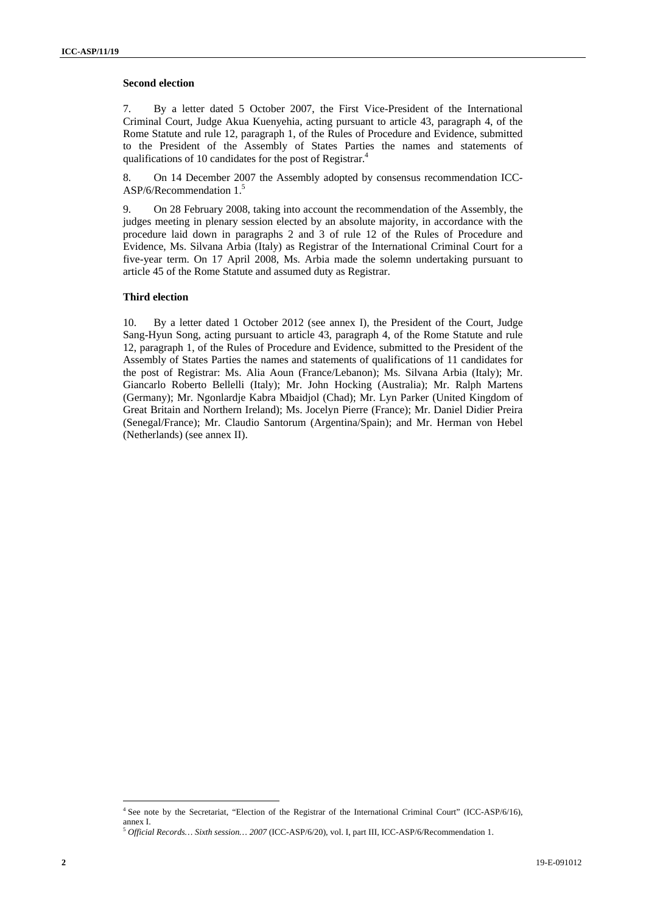**Second election**

7. By a letter dated 5 October 2007, the First Vice-President of the International Criminal Court, Judge Akua Kuenyehia, acting pursuant to article 43, paragraph 4, of the Rome Statute and rule 12, paragraph 1, of the Rules of Procedure and Evidence, submitted to the President of the Assembly of States Parties the names and statements of qualifications of 10 candidates for the post of Registrar.[4]

8. On 14 December 2007 the Assembly adopted by consensus recommendation ICC-ASP/6/Recommendation 1.[5]

9. On 28 February 2008, taking into account the recommendation of the Assembly, the judges meeting in plenary session elected by an absolute majority, in accordance with the procedure laid down in paragraphs 2 and 3 of rule 12 of the Rules of Procedure and Evidence, Ms. Silvana Arbia (Italy) as Registrar of the International Criminal Court for a five-year term. On 17 April 2008, Ms. Arbia made the solemn undertaking pursuant to article 45 of the Rome Statute and assumed duty as Registrar.

**Third election**

10. By a letter dated 1 October 2012 (see annex I), the President of the Court, Judge Sang-Hyun Song, acting pursuant to article 43, paragraph 4, of the Rome Statute and rule 12, paragraph 1, of the Rules of Procedure and Evidence, submitted to the President of the Assembly of States Parties the names and statements of qualifications of 11 candidates for the post of Registrar: Ms. Alia Aoun (France/Lebanon); Ms. Silvana Arbia (Italy); Mr. Giancarlo Roberto Bellelli (Italy); Mr. John Hocking (Australia); Mr. Ralph Martens (Germany); Mr. Ngonlardje Kabra Mbaidjol (Chad); Mr. Lyn Parker (United Kingdom of Great Britain and Northern Ireland); Ms. Jocelyn Pierre (France); Mr. Daniel Didier Preira (Senegal/France); Mr. Claudio Santorum (Argentina/Spain); and Mr. Herman von Hebel (Netherlands) (see annex II).

---

[4] See note by the Secretariat, "Election of the Registrar of the International Criminal Court" (ICC-ASP/6/16), annex I.

[5] *Official Records… Sixth session… 2007* (ICC-ASP/6/20), vol. I, part III, ICC-ASP/6/Recommendation 1.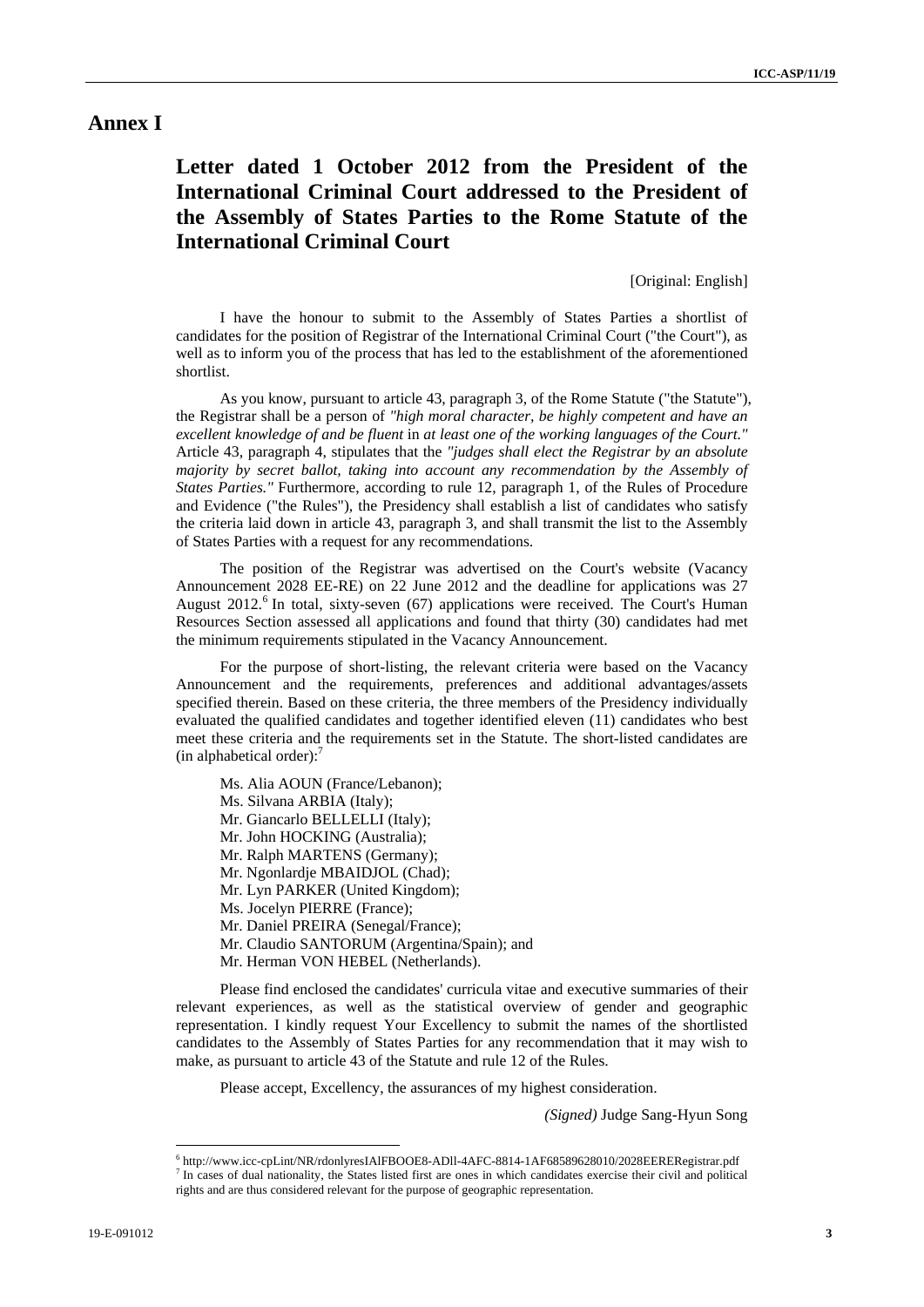# Annex I

## Letter dated 1 October 2012 from the President of the International Criminal Court addressed to the President of the Assembly of States Parties to the Rome Statute of the International Criminal Court

[Original: English]

I have the honour to submit to the Assembly of States Parties a shortlist of candidates for the position of Registrar of the International Criminal Court ("the Court"), as well as to inform you of the process that has led to the establishment of the aforementioned shortlist.

As you know, pursuant to article 43, paragraph 3, of the Rome Statute ("the Statute"), the Registrar shall be a person of *"high moral character, be highly competent and have an excellent knowledge of and be fluent* in *at least one of the working languages of the Court."* Article 43, paragraph 4, stipulates that the *"judges shall elect the Registrar by an absolute majority by secret ballot, taking into account any recommendation by the Assembly of States Parties."* Furthermore, according to rule 12, paragraph 1, of the Rules of Procedure and Evidence ("the Rules"), the Presidency shall establish a list of candidates who satisfy the criteria laid down in article 43, paragraph 3, and shall transmit the list to the Assembly of States Parties with a request for any recommendations.

The position of the Registrar was advertised on the Court's website (Vacancy Announcement 2028 EE-RE) on 22 June 2012 and the deadline for applications was 27 August 2012.[6] In total, sixty-seven (67) applications were received. The Court's Human Resources Section assessed all applications and found that thirty (30) candidates had met the minimum requirements stipulated in the Vacancy Announcement.

For the purpose of short-listing, the relevant criteria were based on the Vacancy Announcement and the requirements, preferences and additional advantages/assets specified therein. Based on these criteria, the three members of the Presidency individually evaluated the qualified candidates and together identified eleven (11) candidates who best meet these criteria and the requirements set in the Statute. The short-listed candidates are (in alphabetical order):[7]

Ms. Alia AOUN (France/Lebanon);
Ms. Silvana ARBIA (Italy);
Mr. Giancarlo BELLELLI (Italy);
Mr. John HOCKING (Australia);
Mr. Ralph MARTENS (Germany);
Mr. Ngonlardje MBAIDJOL (Chad);
Mr. Lyn PARKER (United Kingdom);
Ms. Jocelyn PIERRE (France);
Mr. Daniel PREIRA (Senegal/France);
Mr. Claudio SANTORUM (Argentina/Spain); and
Mr. Herman VON HEBEL (Netherlands).

Please find enclosed the candidates' curricula vitae and executive summaries of their relevant experiences, as well as the statistical overview of gender and geographic representation. I kindly request Your Excellency to submit the names of the shortlisted candidates to the Assembly of States Parties for any recommendation that it may wish to make, as pursuant to article 43 of the Statute and rule 12 of the Rules.

Please accept, Excellency, the assurances of my highest consideration.

*(Signed)* Judge Sang-Hyun Song

---

[6] http://www.icc-cpLint/NR/rdonlyresIAlFBOOE8-ADll-4AFC-8814-1AF68589628010/2028EERERegistrar.pdf

[7] In cases of dual nationality, the States listed first are ones in which candidates exercise their civil and political rights and are thus considered relevant for the purpose of geographic representation.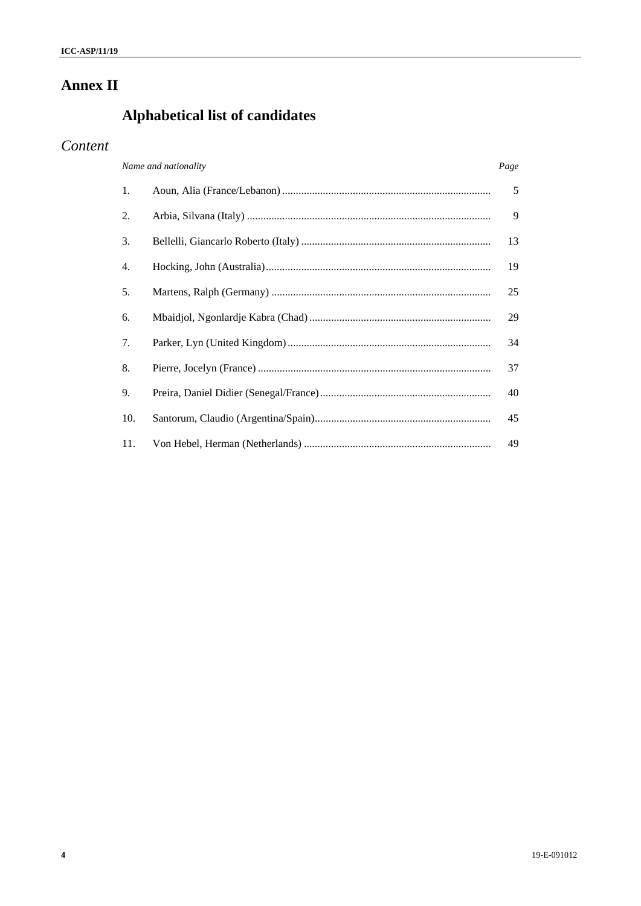# Annex II

## Alphabetical list of candidates

### *Content*

| | *Name and nationality* | *Page* |
|---|---|---|
| 1. | Aoun, Alia (France/Lebanon) | 5 |
| 2. | Arbia, Silvana (Italy) | 9 |
| 3. | Bellelli, Giancarlo Roberto (Italy) | 13 |
| 4. | Hocking, John (Australia) | 19 |
| 5. | Martens, Ralph (Germany) | 25 |
| 6. | Mbaidjol, Ngonlardje Kabra (Chad) | 29 |
| 7. | Parker, Lyn (United Kingdom) | 34 |
| 8. | Pierre, Jocelyn (France) | 37 |
| 9. | Preira, Daniel Didier (Senegal/France) | 40 |
| 10. | Santorum, Claudio (Argentina/Spain) | 45 |
| 11. | Von Hebel, Herman (Netherlands) | 49 |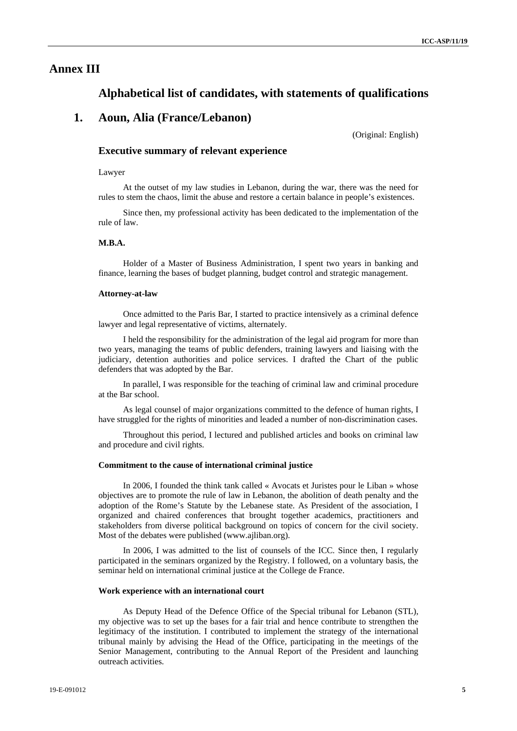# Annex III

## Alphabetical list of candidates, with statements of qualifications

## 1. Aoun, Alia (France/Lebanon)

(Original: English)

### Executive summary of relevant experience

Lawyer

At the outset of my law studies in Lebanon, during the war, there was the need for rules to stem the chaos, limit the abuse and restore a certain balance in people's existences.

Since then, my professional activity has been dedicated to the implementation of the rule of law.

**M.B.A.**

Holder of a Master of Business Administration, I spent two years in banking and finance, learning the bases of budget planning, budget control and strategic management.

**Attorney-at-law**

Once admitted to the Paris Bar, I started to practice intensively as a criminal defence lawyer and legal representative of victims, alternately.

I held the responsibility for the administration of the legal aid program for more than two years, managing the teams of public defenders, training lawyers and liaising with the judiciary, detention authorities and police services. I drafted the Chart of the public defenders that was adopted by the Bar.

In parallel, I was responsible for the teaching of criminal law and criminal procedure at the Bar school.

As legal counsel of major organizations committed to the defence of human rights, I have struggled for the rights of minorities and leaded a number of non-discrimination cases.

Throughout this period, I lectured and published articles and books on criminal law and procedure and civil rights.

**Commitment to the cause of international criminal justice**

In 2006, I founded the think tank called « Avocats et Juristes pour le Liban » whose objectives are to promote the rule of law in Lebanon, the abolition of death penalty and the adoption of the Rome's Statute by the Lebanese state. As President of the association, I organized and chaired conferences that brought together academics, practitioners and stakeholders from diverse political background on topics of concern for the civil society. Most of the debates were published (www.ajliban.org).

In 2006, I was admitted to the list of counsels of the ICC. Since then, I regularly participated in the seminars organized by the Registry. I followed, on a voluntary basis, the seminar held on international criminal justice at the College de France.

**Work experience with an international court**

As Deputy Head of the Defence Office of the Special tribunal for Lebanon (STL), my objective was to set up the bases for a fair trial and hence contribute to strengthen the legitimacy of the institution. I contributed to implement the strategy of the international tribunal mainly by advising the Head of the Office, participating in the meetings of the Senior Management, contributing to the Annual Report of the President and launching outreach activities.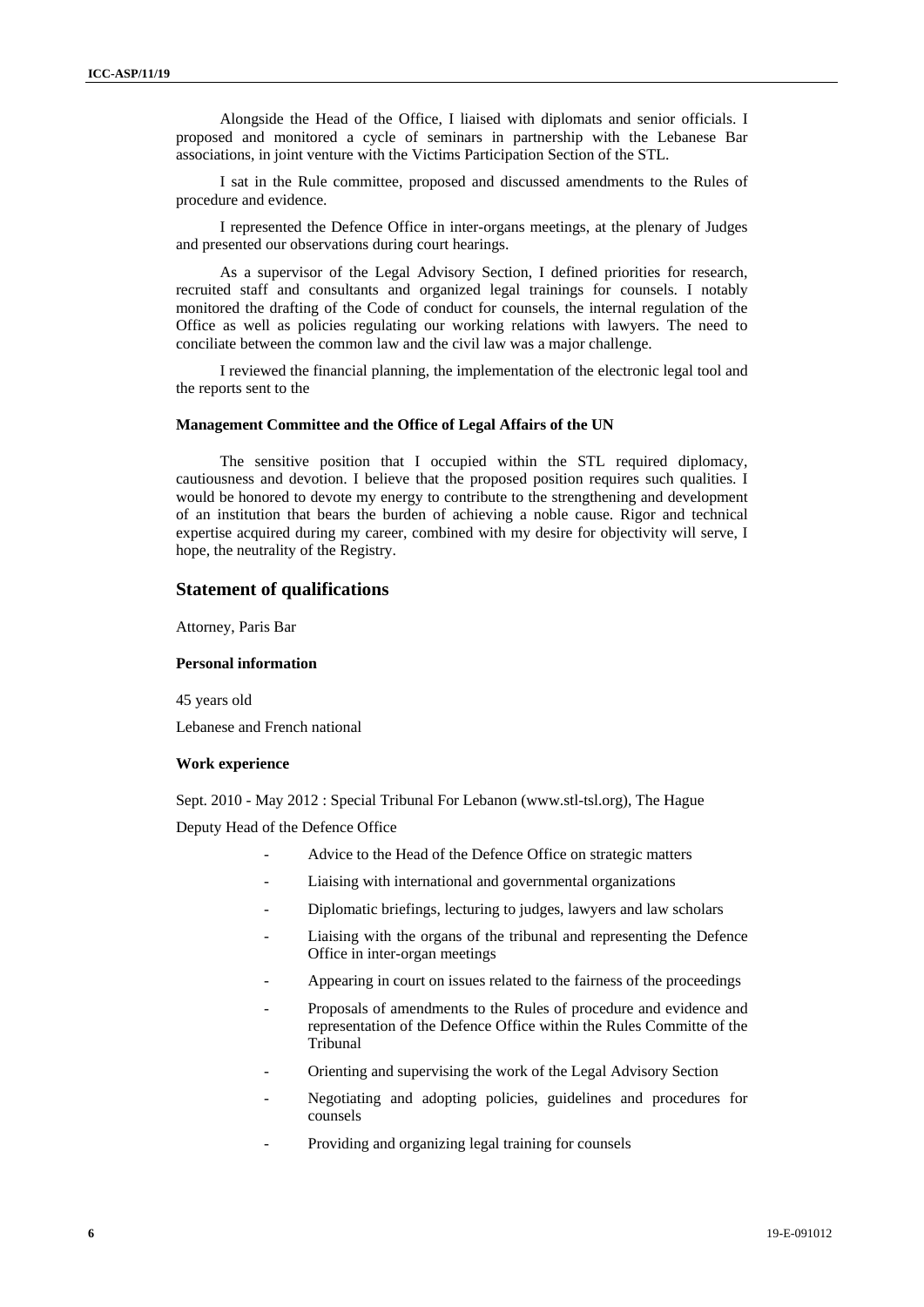Alongside the Head of the Office, I liaised with diplomats and senior officials. I proposed and monitored a cycle of seminars in partnership with the Lebanese Bar associations, in joint venture with the Victims Participation Section of the STL.

I sat in the Rule committee, proposed and discussed amendments to the Rules of procedure and evidence.

I represented the Defence Office in inter-organs meetings, at the plenary of Judges and presented our observations during court hearings.

As a supervisor of the Legal Advisory Section, I defined priorities for research, recruited staff and consultants and organized legal trainings for counsels. I notably monitored the drafting of the Code of conduct for counsels, the internal regulation of the Office as well as policies regulating our working relations with lawyers. The need to conciliate between the common law and the civil law was a major challenge.

I reviewed the financial planning, the implementation of the electronic legal tool and the reports sent to the

**Management Committee and the Office of Legal Affairs of the UN**

The sensitive position that I occupied within the STL required diplomacy, cautiousness and devotion. I believe that the proposed position requires such qualities. I would be honored to devote my energy to contribute to the strengthening and development of an institution that bears the burden of achieving a noble cause. Rigor and technical expertise acquired during my career, combined with my desire for objectivity will serve, I hope, the neutrality of the Registry.

## Statement of qualifications

Attorney, Paris Bar

**Personal information**

45 years old

Lebanese and French national

**Work experience**

Sept. 2010 - May 2012 : Special Tribunal For Lebanon (www.stl-tsl.org), The Hague

Deputy Head of the Defence Office

- Advice to the Head of the Defence Office on strategic matters
- Liaising with international and governmental organizations
- Diplomatic briefings, lecturing to judges, lawyers and law scholars
- Liaising with the organs of the tribunal and representing the Defence Office in inter-organ meetings
- Appearing in court on issues related to the fairness of the proceedings
- Proposals of amendments to the Rules of procedure and evidence and representation of the Defence Office within the Rules Committe of the Tribunal
- Orienting and supervising the work of the Legal Advisory Section
- Negotiating and adopting policies, guidelines and procedures for counsels
- Providing and organizing legal training for counsels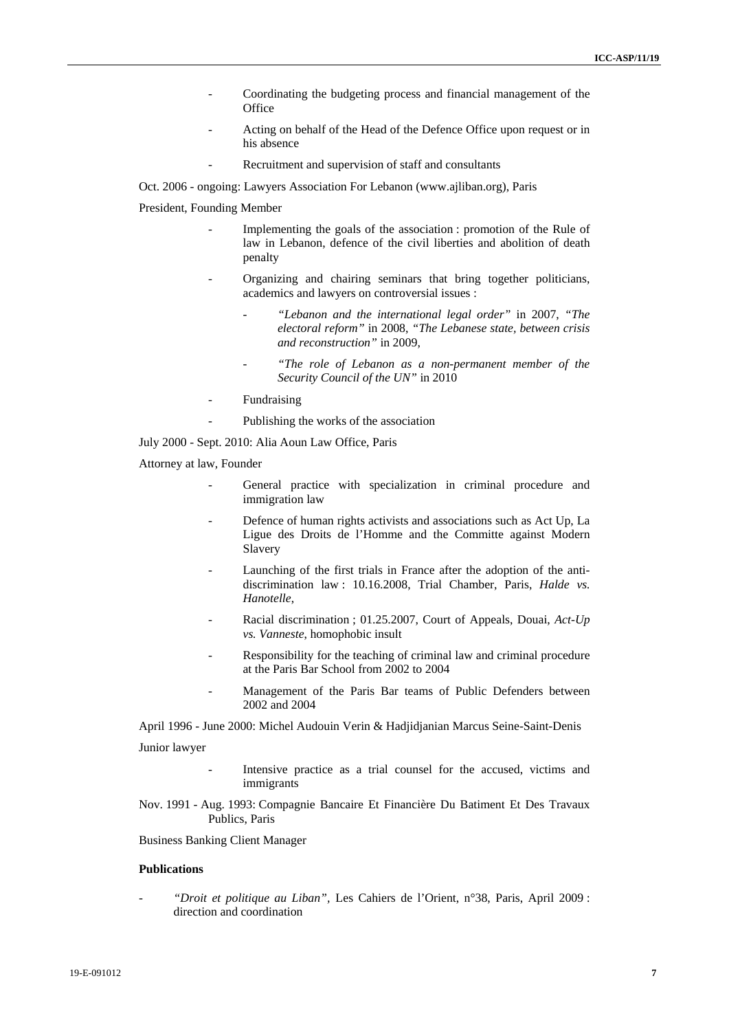- Coordinating the budgeting process and financial management of the Office
- Acting on behalf of the Head of the Defence Office upon request or in his absence
- Recruitment and supervision of staff and consultants

Oct. 2006 - ongoing: Lawyers Association For Lebanon (www.ajliban.org), Paris

President, Founding Member

- Implementing the goals of the association : promotion of the Rule of law in Lebanon, defence of the civil liberties and abolition of death penalty
- Organizing and chairing seminars that bring together politicians, academics and lawyers on controversial issues :
  - *"Lebanon and the international legal order"* in 2007, *"The electoral reform"* in 2008, *"The Lebanese state, between crisis and reconstruction"* in 2009,
  - *"The role of Lebanon as a non-permanent member of the Security Council of the UN"* in 2010
- Fundraising
- Publishing the works of the association

July 2000 - Sept. 2010: Alia Aoun Law Office, Paris

Attorney at law, Founder

- General practice with specialization in criminal procedure and immigration law
- Defence of human rights activists and associations such as Act Up, La Ligue des Droits de l'Homme and the Committe against Modern Slavery
- Launching of the first trials in France after the adoption of the anti-discrimination law : 10.16.2008, Trial Chamber, Paris, *Halde vs. Hanotelle*,
- Racial discrimination ; 01.25.2007, Court of Appeals, Douai, *Act-Up vs. Vanneste*, homophobic insult
- Responsibility for the teaching of criminal law and criminal procedure at the Paris Bar School from 2002 to 2004
- Management of the Paris Bar teams of Public Defenders between 2002 and 2004

April 1996 - June 2000: Michel Audouin Verin & Hadjidjanian Marcus Seine-Saint-Denis

Junior lawyer

- Intensive practice as a trial counsel for the accused, victims and immigrants

Nov. 1991 - Aug. 1993: Compagnie Bancaire Et Financière Du Batiment Et Des Travaux Publics, Paris

Business Banking Client Manager

**Publications**

- *"Droit et politique au Liban"*, Les Cahiers de l'Orient, n°38, Paris, April 2009 : direction and coordination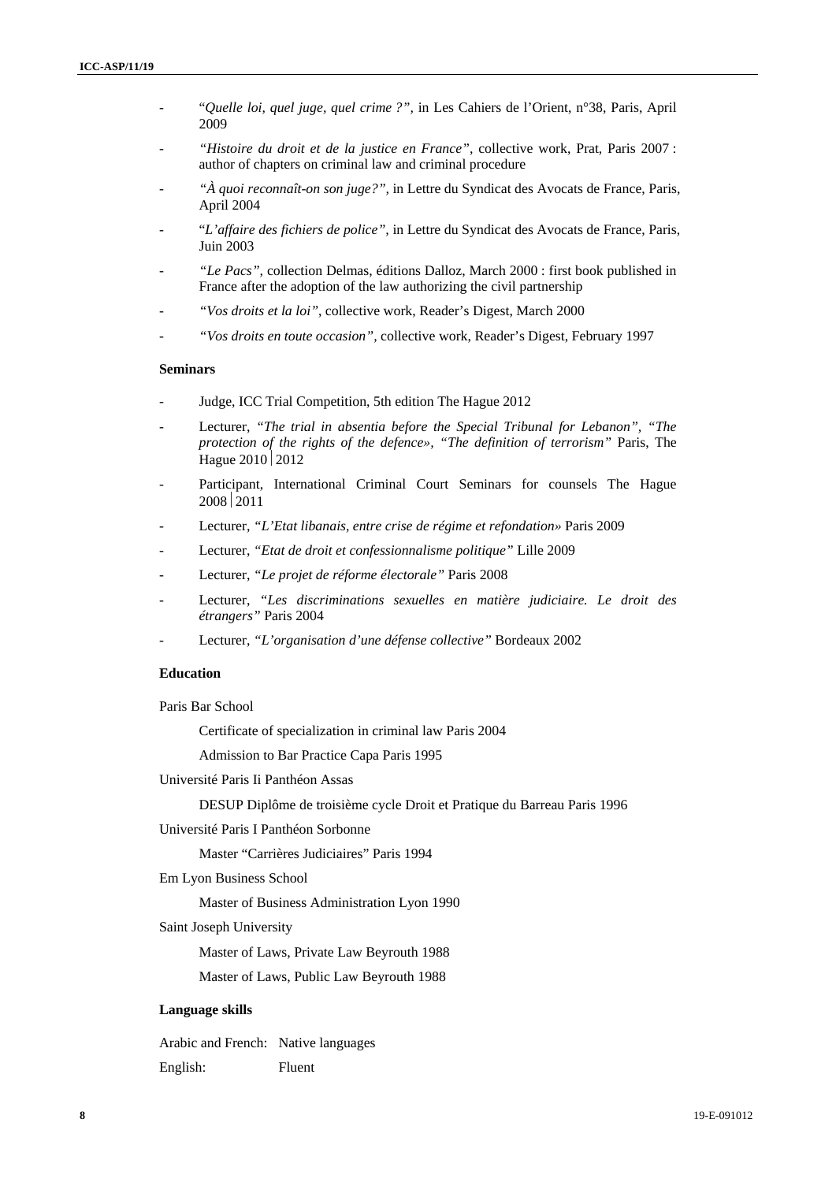- "*Quelle loi, quel juge, quel crime ?"*, in Les Cahiers de l'Orient, n°38, Paris, April 2009
- *"Histoire du droit et de la justice en France"*, collective work, Prat, Paris 2007 : author of chapters on criminal law and criminal procedure
- *"À quoi reconnaît-on son juge?"*, in Lettre du Syndicat des Avocats de France, Paris, April 2004
- "*L'affaire des fichiers de police"*, in Lettre du Syndicat des Avocats de France, Paris, Juin 2003
- *"Le Pacs"*, collection Delmas, éditions Dalloz, March 2000 : first book published in France after the adoption of the law authorizing the civil partnership
- *"Vos droits et la loi"*, collective work, Reader's Digest, March 2000
- *"Vos droits en toute occasion"*, collective work, Reader's Digest, February 1997

**Seminars**

- Judge, ICC Trial Competition, 5th edition The Hague 2012
- Lecturer, *"The trial in absentia before the Special Tribunal for Lebanon", "The protection of the rights of the defence», "The definition of terrorism"* Paris, The Hague 2010|2012
- Participant, International Criminal Court Seminars for counsels The Hague 2008|2011
- Lecturer, *"L'Etat libanais, entre crise de régime et refondation»* Paris 2009
- Lecturer, *"Etat de droit et confessionnalisme politique"* Lille 2009
- Lecturer, *"Le projet de réforme électorale"* Paris 2008
- Lecturer, *"Les discriminations sexuelles en matière judiciaire. Le droit des étrangers"* Paris 2004
- Lecturer, *"L'organisation d'une défense collective"* Bordeaux 2002

**Education**

Paris Bar School

Certificate of specialization in criminal law Paris 2004

Admission to Bar Practice Capa Paris 1995

Université Paris Ii Panthéon Assas

DESUP Diplôme de troisième cycle Droit et Pratique du Barreau Paris 1996

Université Paris I Panthéon Sorbonne

Master "Carrières Judiciaires" Paris 1994

Em Lyon Business School

Master of Business Administration Lyon 1990

Saint Joseph University

Master of Laws, Private Law Beyrouth 1988

Master of Laws, Public Law Beyrouth 1988

**Language skills**

Arabic and French: Native languages

English: Fluent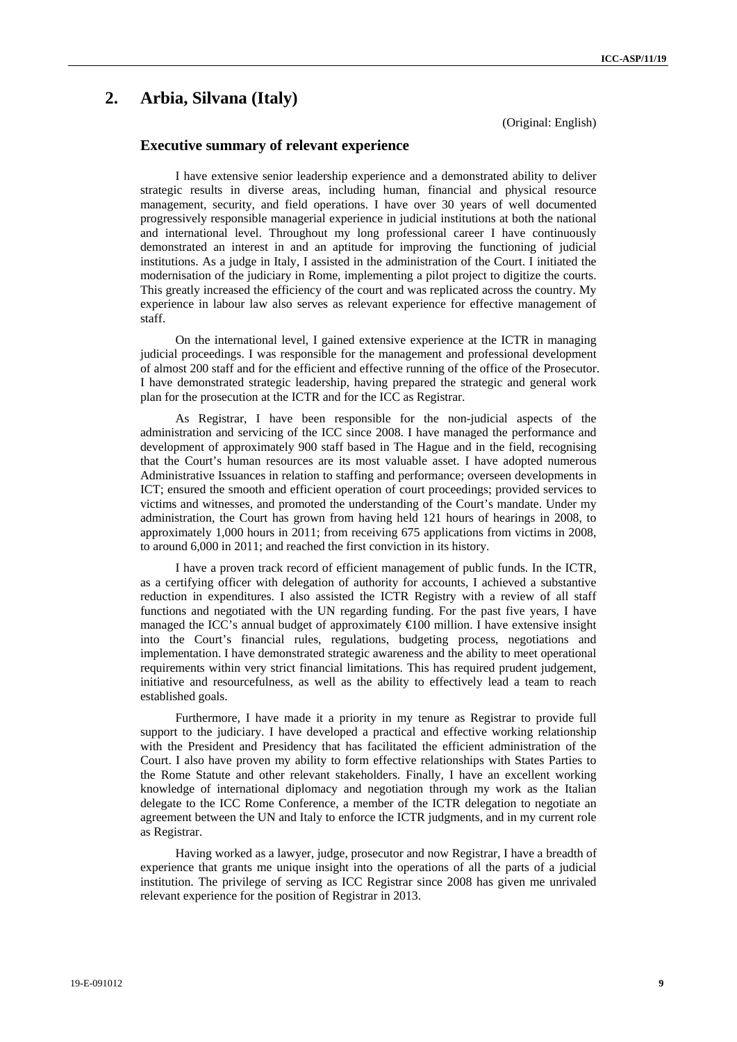## 2. Arbia, Silvana (Italy)

(Original: English)

### Executive summary of relevant experience

I have extensive senior leadership experience and a demonstrated ability to deliver strategic results in diverse areas, including human, financial and physical resource management, security, and field operations. I have over 30 years of well documented progressively responsible managerial experience in judicial institutions at both the national and international level. Throughout my long professional career I have continuously demonstrated an interest in and an aptitude for improving the functioning of judicial institutions. As a judge in Italy, I assisted in the administration of the Court. I initiated the modernisation of the judiciary in Rome, implementing a pilot project to digitize the courts. This greatly increased the efficiency of the court and was replicated across the country. My experience in labour law also serves as relevant experience for effective management of staff.

On the international level, I gained extensive experience at the ICTR in managing judicial proceedings. I was responsible for the management and professional development of almost 200 staff and for the efficient and effective running of the office of the Prosecutor. I have demonstrated strategic leadership, having prepared the strategic and general work plan for the prosecution at the ICTR and for the ICC as Registrar.

As Registrar, I have been responsible for the non-judicial aspects of the administration and servicing of the ICC since 2008. I have managed the performance and development of approximately 900 staff based in The Hague and in the field, recognising that the Court's human resources are its most valuable asset. I have adopted numerous Administrative Issuances in relation to staffing and performance; overseen developments in ICT; ensured the smooth and efficient operation of court proceedings; provided services to victims and witnesses, and promoted the understanding of the Court's mandate. Under my administration, the Court has grown from having held 121 hours of hearings in 2008, to approximately 1,000 hours in 2011; from receiving 675 applications from victims in 2008, to around 6,000 in 2011; and reached the first conviction in its history.

I have a proven track record of efficient management of public funds. In the ICTR, as a certifying officer with delegation of authority for accounts, I achieved a substantive reduction in expenditures. I also assisted the ICTR Registry with a review of all staff functions and negotiated with the UN regarding funding. For the past five years, I have managed the ICC's annual budget of approximately €100 million. I have extensive insight into the Court's financial rules, regulations, budgeting process, negotiations and implementation. I have demonstrated strategic awareness and the ability to meet operational requirements within very strict financial limitations. This has required prudent judgement, initiative and resourcefulness, as well as the ability to effectively lead a team to reach established goals.

Furthermore, I have made it a priority in my tenure as Registrar to provide full support to the judiciary. I have developed a practical and effective working relationship with the President and Presidency that has facilitated the efficient administration of the Court. I also have proven my ability to form effective relationships with States Parties to the Rome Statute and other relevant stakeholders. Finally, I have an excellent working knowledge of international diplomacy and negotiation through my work as the Italian delegate to the ICC Rome Conference, a member of the ICTR delegation to negotiate an agreement between the UN and Italy to enforce the ICTR judgments, and in my current role as Registrar.

Having worked as a lawyer, judge, prosecutor and now Registrar, I have a breadth of experience that grants me unique insight into the operations of all the parts of a judicial institution. The privilege of serving as ICC Registrar since 2008 has given me unrivaled relevant experience for the position of Registrar in 2013.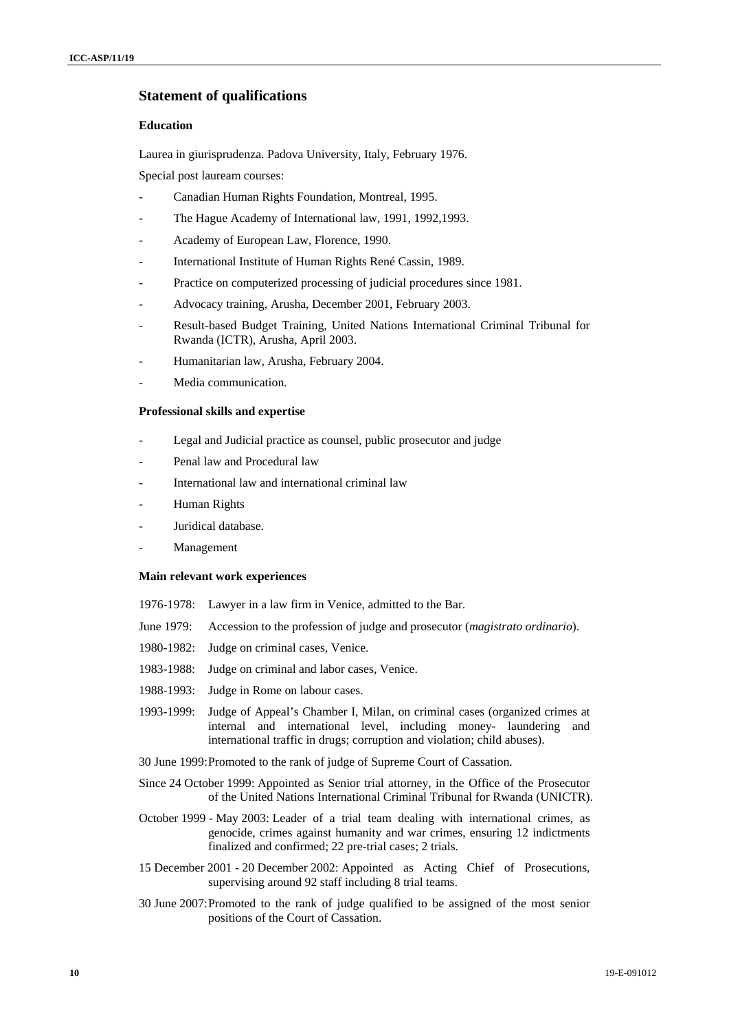## Statement of qualifications

### Education

Laurea in giurisprudenza. Padova University, Italy, February 1976.

Special post lauream courses:

- Canadian Human Rights Foundation, Montreal, 1995.
- The Hague Academy of International law, 1991, 1992,1993.
- Academy of European Law, Florence, 1990.
- International Institute of Human Rights René Cassin, 1989.
- Practice on computerized processing of judicial procedures since 1981.
- Advocacy training, Arusha, December 2001, February 2003.
- Result-based Budget Training, United Nations International Criminal Tribunal for Rwanda (ICTR), Arusha, April 2003.
- Humanitarian law, Arusha, February 2004.
- Media communication.

### Professional skills and expertise

- Legal and Judicial practice as counsel, public prosecutor and judge
- Penal law and Procedural law
- International law and international criminal law
- Human Rights
- Juridical database.
- Management

### Main relevant work experiences

1976-1978: Lawyer in a law firm in Venice, admitted to the Bar.

June 1979: Accession to the profession of judge and prosecutor (*magistrato ordinario*).

1980-1982: Judge on criminal cases, Venice.

1983-1988: Judge on criminal and labor cases, Venice.

1988-1993: Judge in Rome on labour cases.

1993-1999: Judge of Appeal's Chamber I, Milan, on criminal cases (organized crimes at internal and international level, including money- laundering and international traffic in drugs; corruption and violation; child abuses).

30 June 1999: Promoted to the rank of judge of Supreme Court of Cassation.

Since 24 October 1999: Appointed as Senior trial attorney, in the Office of the Prosecutor of the United Nations International Criminal Tribunal for Rwanda (UNICTR).

October 1999 - May 2003: Leader of a trial team dealing with international crimes, as genocide, crimes against humanity and war crimes, ensuring 12 indictments finalized and confirmed; 22 pre-trial cases; 2 trials.

15 December 2001 - 20 December 2002: Appointed as Acting Chief of Prosecutions, supervising around 92 staff including 8 trial teams.

30 June 2007: Promoted to the rank of judge qualified to be assigned of the most senior positions of the Court of Cassation.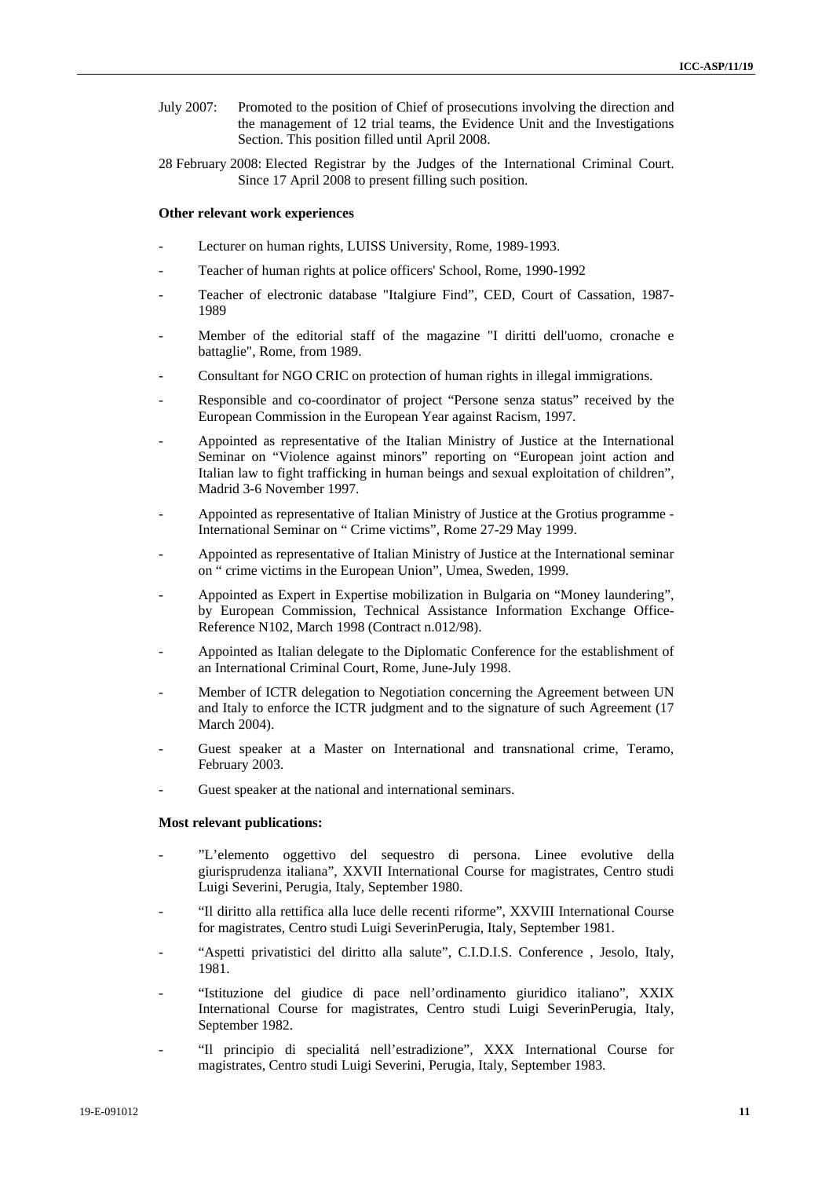July 2007: Promoted to the position of Chief of prosecutions involving the direction and the management of 12 trial teams, the Evidence Unit and the Investigations Section. This position filled until April 2008.

28 February 2008: Elected Registrar by the Judges of the International Criminal Court. Since 17 April 2008 to present filling such position.

**Other relevant work experiences**

- Lecturer on human rights, LUISS University, Rome, 1989-1993.
- Teacher of human rights at police officers' School, Rome, 1990-1992
- Teacher of electronic database "Italgiure Find", CED, Court of Cassation, 1987-1989
- Member of the editorial staff of the magazine "I diritti dell'uomo, cronache e battaglie", Rome, from 1989.
- Consultant for NGO CRIC on protection of human rights in illegal immigrations.
- Responsible and co-coordinator of project "Persone senza status" received by the European Commission in the European Year against Racism, 1997.
- Appointed as representative of the Italian Ministry of Justice at the International Seminar on "Violence against minors" reporting on "European joint action and Italian law to fight trafficking in human beings and sexual exploitation of children", Madrid 3-6 November 1997.
- Appointed as representative of Italian Ministry of Justice at the Grotius programme - International Seminar on " Crime victims", Rome 27-29 May 1999.
- Appointed as representative of Italian Ministry of Justice at the International seminar on " crime victims in the European Union", Umea, Sweden, 1999.
- Appointed as Expert in Expertise mobilization in Bulgaria on "Money laundering", by European Commission, Technical Assistance Information Exchange Office-Reference N102, March 1998 (Contract n.012/98).
- Appointed as Italian delegate to the Diplomatic Conference for the establishment of an International Criminal Court, Rome, June-July 1998.
- Member of ICTR delegation to Negotiation concerning the Agreement between UN and Italy to enforce the ICTR judgment and to the signature of such Agreement (17 March 2004).
- Guest speaker at a Master on International and transnational crime, Teramo, February 2003.
- Guest speaker at the national and international seminars.

**Most relevant publications:**

- "L'elemento oggettivo del sequestro di persona. Linee evolutive della giurisprudenza italiana", XXVII International Course for magistrates, Centro studi Luigi Severini, Perugia, Italy, September 1980.
- "Il diritto alla rettifica alla luce delle recenti riforme", XXVIII International Course for magistrates, Centro studi Luigi SeverinPerugia, Italy, September 1981.
- "Aspetti privatistici del diritto alla salute", C.I.D.I.S. Conference , Jesolo, Italy, 1981.
- "Istituzione del giudice di pace nell'ordinamento giuridico italiano", XXIX International Course for magistrates, Centro studi Luigi SeverinPerugia, Italy, September 1982.
- "Il principio di specialitá nell'estradizione", XXX International Course for magistrates, Centro studi Luigi Severini, Perugia, Italy, September 1983.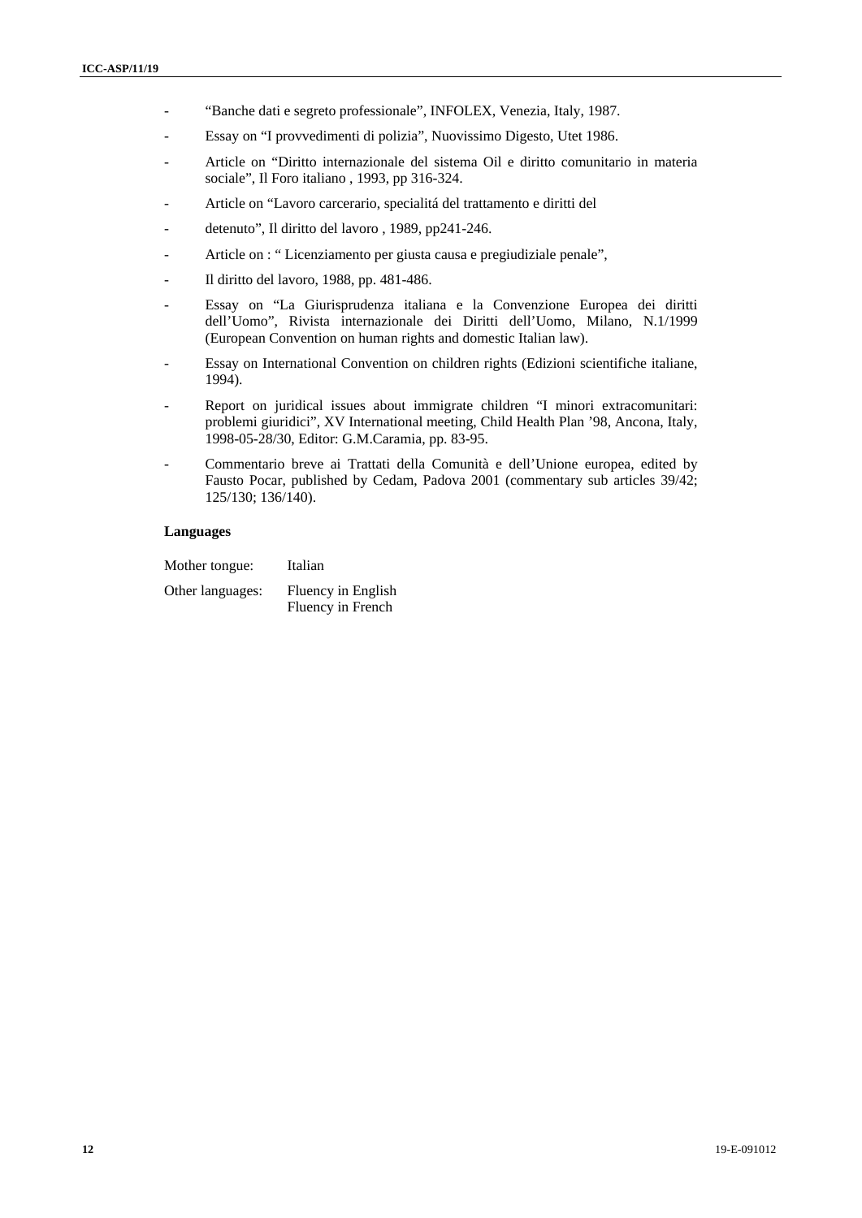- "Banche dati e segreto professionale", INFOLEX, Venezia, Italy, 1987.
- Essay on "I provvedimenti di polizia", Nuovissimo Digesto, Utet 1986.
- Article on "Diritto internazionale del sistema Oil e diritto comunitario in materia sociale", Il Foro italiano , 1993, pp 316-324.
- Article on "Lavoro carcerario, specialitá del trattamento e diritti del
- detenuto", Il diritto del lavoro , 1989, pp241-246.
- Article on : " Licenziamento per giusta causa e pregiudiziale penale",
- Il diritto del lavoro, 1988, pp. 481-486.
- Essay on "La Giurisprudenza italiana e la Convenzione Europea dei diritti dell'Uomo", Rivista internazionale dei Diritti dell'Uomo, Milano, N.1/1999 (European Convention on human rights and domestic Italian law).
- Essay on International Convention on children rights (Edizioni scientifiche italiane, 1994).
- Report on juridical issues about immigrate children "I minori extracomunitari: problemi giuridici", XV International meeting, Child Health Plan '98, Ancona, Italy, 1998-05-28/30, Editor: G.M.Caramia, pp. 83-95.
- Commentario breve ai Trattati della Comunità e dell'Unione europea, edited by Fausto Pocar, published by Cedam, Padova 2001 (commentary sub articles 39/42; 125/130; 136/140).

**Languages**

Mother tongue: Italian

Other languages: Fluency in English
Fluency in French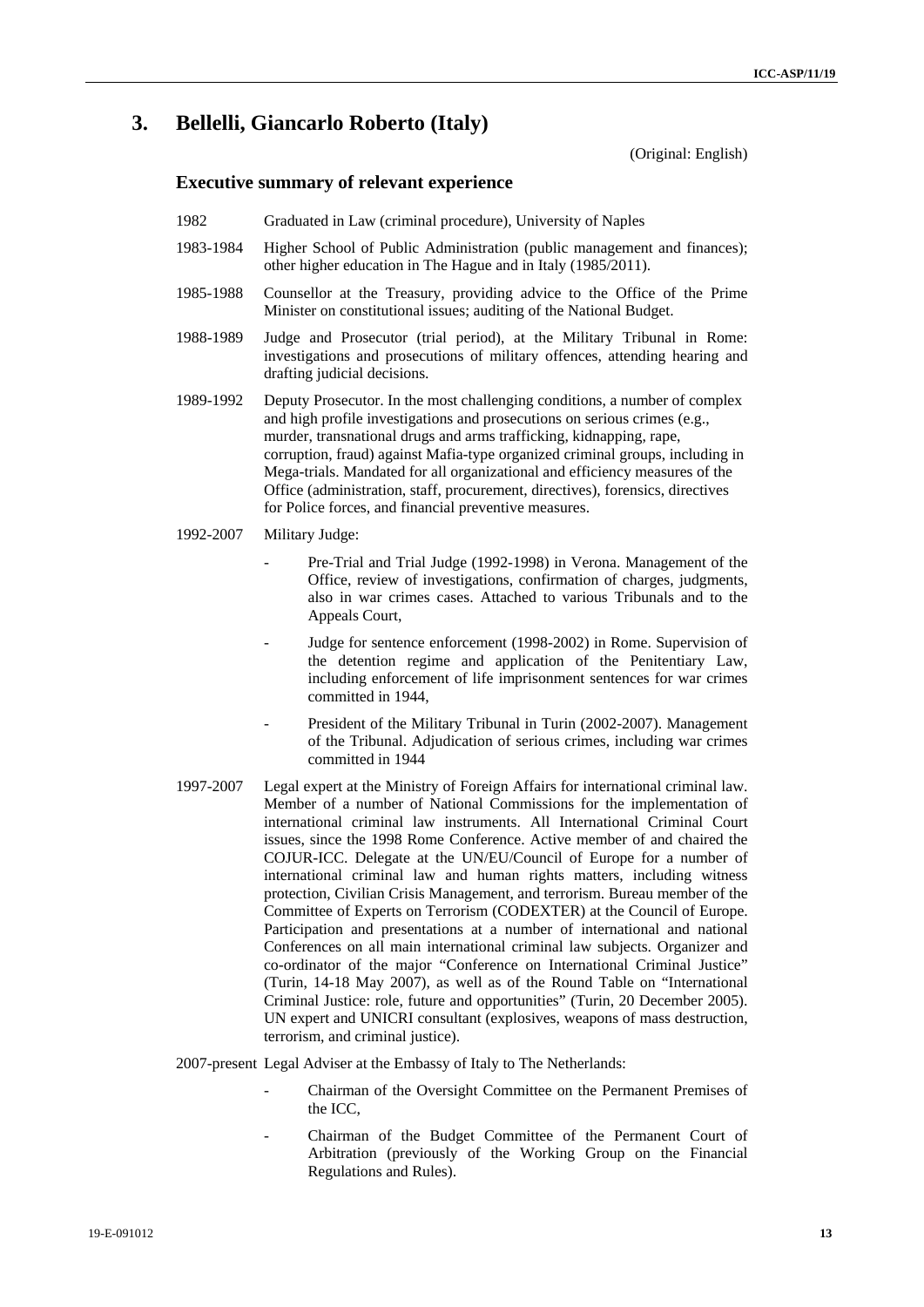## 3. Bellelli, Giancarlo Roberto (Italy)

(Original: English)

### Executive summary of relevant experience

1982 Graduated in Law (criminal procedure), University of Naples

1983-1984 Higher School of Public Administration (public management and finances); other higher education in The Hague and in Italy (1985/2011).

1985-1988 Counsellor at the Treasury, providing advice to the Office of the Prime Minister on constitutional issues; auditing of the National Budget.

1988-1989 Judge and Prosecutor (trial period), at the Military Tribunal in Rome: investigations and prosecutions of military offences, attending hearing and drafting judicial decisions.

1989-1992 Deputy Prosecutor. In the most challenging conditions, a number of complex and high profile investigations and prosecutions on serious crimes (e.g., murder, transnational drugs and arms trafficking, kidnapping, rape, corruption, fraud) against Mafia-type organized criminal groups, including in Mega-trials. Mandated for all organizational and efficiency measures of the Office (administration, staff, procurement, directives), forensics, directives for Police forces, and financial preventive measures.

1992-2007 Military Judge:

- Pre-Trial and Trial Judge (1992-1998) in Verona. Management of the Office, review of investigations, confirmation of charges, judgments, also in war crimes cases. Attached to various Tribunals and to the Appeals Court,
- Judge for sentence enforcement (1998-2002) in Rome. Supervision of the detention regime and application of the Penitentiary Law, including enforcement of life imprisonment sentences for war crimes committed in 1944,
- President of the Military Tribunal in Turin (2002-2007). Management of the Tribunal. Adjudication of serious crimes, including war crimes committed in 1944

1997-2007 Legal expert at the Ministry of Foreign Affairs for international criminal law. Member of a number of National Commissions for the implementation of international criminal law instruments. All International Criminal Court issues, since the 1998 Rome Conference. Active member of and chaired the COJUR-ICC. Delegate at the UN/EU/Council of Europe for a number of international criminal law and human rights matters, including witness protection, Civilian Crisis Management, and terrorism. Bureau member of the Committee of Experts on Terrorism (CODEXTER) at the Council of Europe. Participation and presentations at a number of international and national Conferences on all main international criminal law subjects. Organizer and co-ordinator of the major "Conference on International Criminal Justice" (Turin, 14-18 May 2007), as well as of the Round Table on "International Criminal Justice: role, future and opportunities" (Turin, 20 December 2005). UN expert and UNICRI consultant (explosives, weapons of mass destruction, terrorism, and criminal justice).

2007-present Legal Adviser at the Embassy of Italy to The Netherlands:

- Chairman of the Oversight Committee on the Permanent Premises of the ICC,
- Chairman of the Budget Committee of the Permanent Court of Arbitration (previously of the Working Group on the Financial Regulations and Rules).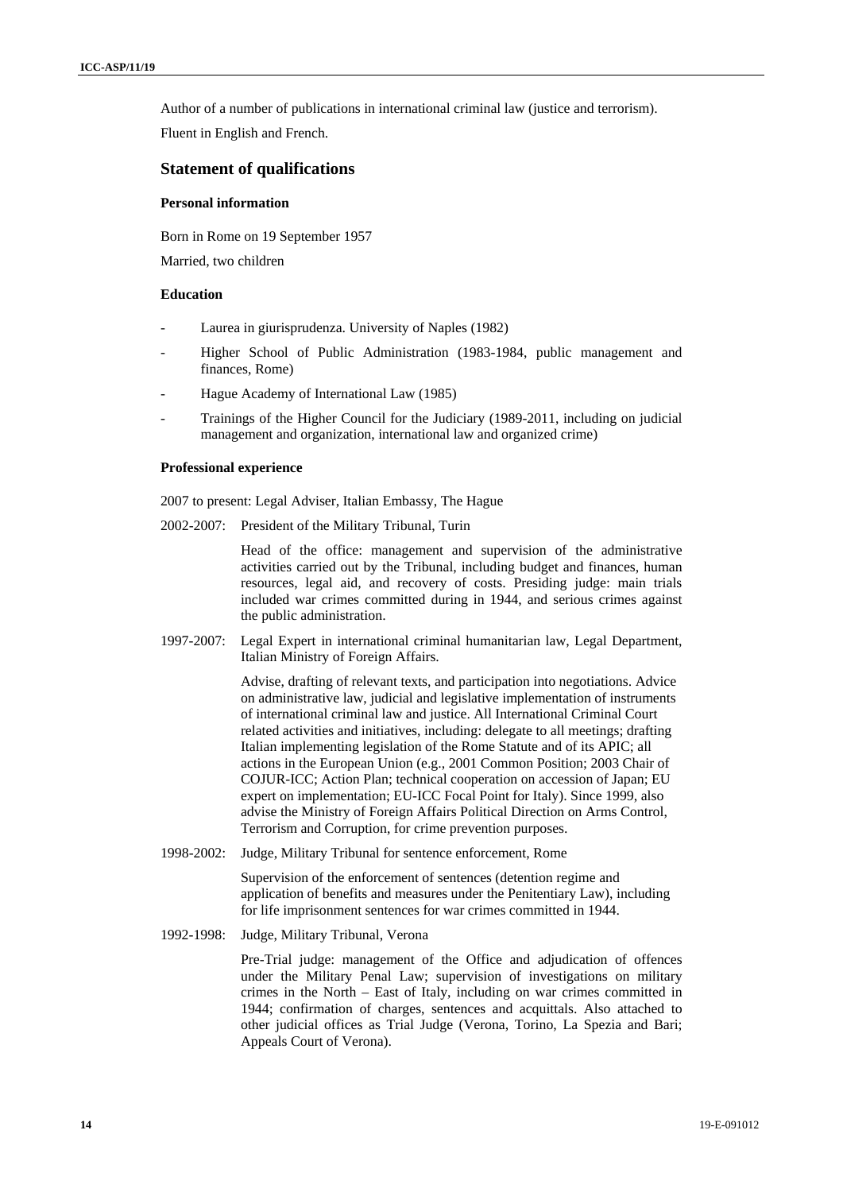Author of a number of publications in international criminal law (justice and terrorism).

Fluent in English and French.

## Statement of qualifications

### Personal information

Born in Rome on 19 September 1957

Married, two children

### Education

- Laurea in giurisprudenza. University of Naples (1982)
- Higher School of Public Administration (1983-1984, public management and finances, Rome)
- Hague Academy of International Law (1985)
- Trainings of the Higher Council for the Judiciary (1989-2011, including on judicial management and organization, international law and organized crime)

### Professional experience

2007 to present: Legal Adviser, Italian Embassy, The Hague

2002-2007: President of the Military Tribunal, Turin

Head of the office: management and supervision of the administrative activities carried out by the Tribunal, including budget and finances, human resources, legal aid, and recovery of costs. Presiding judge: main trials included war crimes committed during in 1944, and serious crimes against the public administration.

1997-2007: Legal Expert in international criminal humanitarian law, Legal Department, Italian Ministry of Foreign Affairs.

Advise, drafting of relevant texts, and participation into negotiations. Advice on administrative law, judicial and legislative implementation of instruments of international criminal law and justice. All International Criminal Court related activities and initiatives, including: delegate to all meetings; drafting Italian implementing legislation of the Rome Statute and of its APIC; all actions in the European Union (e.g., 2001 Common Position; 2003 Chair of COJUR-ICC; Action Plan; technical cooperation on accession of Japan; EU expert on implementation; EU-ICC Focal Point for Italy). Since 1999, also advise the Ministry of Foreign Affairs Political Direction on Arms Control, Terrorism and Corruption, for crime prevention purposes.

1998-2002: Judge, Military Tribunal for sentence enforcement, Rome

Supervision of the enforcement of sentences (detention regime and application of benefits and measures under the Penitentiary Law), including for life imprisonment sentences for war crimes committed in 1944.

1992-1998: Judge, Military Tribunal, Verona

Pre-Trial judge: management of the Office and adjudication of offences under the Military Penal Law; supervision of investigations on military crimes in the North – East of Italy, including on war crimes committed in 1944; confirmation of charges, sentences and acquittals. Also attached to other judicial offices as Trial Judge (Verona, Torino, La Spezia and Bari; Appeals Court of Verona).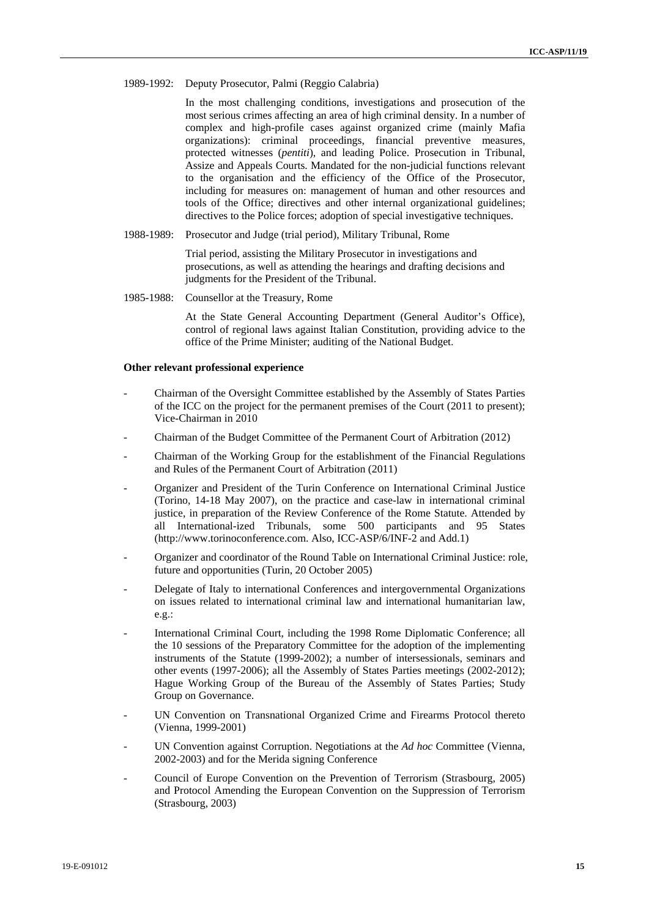1989-1992: Deputy Prosecutor, Palmi (Reggio Calabria)

In the most challenging conditions, investigations and prosecution of the most serious crimes affecting an area of high criminal density. In a number of complex and high-profile cases against organized crime (mainly Mafia organizations): criminal proceedings, financial preventive measures, protected witnesses (*pentiti*), and leading Police. Prosecution in Tribunal, Assize and Appeals Courts. Mandated for the non-judicial functions relevant to the organisation and the efficiency of the Office of the Prosecutor, including for measures on: management of human and other resources and tools of the Office; directives and other internal organizational guidelines; directives to the Police forces; adoption of special investigative techniques.

1988-1989: Prosecutor and Judge (trial period), Military Tribunal, Rome

Trial period, assisting the Military Prosecutor in investigations and prosecutions, as well as attending the hearings and drafting decisions and judgments for the President of the Tribunal.

1985-1988: Counsellor at the Treasury, Rome

At the State General Accounting Department (General Auditor's Office), control of regional laws against Italian Constitution, providing advice to the office of the Prime Minister; auditing of the National Budget.

**Other relevant professional experience**

- Chairman of the Oversight Committee established by the Assembly of States Parties of the ICC on the project for the permanent premises of the Court (2011 to present); Vice-Chairman in 2010
- Chairman of the Budget Committee of the Permanent Court of Arbitration (2012)
- Chairman of the Working Group for the establishment of the Financial Regulations and Rules of the Permanent Court of Arbitration (2011)
- Organizer and President of the Turin Conference on International Criminal Justice (Torino, 14-18 May 2007), on the practice and case-law in international criminal justice, in preparation of the Review Conference of the Rome Statute. Attended by all International-ized Tribunals, some 500 participants and 95 States (http://www.torinoconference.com. Also, ICC-ASP/6/INF-2 and Add.1)
- Organizer and coordinator of the Round Table on International Criminal Justice: role, future and opportunities (Turin, 20 October 2005)
- Delegate of Italy to international Conferences and intergovernmental Organizations on issues related to international criminal law and international humanitarian law, e.g.:
- International Criminal Court, including the 1998 Rome Diplomatic Conference; all the 10 sessions of the Preparatory Committee for the adoption of the implementing instruments of the Statute (1999-2002); a number of intersessionals, seminars and other events (1997-2006); all the Assembly of States Parties meetings (2002-2012); Hague Working Group of the Bureau of the Assembly of States Parties; Study Group on Governance.
- UN Convention on Transnational Organized Crime and Firearms Protocol thereto (Vienna, 1999-2001)
- UN Convention against Corruption. Negotiations at the *Ad hoc* Committee (Vienna, 2002-2003) and for the Merida signing Conference
- Council of Europe Convention on the Prevention of Terrorism (Strasbourg, 2005) and Protocol Amending the European Convention on the Suppression of Terrorism (Strasbourg, 2003)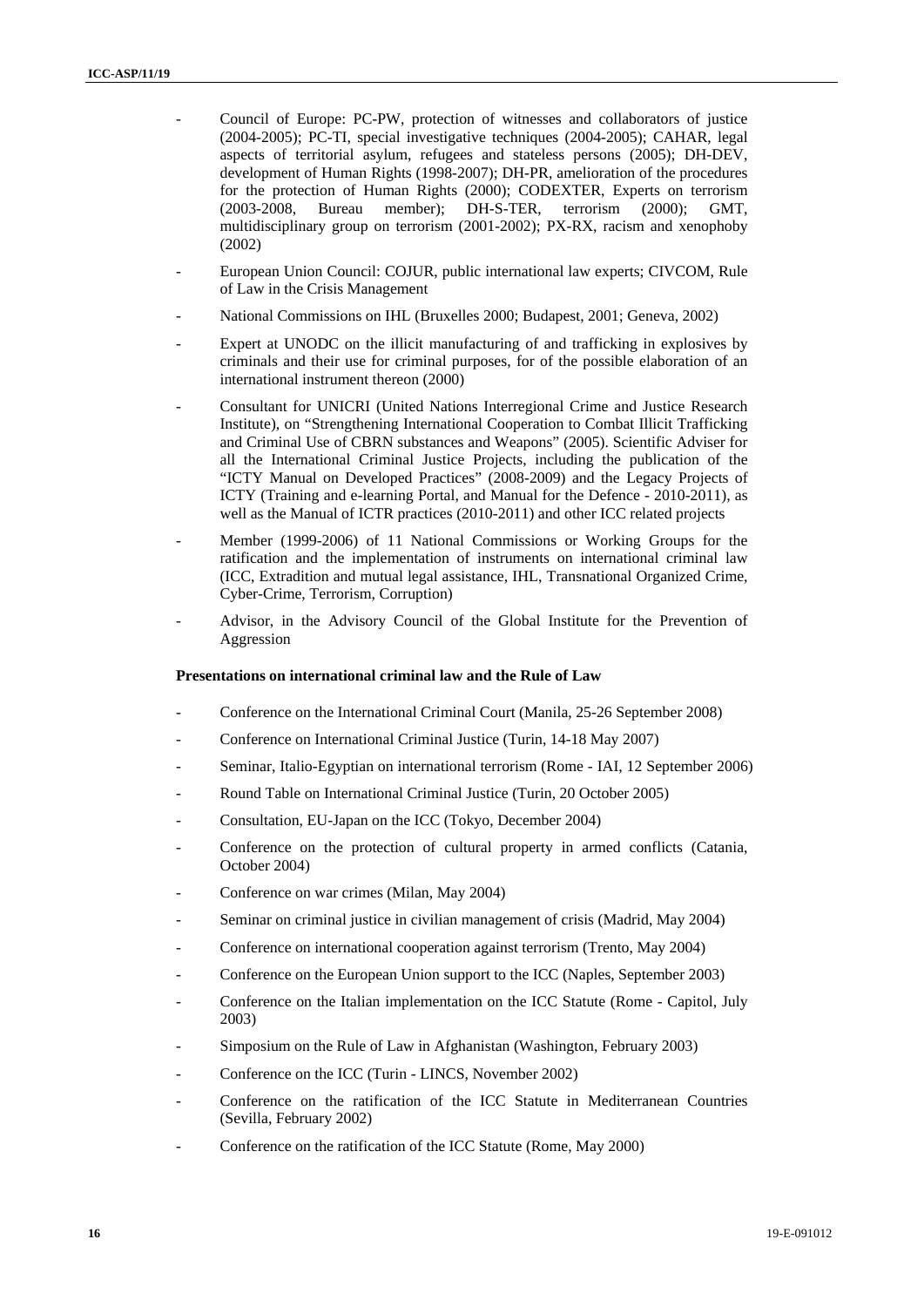- Council of Europe: PC-PW, protection of witnesses and collaborators of justice (2004-2005); PC-TI, special investigative techniques (2004-2005); CAHAR, legal aspects of territorial asylum, refugees and stateless persons (2005); DH-DEV, development of Human Rights (1998-2007); DH-PR, amelioration of the procedures for the protection of Human Rights (2000); CODEXTER, Experts on terrorism (2003-2008, Bureau member); DH-S-TER, terrorism (2000); GMT, multidisciplinary group on terrorism (2001-2002); PX-RX, racism and xenophoby (2002)
- European Union Council: COJUR, public international law experts; CIVCOM, Rule of Law in the Crisis Management
- National Commissions on IHL (Bruxelles 2000; Budapest, 2001; Geneva, 2002)
- Expert at UNODC on the illicit manufacturing of and trafficking in explosives by criminals and their use for criminal purposes, for of the possible elaboration of an international instrument thereon (2000)
- Consultant for UNICRI (United Nations Interregional Crime and Justice Research Institute), on "Strengthening International Cooperation to Combat Illicit Trafficking and Criminal Use of CBRN substances and Weapons" (2005). Scientific Adviser for all the International Criminal Justice Projects, including the publication of the "ICTY Manual on Developed Practices" (2008-2009) and the Legacy Projects of ICTY (Training and e-learning Portal, and Manual for the Defence - 2010-2011), as well as the Manual of ICTR practices (2010-2011) and other ICC related projects
- Member (1999-2006) of 11 National Commissions or Working Groups for the ratification and the implementation of instruments on international criminal law (ICC, Extradition and mutual legal assistance, IHL, Transnational Organized Crime, Cyber-Crime, Terrorism, Corruption)
- Advisor, in the Advisory Council of the Global Institute for the Prevention of Aggression

**Presentations on international criminal law and the Rule of Law**

- Conference on the International Criminal Court (Manila, 25-26 September 2008)
- Conference on International Criminal Justice (Turin, 14-18 May 2007)
- Seminar, Italio-Egyptian on international terrorism (Rome - IAI, 12 September 2006)
- Round Table on International Criminal Justice (Turin, 20 October 2005)
- Consultation, EU-Japan on the ICC (Tokyo, December 2004)
- Conference on the protection of cultural property in armed conflicts (Catania, October 2004)
- Conference on war crimes (Milan, May 2004)
- Seminar on criminal justice in civilian management of crisis (Madrid, May 2004)
- Conference on international cooperation against terrorism (Trento, May 2004)
- Conference on the European Union support to the ICC (Naples, September 2003)
- Conference on the Italian implementation on the ICC Statute (Rome - Capitol, July 2003)
- Simposium on the Rule of Law in Afghanistan (Washington, February 2003)
- Conference on the ICC (Turin - LINCS, November 2002)
- Conference on the ratification of the ICC Statute in Mediterranean Countries (Sevilla, February 2002)
- Conference on the ratification of the ICC Statute (Rome, May 2000)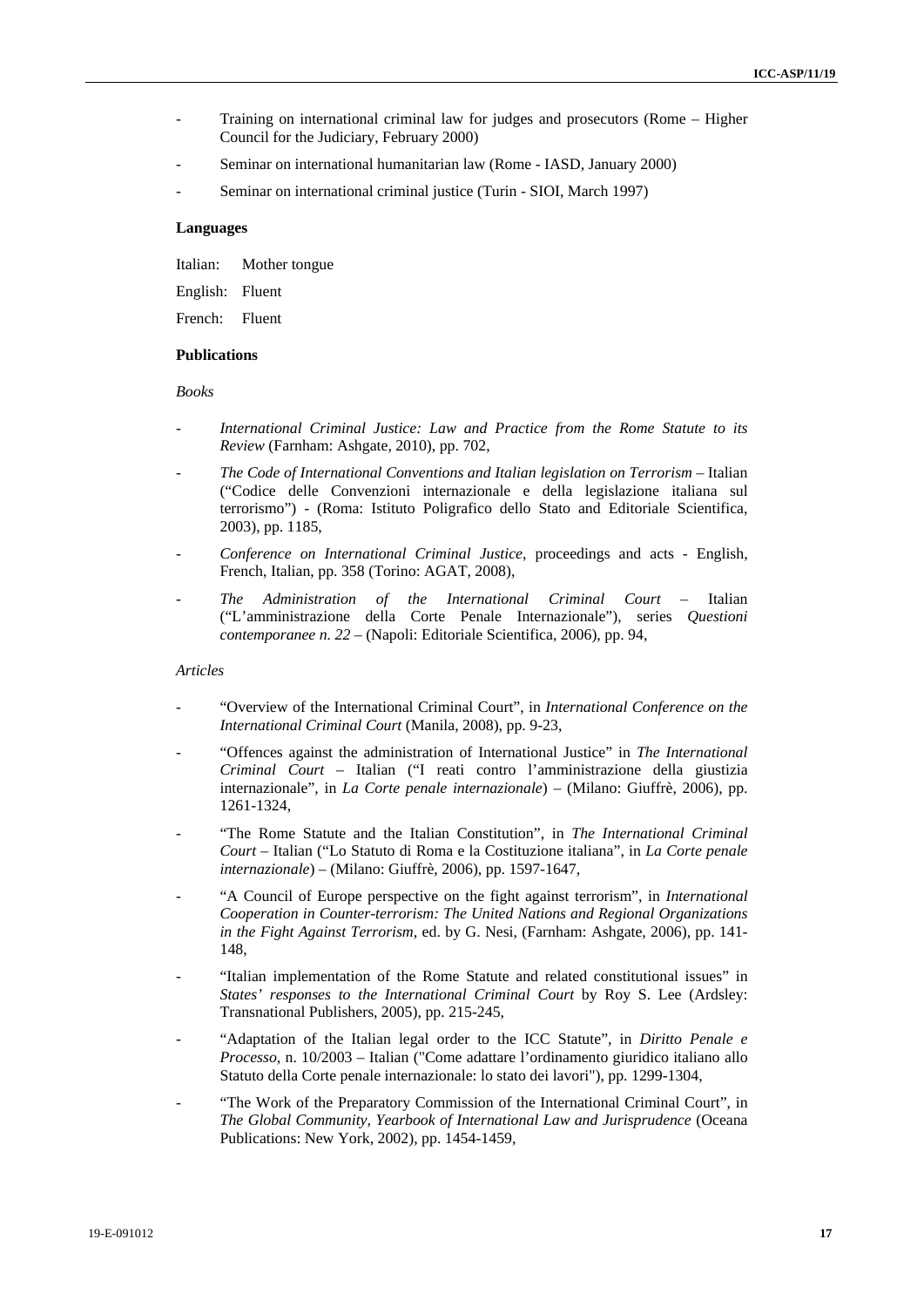- Training on international criminal law for judges and prosecutors (Rome – Higher Council for the Judiciary, February 2000)
- Seminar on international humanitarian law (Rome - IASD, January 2000)
- Seminar on international criminal justice (Turin - SIOI, March 1997)

**Languages**

Italian: Mother tongue

English: Fluent

French: Fluent

**Publications**

*Books*

- *International Criminal Justice: Law and Practice from the Rome Statute to its Review* (Farnham: Ashgate, 2010), pp. 702,
- *The Code of International Conventions and Italian legislation on Terrorism* – Italian ("Codice delle Convenzioni internazionale e della legislazione italiana sul terrorismo") - (Roma: Istituto Poligrafico dello Stato and Editoriale Scientifica, 2003), pp. 1185,
- *Conference on International Criminal Justice*, proceedings and acts - English, French, Italian, pp. 358 (Torino: AGAT, 2008),
- *The Administration of the International Criminal Court* – Italian ("L'amministrazione della Corte Penale Internazionale"), series *Questioni contemporanee n. 22* – (Napoli: Editoriale Scientifica, 2006), pp. 94,

*Articles*

- "Overview of the International Criminal Court", in *International Conference on the International Criminal Court* (Manila, 2008), pp. 9-23,
- "Offences against the administration of International Justice" in *The International Criminal Court* – Italian ("I reati contro l'amministrazione della giustizia internazionale", in *La Corte penale internazionale*) – (Milano: Giuffrè, 2006), pp. 1261-1324,
- "The Rome Statute and the Italian Constitution", in *The International Criminal Court* – Italian ("Lo Statuto di Roma e la Costituzione italiana", in *La Corte penale internazionale*) – (Milano: Giuffrè, 2006), pp. 1597-1647,
- "A Council of Europe perspective on the fight against terrorism", in *International Cooperation in Counter-terrorism: The United Nations and Regional Organizations in the Fight Against Terrorism*, ed. by G. Nesi, (Farnham: Ashgate, 2006), pp. 141-148,
- "Italian implementation of the Rome Statute and related constitutional issues" in *States' responses to the International Criminal Court* by Roy S. Lee (Ardsley: Transnational Publishers, 2005), pp. 215-245,
- "Adaptation of the Italian legal order to the ICC Statute", in *Diritto Penale e Processo*, n. 10/2003 – Italian ("Come adattare l'ordinamento giuridico italiano allo Statuto della Corte penale internazionale: lo stato dei lavori"), pp. 1299-1304,
- "The Work of the Preparatory Commission of the International Criminal Court", in *The Global Community, Yearbook of International Law and Jurisprudence* (Oceana Publications: New York, 2002), pp. 1454-1459,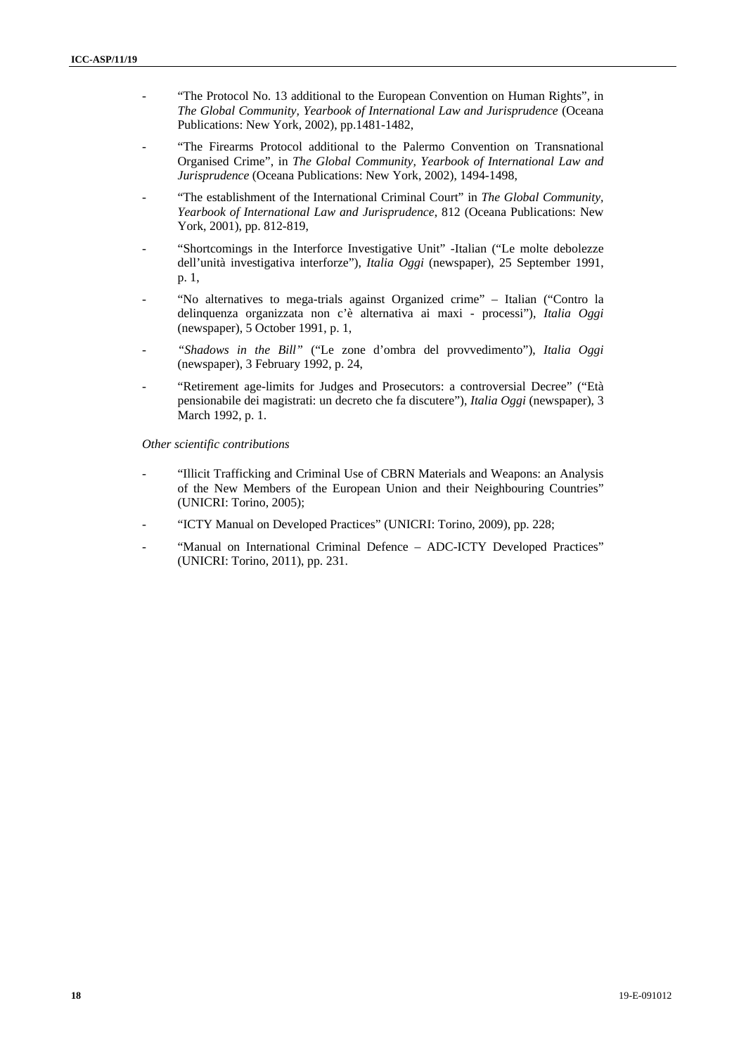- "The Protocol No. 13 additional to the European Convention on Human Rights", in *The Global Community, Yearbook of International Law and Jurisprudence* (Oceana Publications: New York, 2002), pp.1481-1482,

- "The Firearms Protocol additional to the Palermo Convention on Transnational Organised Crime", in *The Global Community, Yearbook of International Law and Jurisprudence* (Oceana Publications: New York, 2002), 1494-1498,

- "The establishment of the International Criminal Court" in *The Global Community, Yearbook of International Law and Jurisprudence*, 812 (Oceana Publications: New York, 2001), pp. 812-819,

- "Shortcomings in the Interforce Investigative Unit" -Italian ("Le molte debolezze dell'unità investigativa interforze"), *Italia Oggi* (newspaper), 25 September 1991, p. 1,

- "No alternatives to mega-trials against Organized crime" – Italian ("Contro la delinquenza organizzata non c'è alternativa ai maxi - processi"), *Italia Oggi* (newspaper), 5 October 1991, p. 1,

- *"Shadows in the Bill"* ("Le zone d'ombra del provvedimento"), *Italia Oggi* (newspaper), 3 February 1992, p. 24,

- "Retirement age-limits for Judges and Prosecutors: a controversial Decree" ("Età pensionabile dei magistrati: un decreto che fa discutere"), *Italia Oggi* (newspaper), 3 March 1992, p. 1.

*Other scientific contributions*

- "Illicit Trafficking and Criminal Use of CBRN Materials and Weapons: an Analysis of the New Members of the European Union and their Neighbouring Countries" (UNICRI: Torino, 2005);

- "ICTY Manual on Developed Practices" (UNICRI: Torino, 2009), pp. 228;

- "Manual on International Criminal Defence – ADC-ICTY Developed Practices" (UNICRI: Torino, 2011), pp. 231.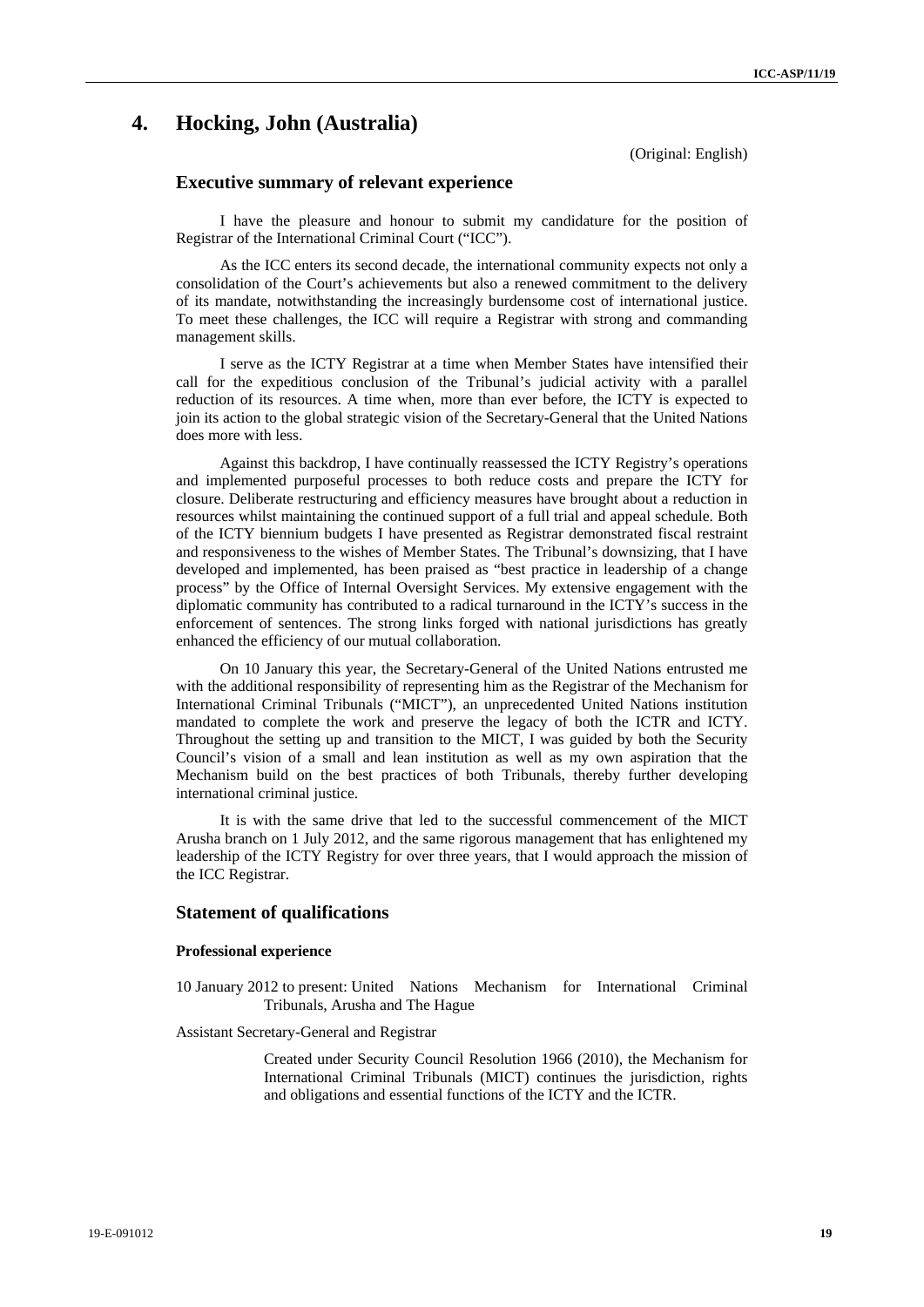# 4. Hocking, John (Australia)

(Original: English)

## Executive summary of relevant experience

I have the pleasure and honour to submit my candidature for the position of Registrar of the International Criminal Court ("ICC").

As the ICC enters its second decade, the international community expects not only a consolidation of the Court's achievements but also a renewed commitment to the delivery of its mandate, notwithstanding the increasingly burdensome cost of international justice. To meet these challenges, the ICC will require a Registrar with strong and commanding management skills.

I serve as the ICTY Registrar at a time when Member States have intensified their call for the expeditious conclusion of the Tribunal's judicial activity with a parallel reduction of its resources. A time when, more than ever before, the ICTY is expected to join its action to the global strategic vision of the Secretary-General that the United Nations does more with less.

Against this backdrop, I have continually reassessed the ICTY Registry's operations and implemented purposeful processes to both reduce costs and prepare the ICTY for closure. Deliberate restructuring and efficiency measures have brought about a reduction in resources whilst maintaining the continued support of a full trial and appeal schedule. Both of the ICTY biennium budgets I have presented as Registrar demonstrated fiscal restraint and responsiveness to the wishes of Member States. The Tribunal's downsizing, that I have developed and implemented, has been praised as "best practice in leadership of a change process" by the Office of Internal Oversight Services. My extensive engagement with the diplomatic community has contributed to a radical turnaround in the ICTY's success in the enforcement of sentences. The strong links forged with national jurisdictions has greatly enhanced the efficiency of our mutual collaboration.

On 10 January this year, the Secretary-General of the United Nations entrusted me with the additional responsibility of representing him as the Registrar of the Mechanism for International Criminal Tribunals ("MICT"), an unprecedented United Nations institution mandated to complete the work and preserve the legacy of both the ICTR and ICTY. Throughout the setting up and transition to the MICT, I was guided by both the Security Council's vision of a small and lean institution as well as my own aspiration that the Mechanism build on the best practices of both Tribunals, thereby further developing international criminal justice.

It is with the same drive that led to the successful commencement of the MICT Arusha branch on 1 July 2012, and the same rigorous management that has enlightened my leadership of the ICTY Registry for over three years, that I would approach the mission of the ICC Registrar.

## Statement of qualifications

### Professional experience

10 January 2012 to present: United Nations Mechanism for International Criminal Tribunals, Arusha and The Hague

Assistant Secretary-General and Registrar

Created under Security Council Resolution 1966 (2010), the Mechanism for International Criminal Tribunals (MICT) continues the jurisdiction, rights and obligations and essential functions of the ICTY and the ICTR.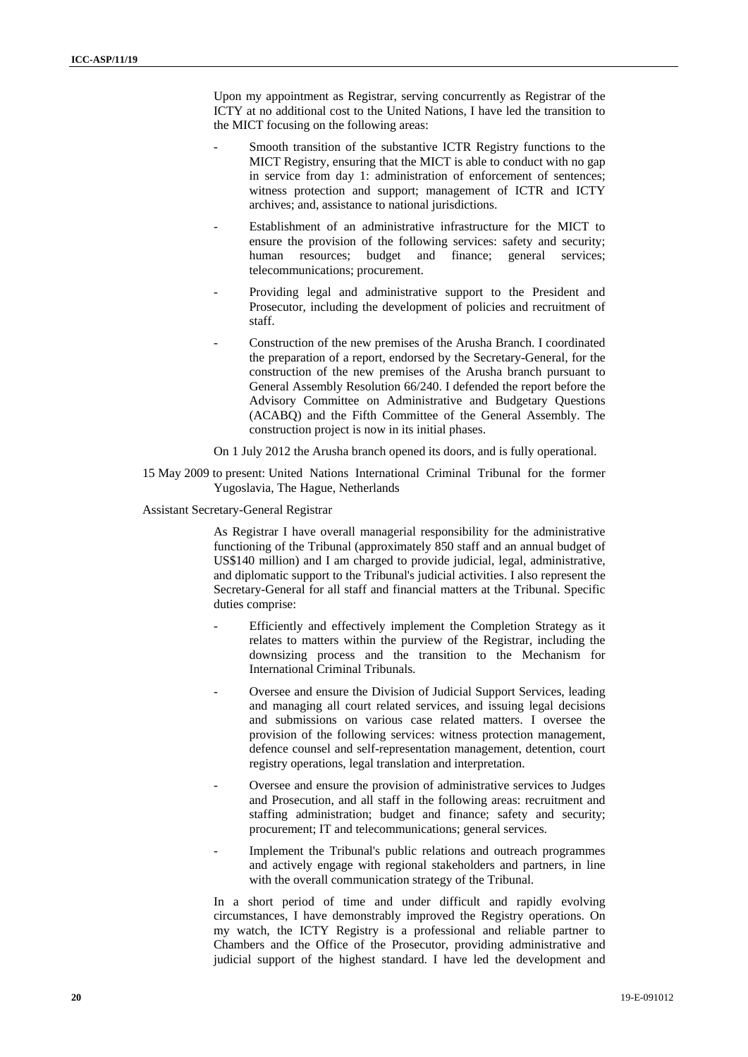Upon my appointment as Registrar, serving concurrently as Registrar of the ICTY at no additional cost to the United Nations, I have led the transition to the MICT focusing on the following areas:

- Smooth transition of the substantive ICTR Registry functions to the MICT Registry, ensuring that the MICT is able to conduct with no gap in service from day 1: administration of enforcement of sentences; witness protection and support; management of ICTR and ICTY archives; and, assistance to national jurisdictions.
- Establishment of an administrative infrastructure for the MICT to ensure the provision of the following services: safety and security; human resources; budget and finance; general services; telecommunications; procurement.
- Providing legal and administrative support to the President and Prosecutor, including the development of policies and recruitment of staff.
- Construction of the new premises of the Arusha Branch. I coordinated the preparation of a report, endorsed by the Secretary-General, for the construction of the new premises of the Arusha branch pursuant to General Assembly Resolution 66/240. I defended the report before the Advisory Committee on Administrative and Budgetary Questions (ACABQ) and the Fifth Committee of the General Assembly. The construction project is now in its initial phases.

On 1 July 2012 the Arusha branch opened its doors, and is fully operational.

15 May 2009 to present: United Nations International Criminal Tribunal for the former Yugoslavia, The Hague, Netherlands

Assistant Secretary-General Registrar

As Registrar I have overall managerial responsibility for the administrative functioning of the Tribunal (approximately 850 staff and an annual budget of US$140 million) and I am charged to provide judicial, legal, administrative, and diplomatic support to the Tribunal's judicial activities. I also represent the Secretary-General for all staff and financial matters at the Tribunal. Specific duties comprise:

- Efficiently and effectively implement the Completion Strategy as it relates to matters within the purview of the Registrar, including the downsizing process and the transition to the Mechanism for International Criminal Tribunals.
- Oversee and ensure the Division of Judicial Support Services, leading and managing all court related services, and issuing legal decisions and submissions on various case related matters. I oversee the provision of the following services: witness protection management, defence counsel and self-representation management, detention, court registry operations, legal translation and interpretation.
- Oversee and ensure the provision of administrative services to Judges and Prosecution, and all staff in the following areas: recruitment and staffing administration; budget and finance; safety and security; procurement; IT and telecommunications; general services.
- Implement the Tribunal's public relations and outreach programmes and actively engage with regional stakeholders and partners, in line with the overall communication strategy of the Tribunal.

In a short period of time and under difficult and rapidly evolving circumstances, I have demonstrably improved the Registry operations. On my watch, the ICTY Registry is a professional and reliable partner to Chambers and the Office of the Prosecutor, providing administrative and judicial support of the highest standard. I have led the development and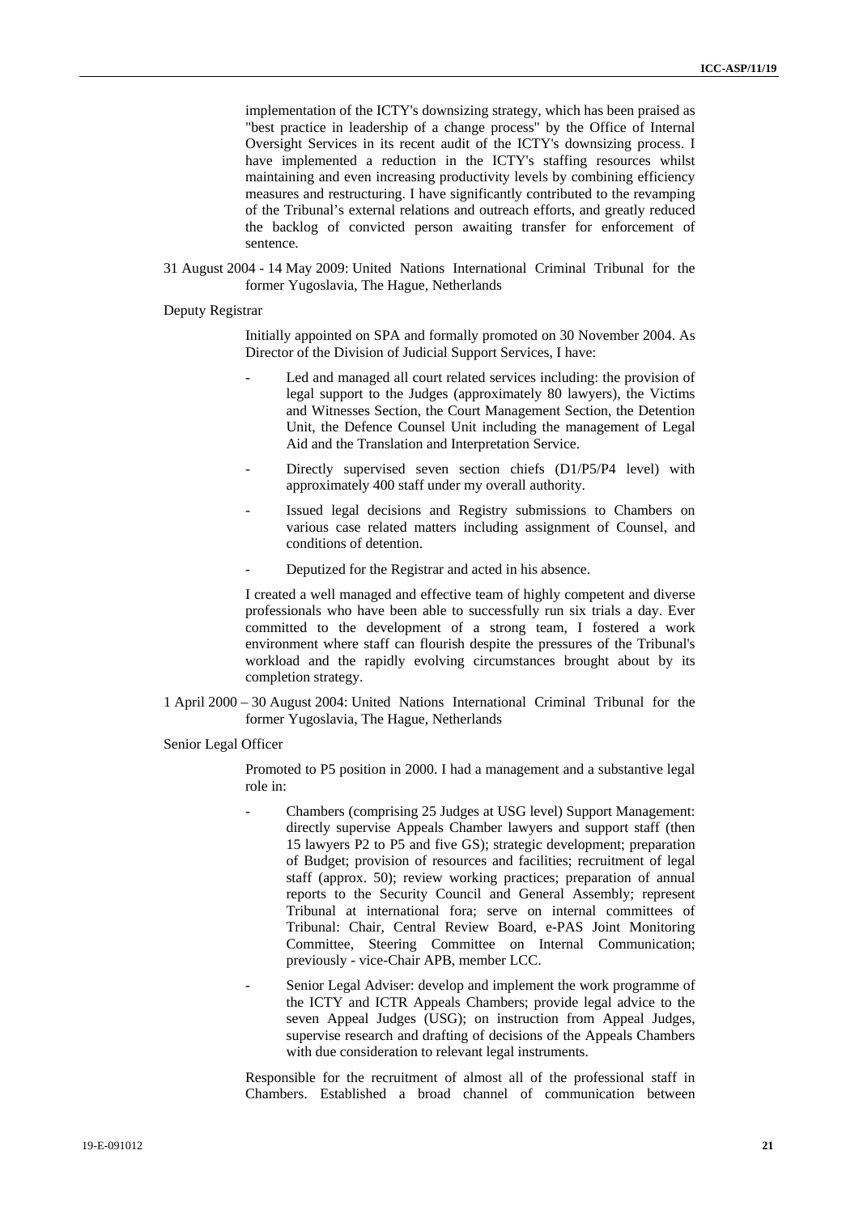implementation of the ICTY's downsizing strategy, which has been praised as "best practice in leadership of a change process" by the Office of Internal Oversight Services in its recent audit of the ICTY's downsizing process. I have implemented a reduction in the ICTY's staffing resources whilst maintaining and even increasing productivity levels by combining efficiency measures and restructuring. I have significantly contributed to the revamping of the Tribunal's external relations and outreach efforts, and greatly reduced the backlog of convicted person awaiting transfer for enforcement of sentence.

31 August 2004 - 14 May 2009: United Nations International Criminal Tribunal for the former Yugoslavia, The Hague, Netherlands

Deputy Registrar

Initially appointed on SPA and formally promoted on 30 November 2004. As Director of the Division of Judicial Support Services, I have:

- Led and managed all court related services including: the provision of legal support to the Judges (approximately 80 lawyers), the Victims and Witnesses Section, the Court Management Section, the Detention Unit, the Defence Counsel Unit including the management of Legal Aid and the Translation and Interpretation Service.
- Directly supervised seven section chiefs (D1/P5/P4 level) with approximately 400 staff under my overall authority.
- Issued legal decisions and Registry submissions to Chambers on various case related matters including assignment of Counsel, and conditions of detention.
- Deputized for the Registrar and acted in his absence.

I created a well managed and effective team of highly competent and diverse professionals who have been able to successfully run six trials a day. Ever committed to the development of a strong team, I fostered a work environment where staff can flourish despite the pressures of the Tribunal's workload and the rapidly evolving circumstances brought about by its completion strategy.

1 April 2000 – 30 August 2004: United Nations International Criminal Tribunal for the former Yugoslavia, The Hague, Netherlands

Senior Legal Officer

Promoted to P5 position in 2000. I had a management and a substantive legal role in:

- Chambers (comprising 25 Judges at USG level) Support Management: directly supervise Appeals Chamber lawyers and support staff (then 15 lawyers P2 to P5 and five GS); strategic development; preparation of Budget; provision of resources and facilities; recruitment of legal staff (approx. 50); review working practices; preparation of annual reports to the Security Council and General Assembly; represent Tribunal at international fora; serve on internal committees of Tribunal: Chair, Central Review Board, e-PAS Joint Monitoring Committee, Steering Committee on Internal Communication; previously - vice-Chair APB, member LCC.
- Senior Legal Adviser: develop and implement the work programme of the ICTY and ICTR Appeals Chambers; provide legal advice to the seven Appeal Judges (USG); on instruction from Appeal Judges, supervise research and drafting of decisions of the Appeals Chambers with due consideration to relevant legal instruments.

Responsible for the recruitment of almost all of the professional staff in Chambers. Established a broad channel of communication between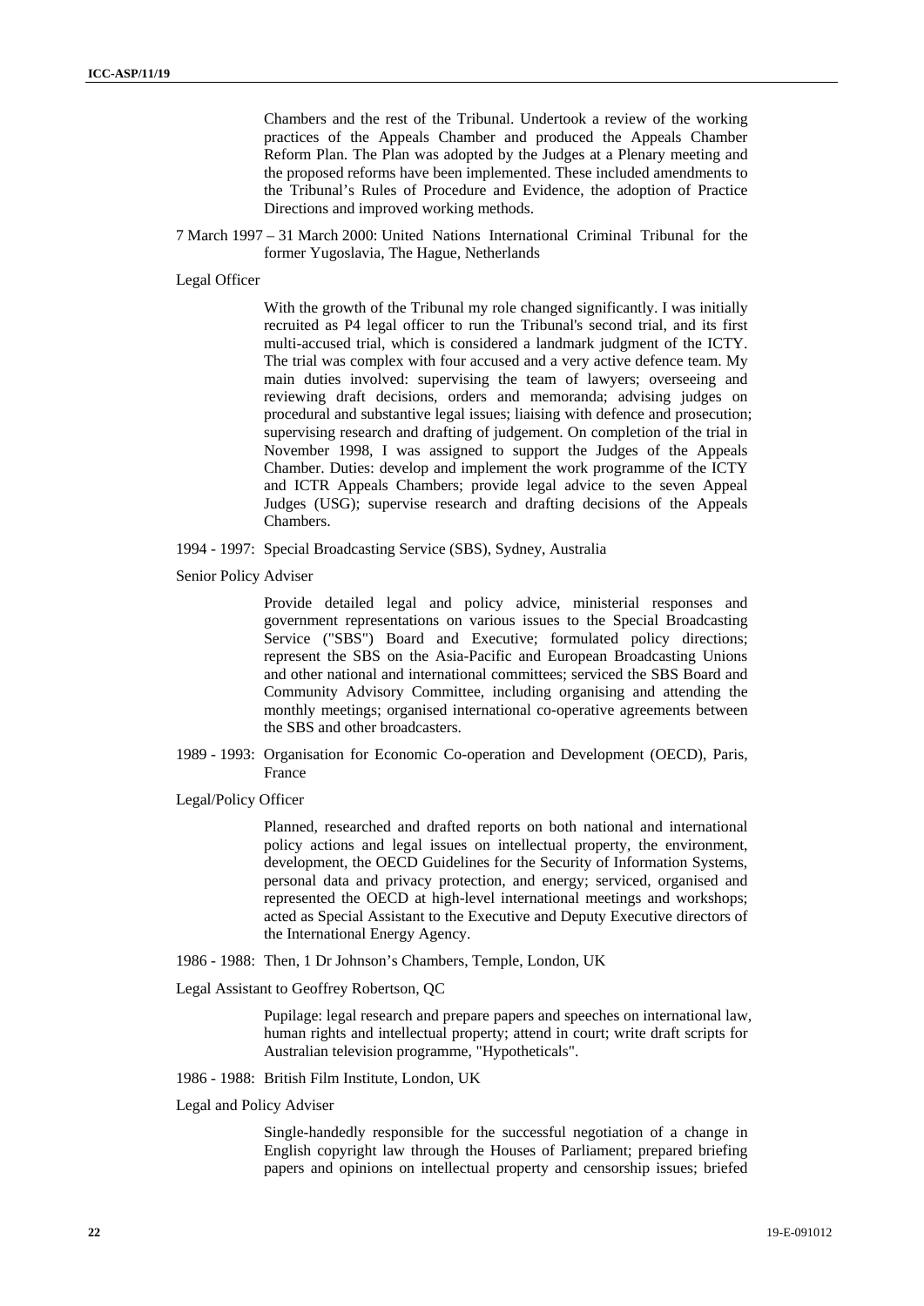Chambers and the rest of the Tribunal. Undertook a review of the working practices of the Appeals Chamber and produced the Appeals Chamber Reform Plan. The Plan was adopted by the Judges at a Plenary meeting and the proposed reforms have been implemented. These included amendments to the Tribunal's Rules of Procedure and Evidence, the adoption of Practice Directions and improved working methods.

7 March 1997 – 31 March 2000: United Nations International Criminal Tribunal for the former Yugoslavia, The Hague, Netherlands

Legal Officer

With the growth of the Tribunal my role changed significantly. I was initially recruited as P4 legal officer to run the Tribunal's second trial, and its first multi-accused trial, which is considered a landmark judgment of the ICTY. The trial was complex with four accused and a very active defence team. My main duties involved: supervising the team of lawyers; overseeing and reviewing draft decisions, orders and memoranda; advising judges on procedural and substantive legal issues; liaising with defence and prosecution; supervising research and drafting of judgement. On completion of the trial in November 1998, I was assigned to support the Judges of the Appeals Chamber. Duties: develop and implement the work programme of the ICTY and ICTR Appeals Chambers; provide legal advice to the seven Appeal Judges (USG); supervise research and drafting decisions of the Appeals Chambers.

1994 - 1997: Special Broadcasting Service (SBS), Sydney, Australia

Senior Policy Adviser

Provide detailed legal and policy advice, ministerial responses and government representations on various issues to the Special Broadcasting Service ("SBS") Board and Executive; formulated policy directions; represent the SBS on the Asia-Pacific and European Broadcasting Unions and other national and international committees; serviced the SBS Board and Community Advisory Committee, including organising and attending the monthly meetings; organised international co-operative agreements between the SBS and other broadcasters.

1989 - 1993: Organisation for Economic Co-operation and Development (OECD), Paris, France

Legal/Policy Officer

Planned, researched and drafted reports on both national and international policy actions and legal issues on intellectual property, the environment, development, the OECD Guidelines for the Security of Information Systems, personal data and privacy protection, and energy; serviced, organised and represented the OECD at high-level international meetings and workshops; acted as Special Assistant to the Executive and Deputy Executive directors of the International Energy Agency.

1986 - 1988: Then, 1 Dr Johnson's Chambers, Temple, London, UK

Legal Assistant to Geoffrey Robertson, QC

Pupilage: legal research and prepare papers and speeches on international law, human rights and intellectual property; attend in court; write draft scripts for Australian television programme, "Hypotheticals".

1986 - 1988: British Film Institute, London, UK

Legal and Policy Adviser

Single-handedly responsible for the successful negotiation of a change in English copyright law through the Houses of Parliament; prepared briefing papers and opinions on intellectual property and censorship issues; briefed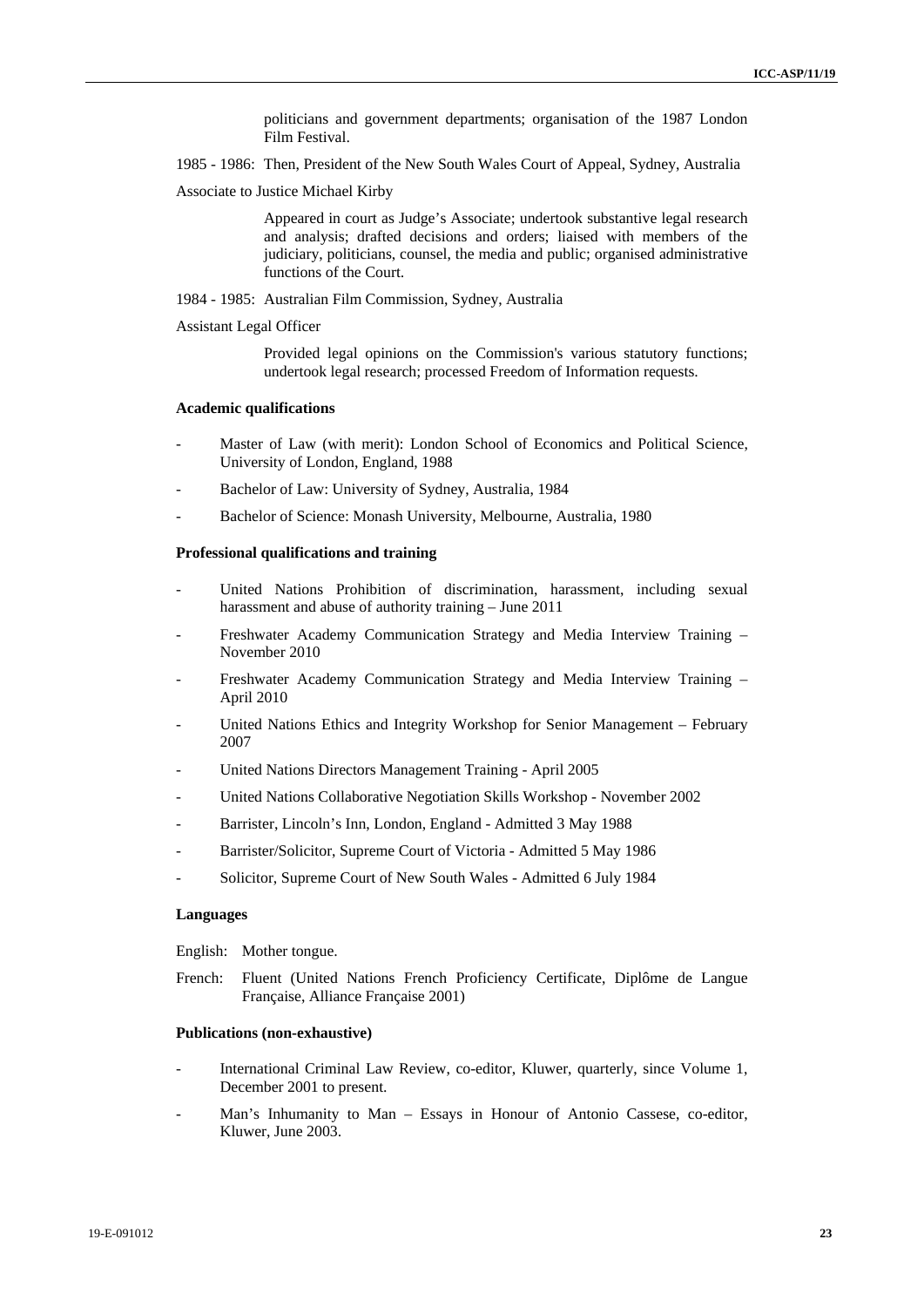politicians and government departments; organisation of the 1987 London Film Festival.

1985 - 1986: Then, President of the New South Wales Court of Appeal, Sydney, Australia

Associate to Justice Michael Kirby

Appeared in court as Judge's Associate; undertook substantive legal research and analysis; drafted decisions and orders; liaised with members of the judiciary, politicians, counsel, the media and public; organised administrative functions of the Court.

1984 - 1985: Australian Film Commission, Sydney, Australia

Assistant Legal Officer

Provided legal opinions on the Commission's various statutory functions; undertook legal research; processed Freedom of Information requests.

#### Academic qualifications

- Master of Law (with merit): London School of Economics and Political Science, University of London, England, 1988
- Bachelor of Law: University of Sydney, Australia, 1984
- Bachelor of Science: Monash University, Melbourne, Australia, 1980

#### Professional qualifications and training

- United Nations Prohibition of discrimination, harassment, including sexual harassment and abuse of authority training – June 2011
- Freshwater Academy Communication Strategy and Media Interview Training – November 2010
- Freshwater Academy Communication Strategy and Media Interview Training – April 2010
- United Nations Ethics and Integrity Workshop for Senior Management – February 2007
- United Nations Directors Management Training - April 2005
- United Nations Collaborative Negotiation Skills Workshop - November 2002
- Barrister, Lincoln's Inn, London, England - Admitted 3 May 1988
- Barrister/Solicitor, Supreme Court of Victoria - Admitted 5 May 1986
- Solicitor, Supreme Court of New South Wales - Admitted 6 July 1984

#### Languages

English: Mother tongue.

French: Fluent (United Nations French Proficiency Certificate, Diplôme de Langue Française, Alliance Française 2001)

#### Publications (non-exhaustive)

- International Criminal Law Review, co-editor, Kluwer, quarterly, since Volume 1, December 2001 to present.
- Man's Inhumanity to Man – Essays in Honour of Antonio Cassese, co-editor, Kluwer, June 2003.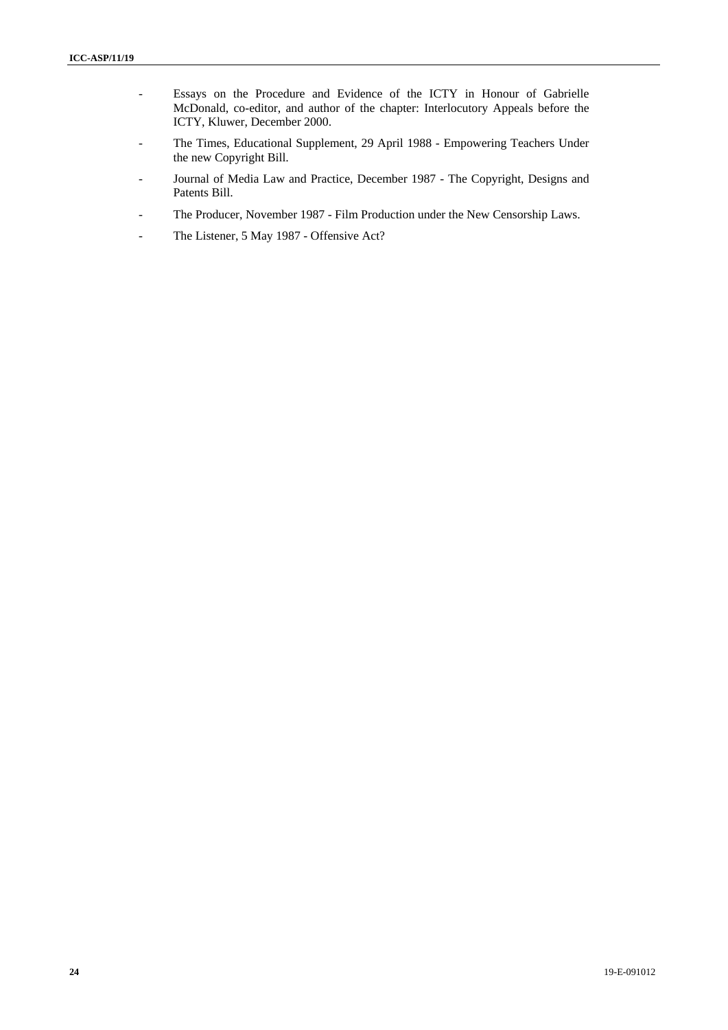- Essays on the Procedure and Evidence of the ICTY in Honour of Gabrielle McDonald, co-editor, and author of the chapter: Interlocutory Appeals before the ICTY, Kluwer, December 2000.
- The Times, Educational Supplement, 29 April 1988 - Empowering Teachers Under the new Copyright Bill.
- Journal of Media Law and Practice, December 1987 - The Copyright, Designs and Patents Bill.
- The Producer, November 1987 - Film Production under the New Censorship Laws.
- The Listener, 5 May 1987 - Offensive Act?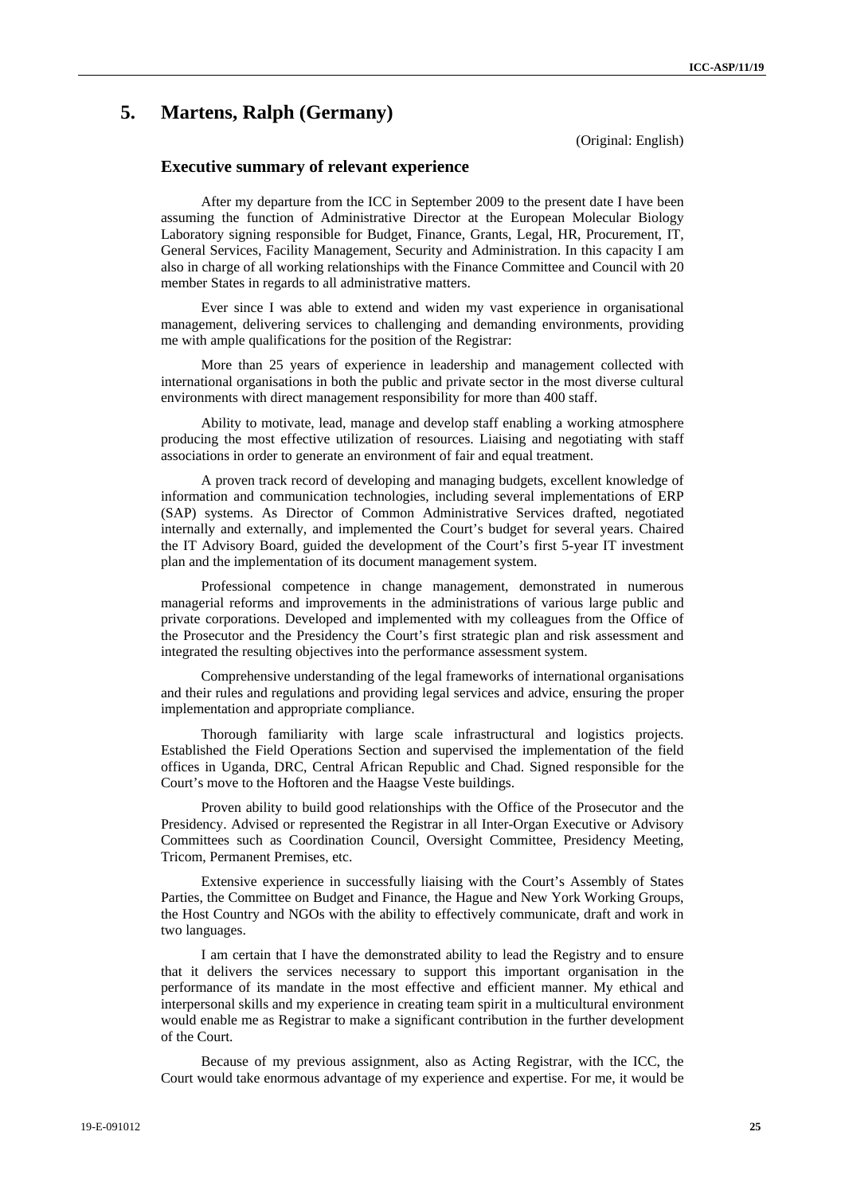# 5. Martens, Ralph (Germany)

(Original: English)

### Executive summary of relevant experience

After my departure from the ICC in September 2009 to the present date I have been assuming the function of Administrative Director at the European Molecular Biology Laboratory signing responsible for Budget, Finance, Grants, Legal, HR, Procurement, IT, General Services, Facility Management, Security and Administration. In this capacity I am also in charge of all working relationships with the Finance Committee and Council with 20 member States in regards to all administrative matters.

Ever since I was able to extend and widen my vast experience in organisational management, delivering services to challenging and demanding environments, providing me with ample qualifications for the position of the Registrar:

More than 25 years of experience in leadership and management collected with international organisations in both the public and private sector in the most diverse cultural environments with direct management responsibility for more than 400 staff.

Ability to motivate, lead, manage and develop staff enabling a working atmosphere producing the most effective utilization of resources. Liaising and negotiating with staff associations in order to generate an environment of fair and equal treatment.

A proven track record of developing and managing budgets, excellent knowledge of information and communication technologies, including several implementations of ERP (SAP) systems. As Director of Common Administrative Services drafted, negotiated internally and externally, and implemented the Court's budget for several years. Chaired the IT Advisory Board, guided the development of the Court's first 5-year IT investment plan and the implementation of its document management system.

Professional competence in change management, demonstrated in numerous managerial reforms and improvements in the administrations of various large public and private corporations. Developed and implemented with my colleagues from the Office of the Prosecutor and the Presidency the Court's first strategic plan and risk assessment and integrated the resulting objectives into the performance assessment system.

Comprehensive understanding of the legal frameworks of international organisations and their rules and regulations and providing legal services and advice, ensuring the proper implementation and appropriate compliance.

Thorough familiarity with large scale infrastructural and logistics projects. Established the Field Operations Section and supervised the implementation of the field offices in Uganda, DRC, Central African Republic and Chad. Signed responsible for the Court's move to the Hoftoren and the Haagse Veste buildings.

Proven ability to build good relationships with the Office of the Prosecutor and the Presidency. Advised or represented the Registrar in all Inter-Organ Executive or Advisory Committees such as Coordination Council, Oversight Committee, Presidency Meeting, Tricom, Permanent Premises, etc.

Extensive experience in successfully liaising with the Court's Assembly of States Parties, the Committee on Budget and Finance, the Hague and New York Working Groups, the Host Country and NGOs with the ability to effectively communicate, draft and work in two languages.

I am certain that I have the demonstrated ability to lead the Registry and to ensure that it delivers the services necessary to support this important organisation in the performance of its mandate in the most effective and efficient manner. My ethical and interpersonal skills and my experience in creating team spirit in a multicultural environment would enable me as Registrar to make a significant contribution in the further development of the Court.

Because of my previous assignment, also as Acting Registrar, with the ICC, the Court would take enormous advantage of my experience and expertise. For me, it would be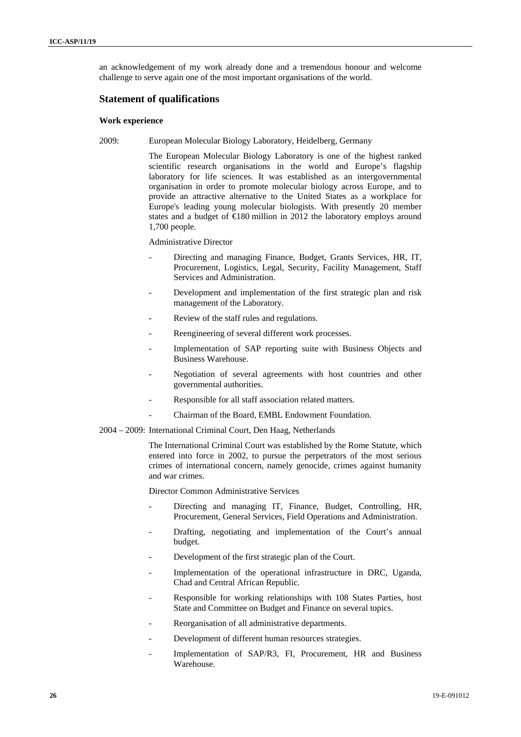an acknowledgement of my work already done and a tremendous honour and welcome challenge to serve again one of the most important organisations of the world.

## Statement of qualifications

### Work experience

2009: European Molecular Biology Laboratory, Heidelberg, Germany

The European Molecular Biology Laboratory is one of the highest ranked scientific research organisations in the world and Europe's flagship laboratory for life sciences. It was established as an intergovernmental organisation in order to promote molecular biology across Europe, and to provide an attractive alternative to the United States as a workplace for Europe's leading young molecular biologists. With presently 20 member states and a budget of €180 million in 2012 the laboratory employs around 1,700 people.

Administrative Director

- Directing and managing Finance, Budget, Grants Services, HR, IT, Procurement, Logistics, Legal, Security, Facility Management, Staff Services and Administration.
- Development and implementation of the first strategic plan and risk management of the Laboratory.
- Review of the staff rules and regulations.
- Reengineering of several different work processes.
- Implementation of SAP reporting suite with Business Objects and Business Warehouse.
- Negotiation of several agreements with host countries and other governmental authorities.
- Responsible for all staff association related matters.
- Chairman of the Board, EMBL Endowment Foundation.

2004 – 2009: International Criminal Court, Den Haag, Netherlands

The International Criminal Court was established by the Rome Statute, which entered into force in 2002, to pursue the perpetrators of the most serious crimes of international concern, namely genocide, crimes against humanity and war crimes.

Director Common Administrative Services

- Directing and managing IT, Finance, Budget, Controlling, HR, Procurement, General Services, Field Operations and Administration.
- Drafting, negotiating and implementation of the Court's annual budget.
- Development of the first strategic plan of the Court.
- Implementation of the operational infrastructure in DRC, Uganda, Chad and Central African Republic.
- Responsible for working relationships with 108 States Parties, host State and Committee on Budget and Finance on several topics.
- Reorganisation of all administrative departments.
- Development of different human resources strategies.
- Implementation of SAP/R3, FI, Procurement, HR and Business Warehouse.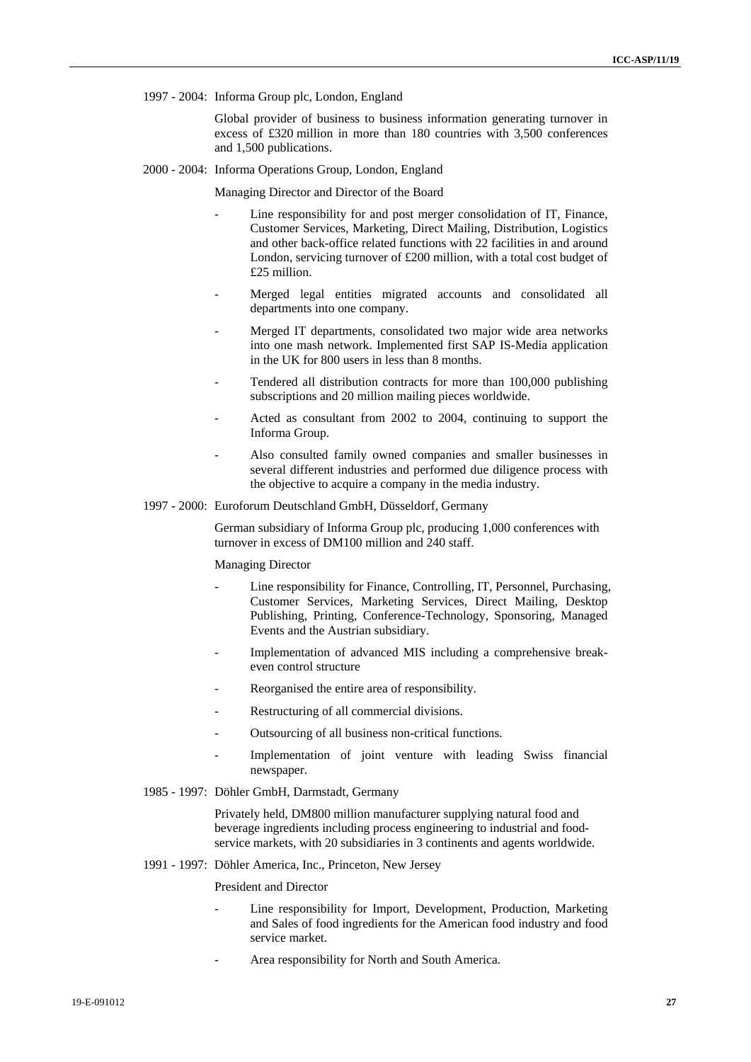1997 - 2004: Informa Group plc, London, England

Global provider of business to business information generating turnover in excess of £320 million in more than 180 countries with 3,500 conferences and 1,500 publications.

2000 - 2004: Informa Operations Group, London, England

Managing Director and Director of the Board

- Line responsibility for and post merger consolidation of IT, Finance, Customer Services, Marketing, Direct Mailing, Distribution, Logistics and other back-office related functions with 22 facilities in and around London, servicing turnover of £200 million, with a total cost budget of £25 million.
- Merged legal entities migrated accounts and consolidated all departments into one company.
- Merged IT departments, consolidated two major wide area networks into one mash network. Implemented first SAP IS-Media application in the UK for 800 users in less than 8 months.
- Tendered all distribution contracts for more than 100,000 publishing subscriptions and 20 million mailing pieces worldwide.
- Acted as consultant from 2002 to 2004, continuing to support the Informa Group.
- Also consulted family owned companies and smaller businesses in several different industries and performed due diligence process with the objective to acquire a company in the media industry.

1997 - 2000: Euroforum Deutschland GmbH, Düsseldorf, Germany

German subsidiary of Informa Group plc, producing 1,000 conferences with turnover in excess of DM100 million and 240 staff.

Managing Director

- Line responsibility for Finance, Controlling, IT, Personnel, Purchasing, Customer Services, Marketing Services, Direct Mailing, Desktop Publishing, Printing, Conference-Technology, Sponsoring, Managed Events and the Austrian subsidiary.
- Implementation of advanced MIS including a comprehensive break-even control structure
- Reorganised the entire area of responsibility.
- Restructuring of all commercial divisions.
- Outsourcing of all business non-critical functions.
- Implementation of joint venture with leading Swiss financial newspaper.

1985 - 1997: Döhler GmbH, Darmstadt, Germany

Privately held, DM800 million manufacturer supplying natural food and beverage ingredients including process engineering to industrial and food-service markets, with 20 subsidiaries in 3 continents and agents worldwide.

1991 - 1997: Döhler America, Inc., Princeton, New Jersey

President and Director

- Line responsibility for Import, Development, Production, Marketing and Sales of food ingredients for the American food industry and food service market.
- Area responsibility for North and South America.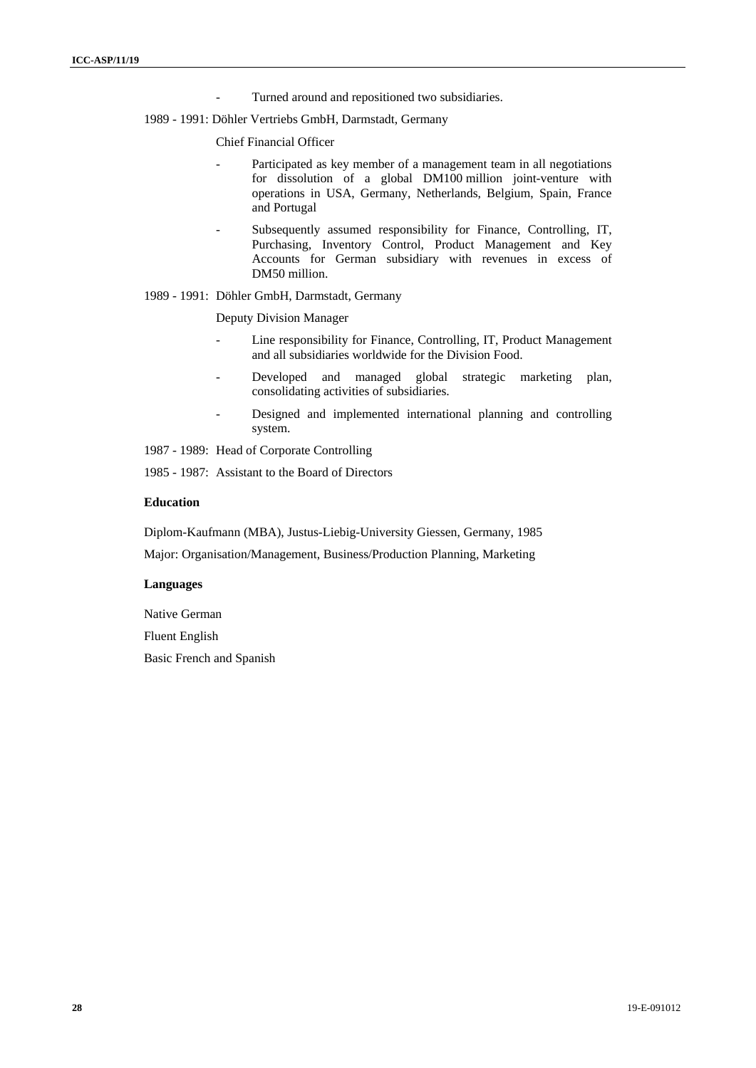- Turned around and repositioned two subsidiaries.

1989 - 1991: Döhler Vertriebs GmbH, Darmstadt, Germany

Chief Financial Officer

- Participated as key member of a management team in all negotiations for dissolution of a global DM100 million joint-venture with operations in USA, Germany, Netherlands, Belgium, Spain, France and Portugal
- Subsequently assumed responsibility for Finance, Controlling, IT, Purchasing, Inventory Control, Product Management and Key Accounts for German subsidiary with revenues in excess of DM50 million.

1989 - 1991: Döhler GmbH, Darmstadt, Germany

Deputy Division Manager

- Line responsibility for Finance, Controlling, IT, Product Management and all subsidiaries worldwide for the Division Food.
- Developed and managed global strategic marketing plan, consolidating activities of subsidiaries.
- Designed and implemented international planning and controlling system.

1987 - 1989: Head of Corporate Controlling

1985 - 1987: Assistant to the Board of Directors

**Education**

Diplom-Kaufmann (MBA), Justus-Liebig-University Giessen, Germany, 1985

Major: Organisation/Management, Business/Production Planning, Marketing

**Languages**

Native German

Fluent English

Basic French and Spanish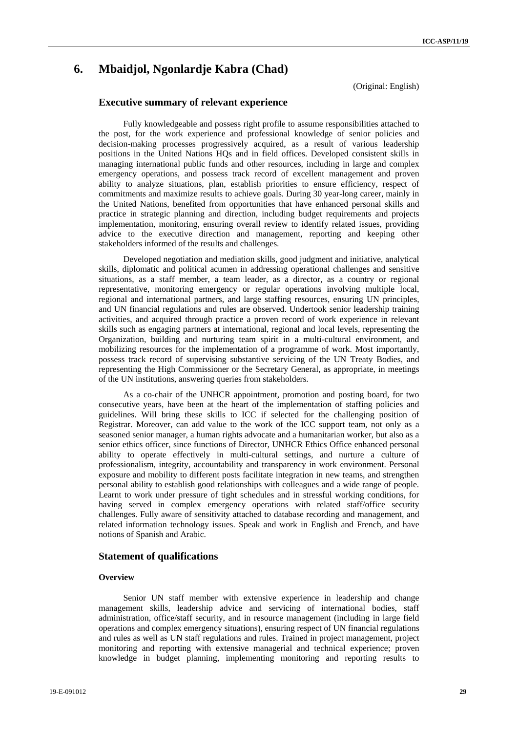# 6. Mbaidjol, Ngonlardje Kabra (Chad)

(Original: English)

## Executive summary of relevant experience

Fully knowledgeable and possess right profile to assume responsibilities attached to the post, for the work experience and professional knowledge of senior policies and decision-making processes progressively acquired, as a result of various leadership positions in the United Nations HQs and in field offices. Developed consistent skills in managing international public funds and other resources, including in large and complex emergency operations, and possess track record of excellent management and proven ability to analyze situations, plan, establish priorities to ensure efficiency, respect of commitments and maximize results to achieve goals. During 30 year-long career, mainly in the United Nations, benefited from opportunities that have enhanced personal skills and practice in strategic planning and direction, including budget requirements and projects implementation, monitoring, ensuring overall review to identify related issues, providing advice to the executive direction and management, reporting and keeping other stakeholders informed of the results and challenges.

Developed negotiation and mediation skills, good judgment and initiative, analytical skills, diplomatic and political acumen in addressing operational challenges and sensitive situations, as a staff member, a team leader, as a director, as a country or regional representative, monitoring emergency or regular operations involving multiple local, regional and international partners, and large staffing resources, ensuring UN principles, and UN financial regulations and rules are observed. Undertook senior leadership training activities, and acquired through practice a proven record of work experience in relevant skills such as engaging partners at international, regional and local levels, representing the Organization, building and nurturing team spirit in a multi-cultural environment, and mobilizing resources for the implementation of a programme of work. Most importantly, possess track record of supervising substantive servicing of the UN Treaty Bodies, and representing the High Commissioner or the Secretary General, as appropriate, in meetings of the UN institutions, answering queries from stakeholders.

As a co-chair of the UNHCR appointment, promotion and posting board, for two consecutive years, have been at the heart of the implementation of staffing policies and guidelines. Will bring these skills to ICC if selected for the challenging position of Registrar. Moreover, can add value to the work of the ICC support team, not only as a seasoned senior manager, a human rights advocate and a humanitarian worker, but also as a senior ethics officer, since functions of Director, UNHCR Ethics Office enhanced personal ability to operate effectively in multi-cultural settings, and nurture a culture of professionalism, integrity, accountability and transparency in work environment. Personal exposure and mobility to different posts facilitate integration in new teams, and strengthen personal ability to establish good relationships with colleagues and a wide range of people. Learnt to work under pressure of tight schedules and in stressful working conditions, for having served in complex emergency operations with related staff/office security challenges. Fully aware of sensitivity attached to database recording and management, and related information technology issues. Speak and work in English and French, and have notions of Spanish and Arabic.

## Statement of qualifications

### Overview

Senior UN staff member with extensive experience in leadership and change management skills, leadership advice and servicing of international bodies, staff administration, office/staff security, and in resource management (including in large field operations and complex emergency situations), ensuring respect of UN financial regulations and rules as well as UN staff regulations and rules. Trained in project management, project monitoring and reporting with extensive managerial and technical experience; proven knowledge in budget planning, implementing monitoring and reporting results to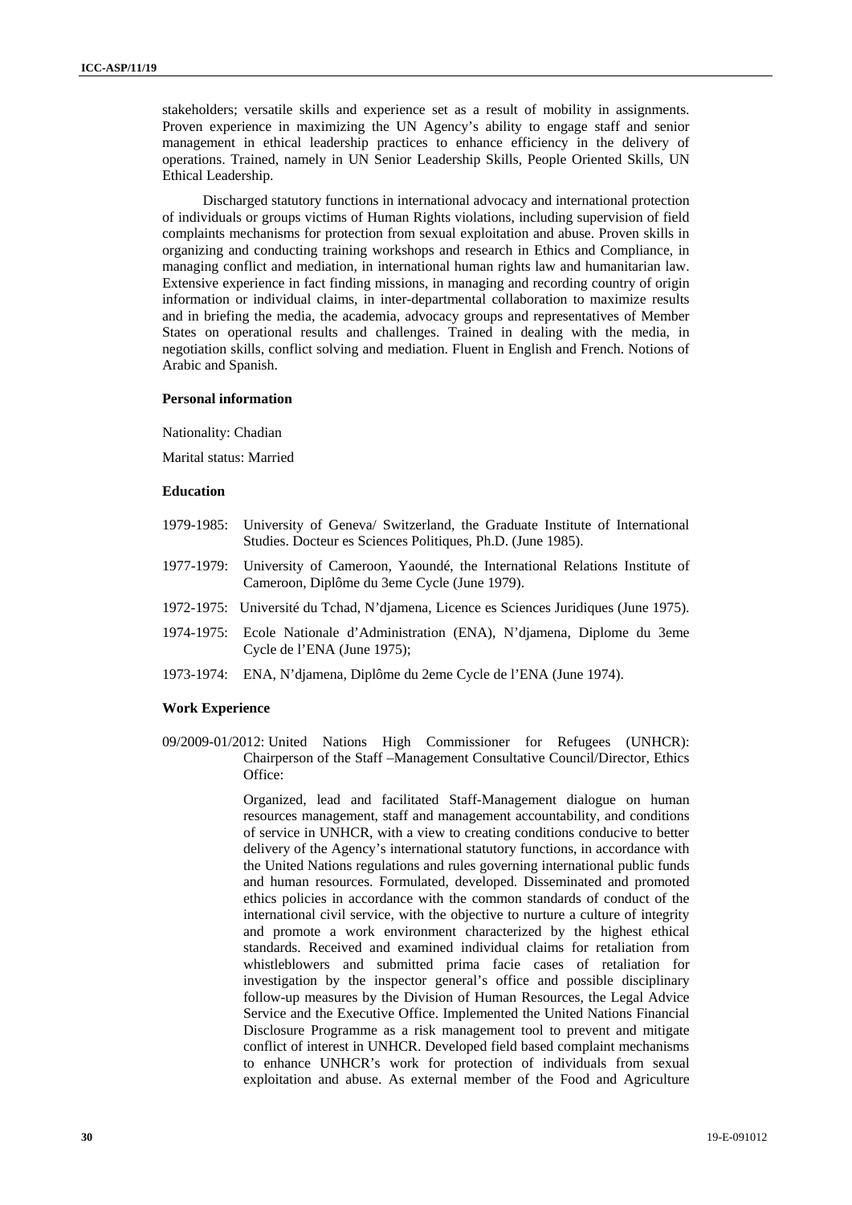stakeholders; versatile skills and experience set as a result of mobility in assignments. Proven experience in maximizing the UN Agency's ability to engage staff and senior management in ethical leadership practices to enhance efficiency in the delivery of operations. Trained, namely in UN Senior Leadership Skills, People Oriented Skills, UN Ethical Leadership.

Discharged statutory functions in international advocacy and international protection of individuals or groups victims of Human Rights violations, including supervision of field complaints mechanisms for protection from sexual exploitation and abuse. Proven skills in organizing and conducting training workshops and research in Ethics and Compliance, in managing conflict and mediation, in international human rights law and humanitarian law. Extensive experience in fact finding missions, in managing and recording country of origin information or individual claims, in inter-departmental collaboration to maximize results and in briefing the media, the academia, advocacy groups and representatives of Member States on operational results and challenges. Trained in dealing with the media, in negotiation skills, conflict solving and mediation. Fluent in English and French. Notions of Arabic and Spanish.

### Personal information

Nationality: Chadian

Marital status: Married

### Education

1979-1985: University of Geneva/ Switzerland, the Graduate Institute of International Studies. Docteur es Sciences Politiques, Ph.D. (June 1985).

1977-1979: University of Cameroon, Yaoundé, the International Relations Institute of Cameroon, Diplôme du 3eme Cycle (June 1979).

1972-1975: Université du Tchad, N'djamena, Licence es Sciences Juridiques (June 1975).

1974-1975: Ecole Nationale d'Administration (ENA), N'djamena, Diplome du 3eme Cycle de l'ENA (June 1975);

1973-1974: ENA, N'djamena, Diplôme du 2eme Cycle de l'ENA (June 1974).

### Work Experience

09/2009-01/2012: United Nations High Commissioner for Refugees (UNHCR): Chairperson of the Staff –Management Consultative Council/Director, Ethics Office:

Organized, lead and facilitated Staff-Management dialogue on human resources management, staff and management accountability, and conditions of service in UNHCR, with a view to creating conditions conducive to better delivery of the Agency's international statutory functions, in accordance with the United Nations regulations and rules governing international public funds and human resources. Formulated, developed. Disseminated and promoted ethics policies in accordance with the common standards of conduct of the international civil service, with the objective to nurture a culture of integrity and promote a work environment characterized by the highest ethical standards. Received and examined individual claims for retaliation from whistleblowers and submitted prima facie cases of retaliation for investigation by the inspector general's office and possible disciplinary follow-up measures by the Division of Human Resources, the Legal Advice Service and the Executive Office. Implemented the United Nations Financial Disclosure Programme as a risk management tool to prevent and mitigate conflict of interest in UNHCR. Developed field based complaint mechanisms to enhance UNHCR's work for protection of individuals from sexual exploitation and abuse. As external member of the Food and Agriculture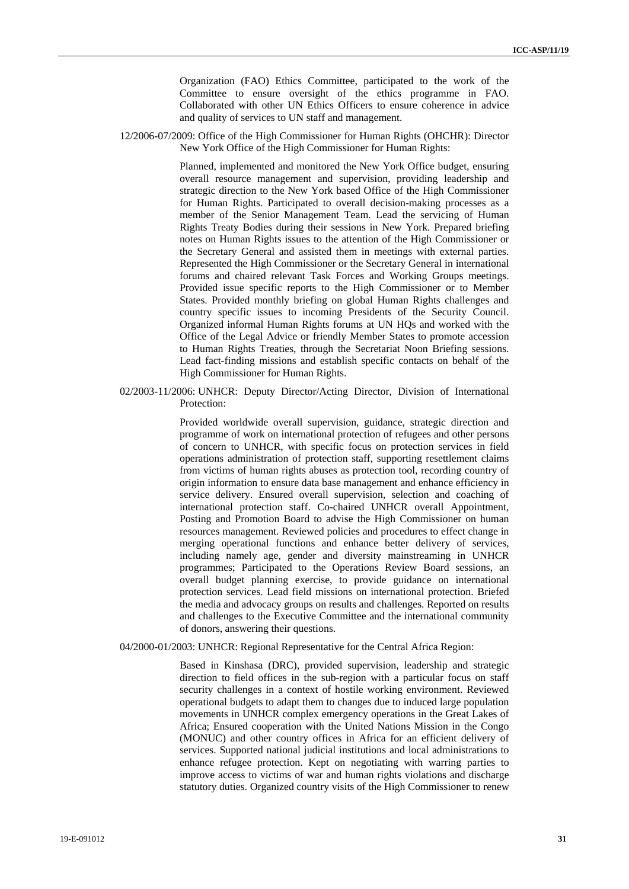Organization (FAO) Ethics Committee, participated to the work of the Committee to ensure oversight of the ethics programme in FAO. Collaborated with other UN Ethics Officers to ensure coherence in advice and quality of services to UN staff and management.

12/2006-07/2009: Office of the High Commissioner for Human Rights (OHCHR): Director New York Office of the High Commissioner for Human Rights:

Planned, implemented and monitored the New York Office budget, ensuring overall resource management and supervision, providing leadership and strategic direction to the New York based Office of the High Commissioner for Human Rights. Participated to overall decision-making processes as a member of the Senior Management Team. Lead the servicing of Human Rights Treaty Bodies during their sessions in New York. Prepared briefing notes on Human Rights issues to the attention of the High Commissioner or the Secretary General and assisted them in meetings with external parties. Represented the High Commissioner or the Secretary General in international forums and chaired relevant Task Forces and Working Groups meetings. Provided issue specific reports to the High Commissioner or to Member States. Provided monthly briefing on global Human Rights challenges and country specific issues to incoming Presidents of the Security Council. Organized informal Human Rights forums at UN HQs and worked with the Office of the Legal Advice or friendly Member States to promote accession to Human Rights Treaties, through the Secretariat Noon Briefing sessions. Lead fact-finding missions and establish specific contacts on behalf of the High Commissioner for Human Rights.

02/2003-11/2006: UNHCR: Deputy Director/Acting Director, Division of International Protection:

Provided worldwide overall supervision, guidance, strategic direction and programme of work on international protection of refugees and other persons of concern to UNHCR, with specific focus on protection services in field operations administration of protection staff, supporting resettlement claims from victims of human rights abuses as protection tool, recording country of origin information to ensure data base management and enhance efficiency in service delivery. Ensured overall supervision, selection and coaching of international protection staff. Co-chaired UNHCR overall Appointment, Posting and Promotion Board to advise the High Commissioner on human resources management. Reviewed policies and procedures to effect change in merging operational functions and enhance better delivery of services, including namely age, gender and diversity mainstreaming in UNHCR programmes; Participated to the Operations Review Board sessions, an overall budget planning exercise, to provide guidance on international protection services. Lead field missions on international protection. Briefed the media and advocacy groups on results and challenges. Reported on results and challenges to the Executive Committee and the international community of donors, answering their questions.

04/2000-01/2003: UNHCR: Regional Representative for the Central Africa Region:

Based in Kinshasa (DRC), provided supervision, leadership and strategic direction to field offices in the sub-region with a particular focus on staff security challenges in a context of hostile working environment. Reviewed operational budgets to adapt them to changes due to induced large population movements in UNHCR complex emergency operations in the Great Lakes of Africa; Ensured cooperation with the United Nations Mission in the Congo (MONUC) and other country offices in Africa for an efficient delivery of services. Supported national judicial institutions and local administrations to enhance refugee protection. Kept on negotiating with warring parties to improve access to victims of war and human rights violations and discharge statutory duties. Organized country visits of the High Commissioner to renew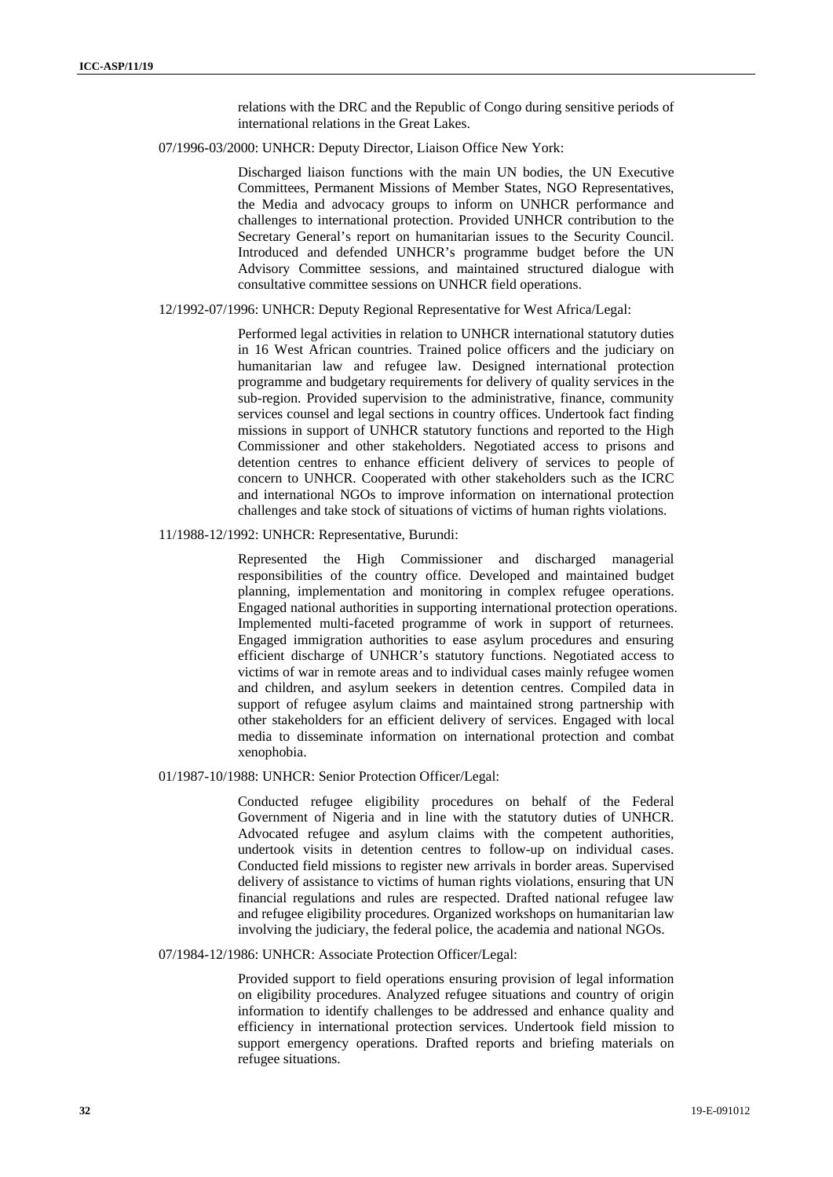relations with the DRC and the Republic of Congo during sensitive periods of international relations in the Great Lakes.

07/1996-03/2000: UNHCR: Deputy Director, Liaison Office New York:

> Discharged liaison functions with the main UN bodies, the UN Executive Committees, Permanent Missions of Member States, NGO Representatives, the Media and advocacy groups to inform on UNHCR performance and challenges to international protection. Provided UNHCR contribution to the Secretary General's report on humanitarian issues to the Security Council. Introduced and defended UNHCR's programme budget before the UN Advisory Committee sessions, and maintained structured dialogue with consultative committee sessions on UNHCR field operations.

12/1992-07/1996: UNHCR: Deputy Regional Representative for West Africa/Legal:

> Performed legal activities in relation to UNHCR international statutory duties in 16 West African countries. Trained police officers and the judiciary on humanitarian law and refugee law. Designed international protection programme and budgetary requirements for delivery of quality services in the sub-region. Provided supervision to the administrative, finance, community services counsel and legal sections in country offices. Undertook fact finding missions in support of UNHCR statutory functions and reported to the High Commissioner and other stakeholders. Negotiated access to prisons and detention centres to enhance efficient delivery of services to people of concern to UNHCR. Cooperated with other stakeholders such as the ICRC and international NGOs to improve information on international protection challenges and take stock of situations of victims of human rights violations.

11/1988-12/1992: UNHCR: Representative, Burundi:

> Represented the High Commissioner and discharged managerial responsibilities of the country office. Developed and maintained budget planning, implementation and monitoring in complex refugee operations. Engaged national authorities in supporting international protection operations. Implemented multi-faceted programme of work in support of returnees. Engaged immigration authorities to ease asylum procedures and ensuring efficient discharge of UNHCR's statutory functions. Negotiated access to victims of war in remote areas and to individual cases mainly refugee women and children, and asylum seekers in detention centres. Compiled data in support of refugee asylum claims and maintained strong partnership with other stakeholders for an efficient delivery of services. Engaged with local media to disseminate information on international protection and combat xenophobia.

01/1987-10/1988: UNHCR: Senior Protection Officer/Legal:

> Conducted refugee eligibility procedures on behalf of the Federal Government of Nigeria and in line with the statutory duties of UNHCR. Advocated refugee and asylum claims with the competent authorities, undertook visits in detention centres to follow-up on individual cases. Conducted field missions to register new arrivals in border areas. Supervised delivery of assistance to victims of human rights violations, ensuring that UN financial regulations and rules are respected. Drafted national refugee law and refugee eligibility procedures. Organized workshops on humanitarian law involving the judiciary, the federal police, the academia and national NGOs.

07/1984-12/1986: UNHCR: Associate Protection Officer/Legal:

> Provided support to field operations ensuring provision of legal information on eligibility procedures. Analyzed refugee situations and country of origin information to identify challenges to be addressed and enhance quality and efficiency in international protection services. Undertook field mission to support emergency operations. Drafted reports and briefing materials on refugee situations.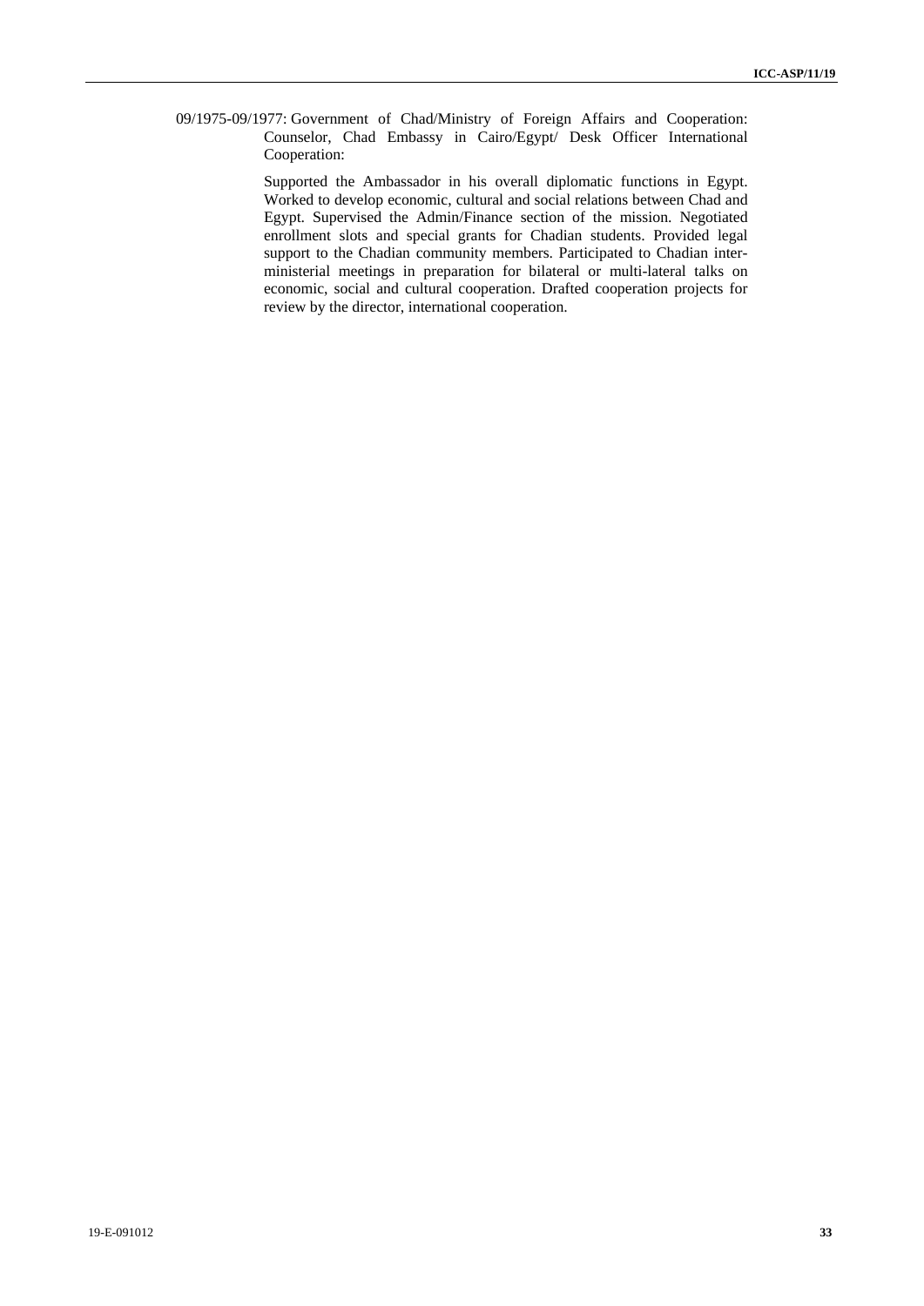09/1975-09/1977: Government of Chad/Ministry of Foreign Affairs and Cooperation: Counselor, Chad Embassy in Cairo/Egypt/ Desk Officer International Cooperation:

Supported the Ambassador in his overall diplomatic functions in Egypt. Worked to develop economic, cultural and social relations between Chad and Egypt. Supervised the Admin/Finance section of the mission. Negotiated enrollment slots and special grants for Chadian students. Provided legal support to the Chadian community members. Participated to Chadian inter-ministerial meetings in preparation for bilateral or multi-lateral talks on economic, social and cultural cooperation. Drafted cooperation projects for review by the director, international cooperation.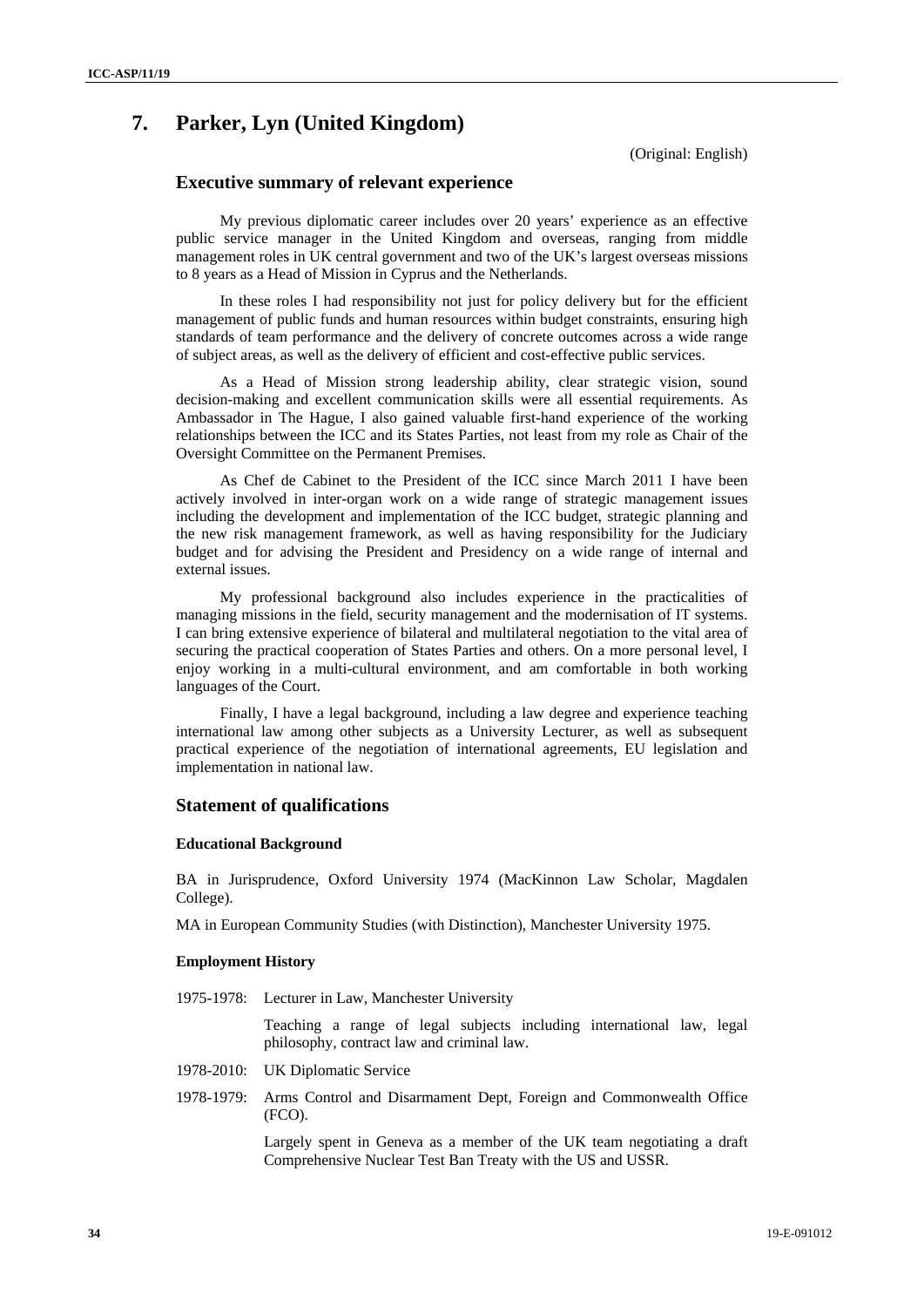## 7. Parker, Lyn (United Kingdom)

(Original: English)

### Executive summary of relevant experience

My previous diplomatic career includes over 20 years' experience as an effective public service manager in the United Kingdom and overseas, ranging from middle management roles in UK central government and two of the UK's largest overseas missions to 8 years as a Head of Mission in Cyprus and the Netherlands.

In these roles I had responsibility not just for policy delivery but for the efficient management of public funds and human resources within budget constraints, ensuring high standards of team performance and the delivery of concrete outcomes across a wide range of subject areas, as well as the delivery of efficient and cost-effective public services.

As a Head of Mission strong leadership ability, clear strategic vision, sound decision-making and excellent communication skills were all essential requirements. As Ambassador in The Hague, I also gained valuable first-hand experience of the working relationships between the ICC and its States Parties, not least from my role as Chair of the Oversight Committee on the Permanent Premises.

As Chef de Cabinet to the President of the ICC since March 2011 I have been actively involved in inter-organ work on a wide range of strategic management issues including the development and implementation of the ICC budget, strategic planning and the new risk management framework, as well as having responsibility for the Judiciary budget and for advising the President and Presidency on a wide range of internal and external issues.

My professional background also includes experience in the practicalities of managing missions in the field, security management and the modernisation of IT systems. I can bring extensive experience of bilateral and multilateral negotiation to the vital area of securing the practical cooperation of States Parties and others. On a more personal level, I enjoy working in a multi-cultural environment, and am comfortable in both working languages of the Court.

Finally, I have a legal background, including a law degree and experience teaching international law among other subjects as a University Lecturer, as well as subsequent practical experience of the negotiation of international agreements, EU legislation and implementation in national law.

### Statement of qualifications

#### Educational Background

BA in Jurisprudence, Oxford University 1974 (MacKinnon Law Scholar, Magdalen College).

MA in European Community Studies (with Distinction), Manchester University 1975.

#### Employment History

1975-1978: Lecturer in Law, Manchester University

Teaching a range of legal subjects including international law, legal philosophy, contract law and criminal law.

1978-2010: UK Diplomatic Service

1978-1979: Arms Control and Disarmament Dept, Foreign and Commonwealth Office (FCO).

Largely spent in Geneva as a member of the UK team negotiating a draft Comprehensive Nuclear Test Ban Treaty with the US and USSR.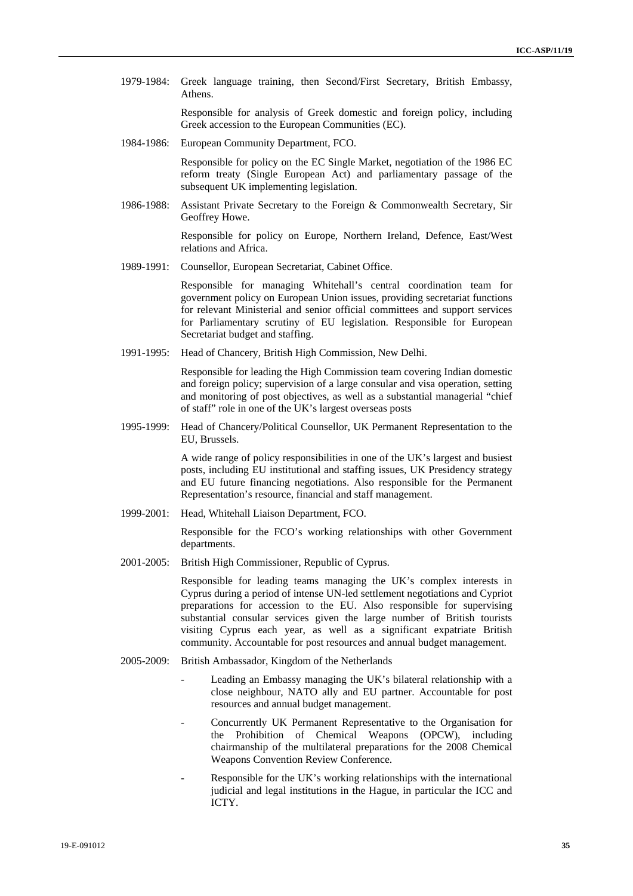1979-1984: Greek language training, then Second/First Secretary, British Embassy, Athens.

Responsible for analysis of Greek domestic and foreign policy, including Greek accession to the European Communities (EC).

1984-1986: European Community Department, FCO.

Responsible for policy on the EC Single Market, negotiation of the 1986 EC reform treaty (Single European Act) and parliamentary passage of the subsequent UK implementing legislation.

1986-1988: Assistant Private Secretary to the Foreign & Commonwealth Secretary, Sir Geoffrey Howe.

Responsible for policy on Europe, Northern Ireland, Defence, East/West relations and Africa.

1989-1991: Counsellor, European Secretariat, Cabinet Office.

Responsible for managing Whitehall's central coordination team for government policy on European Union issues, providing secretariat functions for relevant Ministerial and senior official committees and support services for Parliamentary scrutiny of EU legislation. Responsible for European Secretariat budget and staffing.

1991-1995: Head of Chancery, British High Commission, New Delhi.

Responsible for leading the High Commission team covering Indian domestic and foreign policy; supervision of a large consular and visa operation, setting and monitoring of post objectives, as well as a substantial managerial "chief of staff" role in one of the UK's largest overseas posts

1995-1999: Head of Chancery/Political Counsellor, UK Permanent Representation to the EU, Brussels.

A wide range of policy responsibilities in one of the UK's largest and busiest posts, including EU institutional and staffing issues, UK Presidency strategy and EU future financing negotiations. Also responsible for the Permanent Representation's resource, financial and staff management.

1999-2001: Head, Whitehall Liaison Department, FCO.

Responsible for the FCO's working relationships with other Government departments.

2001-2005: British High Commissioner, Republic of Cyprus.

Responsible for leading teams managing the UK's complex interests in Cyprus during a period of intense UN-led settlement negotiations and Cypriot preparations for accession to the EU. Also responsible for supervising substantial consular services given the large number of British tourists visiting Cyprus each year, as well as a significant expatriate British community. Accountable for post resources and annual budget management.

2005-2009: British Ambassador, Kingdom of the Netherlands

- Leading an Embassy managing the UK's bilateral relationship with a close neighbour, NATO ally and EU partner. Accountable for post resources and annual budget management.
- Concurrently UK Permanent Representative to the Organisation for the Prohibition of Chemical Weapons (OPCW), including chairmanship of the multilateral preparations for the 2008 Chemical Weapons Convention Review Conference.
- Responsible for the UK's working relationships with the international judicial and legal institutions in the Hague, in particular the ICC and ICTY.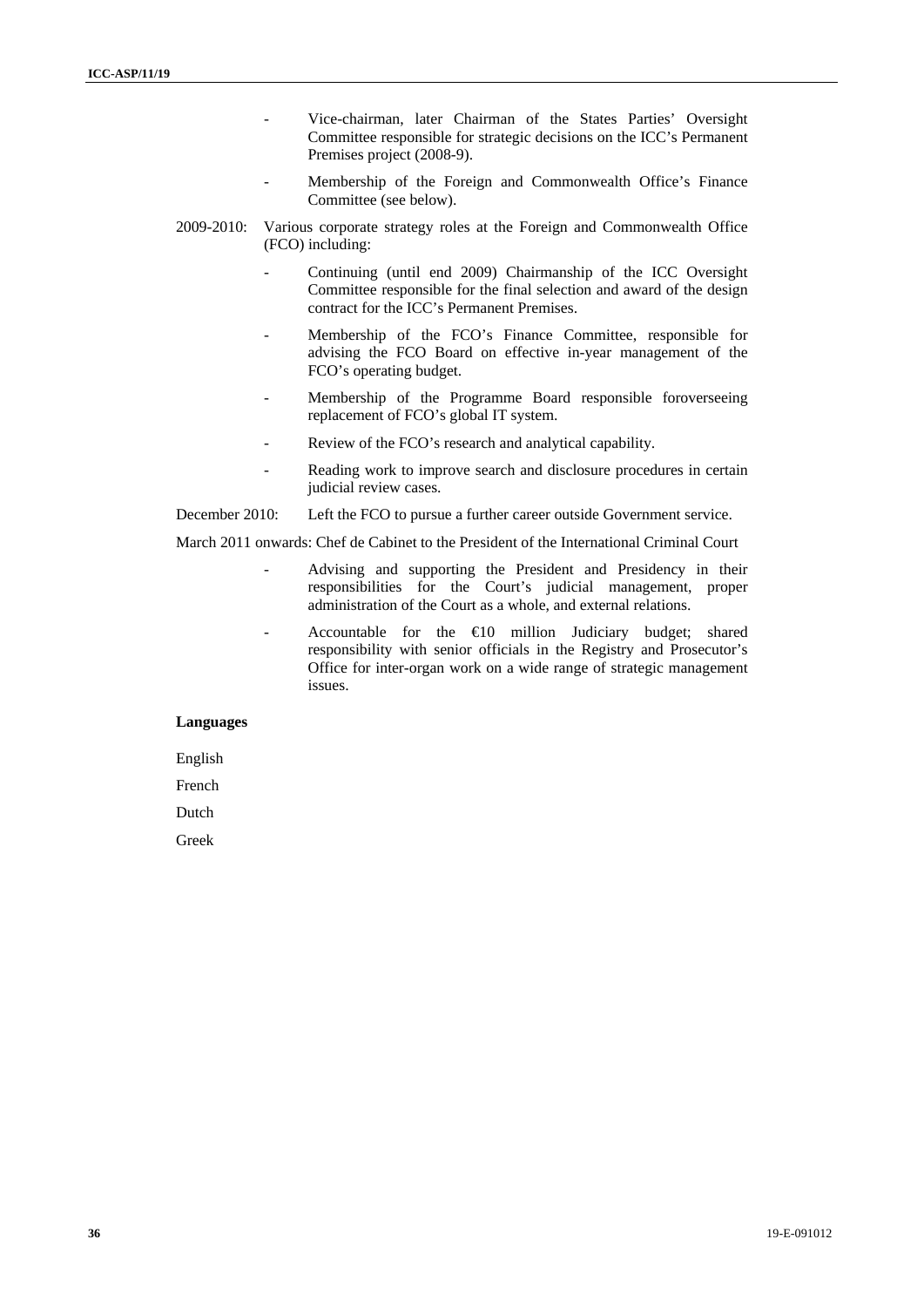- Vice-chairman, later Chairman of the States Parties' Oversight Committee responsible for strategic decisions on the ICC's Permanent Premises project (2008-9).
- Membership of the Foreign and Commonwealth Office's Finance Committee (see below).

2009-2010: Various corporate strategy roles at the Foreign and Commonwealth Office (FCO) including:

- Continuing (until end 2009) Chairmanship of the ICC Oversight Committee responsible for the final selection and award of the design contract for the ICC's Permanent Premises.
- Membership of the FCO's Finance Committee, responsible for advising the FCO Board on effective in-year management of the FCO's operating budget.
- Membership of the Programme Board responsible foroverseeing replacement of FCO's global IT system.
- Review of the FCO's research and analytical capability.
- Reading work to improve search and disclosure procedures in certain judicial review cases.

December 2010: Left the FCO to pursue a further career outside Government service.

March 2011 onwards: Chef de Cabinet to the President of the International Criminal Court

- Advising and supporting the President and Presidency in their responsibilities for the Court's judicial management, proper administration of the Court as a whole, and external relations.
- Accountable for the €10 million Judiciary budget; shared responsibility with senior officials in the Registry and Prosecutor's Office for inter-organ work on a wide range of strategic management issues.

**Languages**

English

French

Dutch

Greek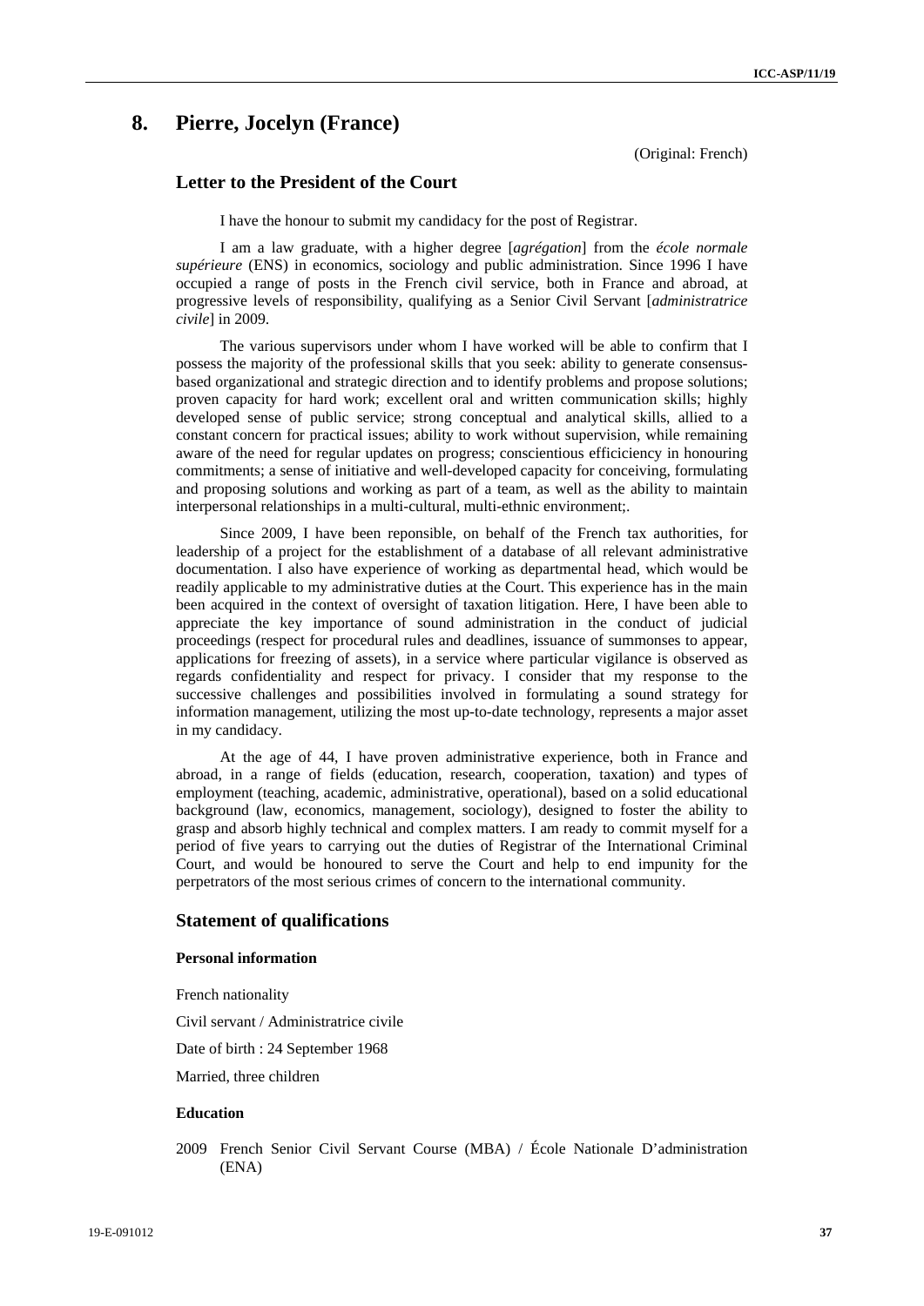## 8. Pierre, Jocelyn (France)

(Original: French)

### Letter to the President of the Court

I have the honour to submit my candidacy for the post of Registrar.

I am a law graduate, with a higher degree [*agrégation*] from the *école normale supérieure* (ENS) in economics, sociology and public administration. Since 1996 I have occupied a range of posts in the French civil service, both in France and abroad, at progressive levels of responsibility, qualifying as a Senior Civil Servant [*administratrice civile*] in 2009.

The various supervisors under whom I have worked will be able to confirm that I possess the majority of the professional skills that you seek: ability to generate consensus-based organizational and strategic direction and to identify problems and propose solutions; proven capacity for hard work; excellent oral and written communication skills; highly developed sense of public service; strong conceptual and analytical skills, allied to a constant concern for practical issues; ability to work without supervision, while remaining aware of the need for regular updates on progress; conscientious efficiciency in honouring commitments; a sense of initiative and well-developed capacity for conceiving, formulating and proposing solutions and working as part of a team, as well as the ability to maintain interpersonal relationships in a multi-cultural, multi-ethnic environment;.

Since 2009, I have been reponsible, on behalf of the French tax authorities, for leadership of a project for the establishment of a database of all relevant administrative documentation. I also have experience of working as departmental head, which would be readily applicable to my administrative duties at the Court. This experience has in the main been acquired in the context of oversight of taxation litigation. Here, I have been able to appreciate the key importance of sound administration in the conduct of judicial proceedings (respect for procedural rules and deadlines, issuance of summonses to appear, applications for freezing of assets), in a service where particular vigilance is observed as regards confidentiality and respect for privacy. I consider that my response to the successive challenges and possibilities involved in formulating a sound strategy for information management, utilizing the most up-to-date technology, represents a major asset in my candidacy.

At the age of 44, I have proven administrative experience, both in France and abroad, in a range of fields (education, research, cooperation, taxation) and types of employment (teaching, academic, administrative, operational), based on a solid educational background (law, economics, management, sociology), designed to foster the ability to grasp and absorb highly technical and complex matters. I am ready to commit myself for a period of five years to carrying out the duties of Registrar of the International Criminal Court, and would be honoured to serve the Court and help to end impunity for the perpetrators of the most serious crimes of concern to the international community.

### Statement of qualifications

#### Personal information

French nationality

Civil servant / Administratrice civile

Date of birth : 24 September 1968

Married, three children

#### Education

2009 French Senior Civil Servant Course (MBA) / École Nationale D'administration (ENA)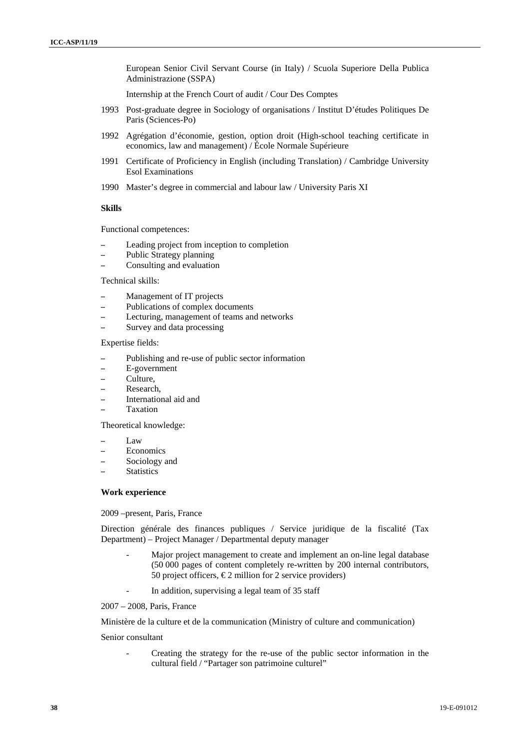European Senior Civil Servant Course (in Italy) / Scuola Superiore Della Publica Administrazione (SSPA)

Internship at the French Court of audit / Cour Des Comptes

1993 Post-graduate degree in Sociology of organisations / Institut D'études Politiques De Paris (Sciences-Po)

1992 Agrégation d'économie, gestion, option droit (High-school teaching certificate in economics, law and management) / École Normale Supérieure

1991 Certificate of Proficiency in English (including Translation) / Cambridge University Esol Examinations

1990 Master's degree in commercial and labour law / University Paris XI

**Skills**

Functional competences:

- Leading project from inception to completion
- Public Strategy planning
- Consulting and evaluation

Technical skills:

- Management of IT projects
- Publications of complex documents
- Lecturing, management of teams and networks
- Survey and data processing

Expertise fields:

- Publishing and re-use of public sector information
- E-government
- Culture,
- Research,
- International aid and
- Taxation

Theoretical knowledge:

- Law
- Economics
- Sociology and
- Statistics

**Work experience**

2009 –present, Paris, France

Direction générale des finances publiques / Service juridique de la fiscalité (Tax Department) – Project Manager / Departmental deputy manager

- Major project management to create and implement an on-line legal database (50 000 pages of content completely re-written by 200 internal contributors, 50 project officers, € 2 million for 2 service providers)
- In addition, supervising a legal team of 35 staff

2007 – 2008, Paris, France

Ministère de la culture et de la communication (Ministry of culture and communication)

Senior consultant

- Creating the strategy for the re-use of the public sector information in the cultural field / "Partager son patrimoine culturel"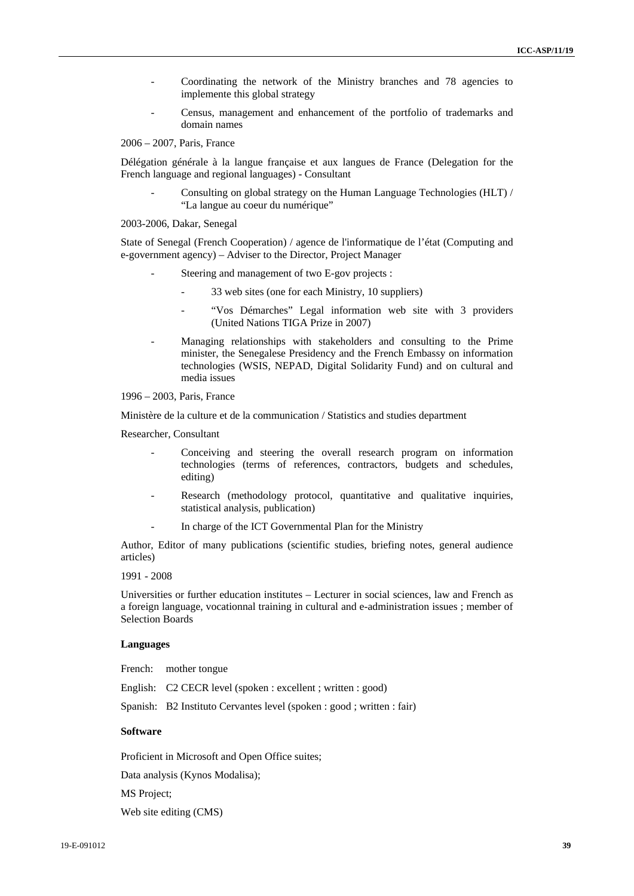- Coordinating the network of the Ministry branches and 78 agencies to implemente this global strategy
- Census, management and enhancement of the portfolio of trademarks and domain names

2006 – 2007, Paris, France

Délégation générale à la langue française et aux langues de France (Delegation for the French language and regional languages) - Consultant

- Consulting on global strategy on the Human Language Technologies (HLT) / “La langue au coeur du numérique”

2003-2006, Dakar, Senegal

State of Senegal (French Cooperation) / agence de l'informatique de l’état (Computing and e-government agency) – Adviser to the Director, Project Manager

- Steering and management of two E-gov projects :
  - 33 web sites (one for each Ministry, 10 suppliers)
  - “Vos Démarches” Legal information web site with 3 providers (United Nations TIGA Prize in 2007)
- Managing relationships with stakeholders and consulting to the Prime minister, the Senegalese Presidency and the French Embassy on information technologies (WSIS, NEPAD, Digital Solidarity Fund) and on cultural and media issues

1996 – 2003, Paris, France

Ministère de la culture et de la communication / Statistics and studies department

Researcher, Consultant

- Conceiving and steering the overall research program on information technologies (terms of references, contractors, budgets and schedules, editing)
- Research (methodology protocol, quantitative and qualitative inquiries, statistical analysis, publication)
- In charge of the ICT Governmental Plan for the Ministry

Author, Editor of many publications (scientific studies, briefing notes, general audience articles)

1991 - 2008

Universities or further education institutes – Lecturer in social sciences, law and French as a foreign language, vocationnal training in cultural and e-administration issues ; member of Selection Boards

**Languages**

French: mother tongue

English: C2 CECR level (spoken : excellent ; written : good)

Spanish: B2 Instituto Cervantes level (spoken : good ; written : fair)

**Software**

Proficient in Microsoft and Open Office suites;

Data analysis (Kynos Modalisa);

MS Project;

Web site editing (CMS)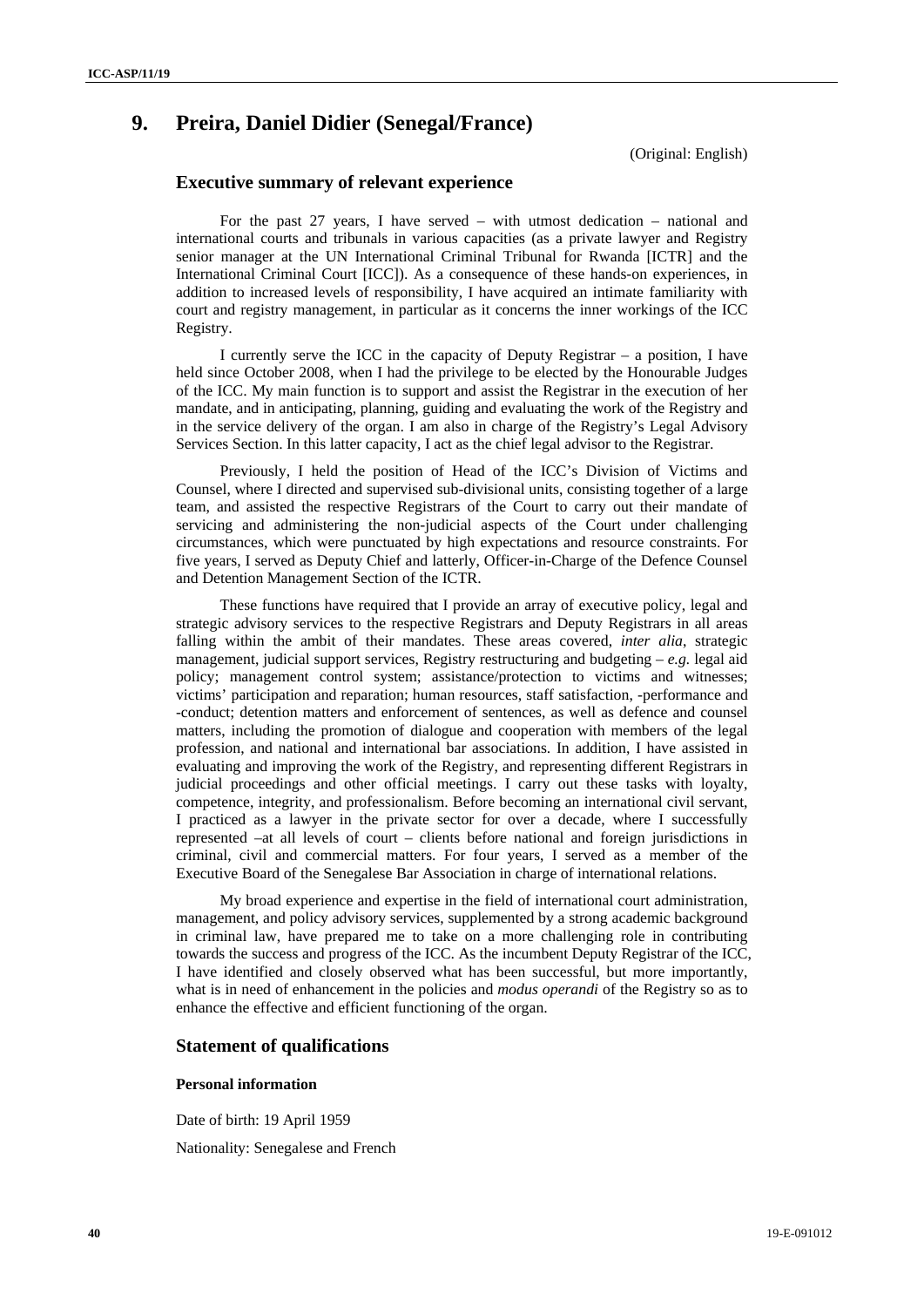## 9. Preira, Daniel Didier (Senegal/France)

(Original: English)

### Executive summary of relevant experience

For the past 27 years, I have served – with utmost dedication – national and international courts and tribunals in various capacities (as a private lawyer and Registry senior manager at the UN International Criminal Tribunal for Rwanda [ICTR] and the International Criminal Court [ICC]). As a consequence of these hands-on experiences, in addition to increased levels of responsibility, I have acquired an intimate familiarity with court and registry management, in particular as it concerns the inner workings of the ICC Registry.

I currently serve the ICC in the capacity of Deputy Registrar – a position, I have held since October 2008, when I had the privilege to be elected by the Honourable Judges of the ICC. My main function is to support and assist the Registrar in the execution of her mandate, and in anticipating, planning, guiding and evaluating the work of the Registry and in the service delivery of the organ. I am also in charge of the Registry's Legal Advisory Services Section. In this latter capacity, I act as the chief legal advisor to the Registrar.

Previously, I held the position of Head of the ICC's Division of Victims and Counsel, where I directed and supervised sub-divisional units, consisting together of a large team, and assisted the respective Registrars of the Court to carry out their mandate of servicing and administering the non-judicial aspects of the Court under challenging circumstances, which were punctuated by high expectations and resource constraints. For five years, I served as Deputy Chief and latterly, Officer-in-Charge of the Defence Counsel and Detention Management Section of the ICTR.

These functions have required that I provide an array of executive policy, legal and strategic advisory services to the respective Registrars and Deputy Registrars in all areas falling within the ambit of their mandates. These areas covered, *inter alia*, strategic management, judicial support services, Registry restructuring and budgeting – *e.g.* legal aid policy; management control system; assistance/protection to victims and witnesses; victims' participation and reparation; human resources, staff satisfaction, -performance and -conduct; detention matters and enforcement of sentences, as well as defence and counsel matters, including the promotion of dialogue and cooperation with members of the legal profession, and national and international bar associations. In addition, I have assisted in evaluating and improving the work of the Registry, and representing different Registrars in judicial proceedings and other official meetings. I carry out these tasks with loyalty, competence, integrity, and professionalism. Before becoming an international civil servant, I practiced as a lawyer in the private sector for over a decade, where I successfully represented –at all levels of court – clients before national and foreign jurisdictions in criminal, civil and commercial matters. For four years, I served as a member of the Executive Board of the Senegalese Bar Association in charge of international relations.

My broad experience and expertise in the field of international court administration, management, and policy advisory services, supplemented by a strong academic background in criminal law, have prepared me to take on a more challenging role in contributing towards the success and progress of the ICC. As the incumbent Deputy Registrar of the ICC, I have identified and closely observed what has been successful, but more importantly, what is in need of enhancement in the policies and *modus operandi* of the Registry so as to enhance the effective and efficient functioning of the organ.

### Statement of qualifications

#### Personal information

Date of birth: 19 April 1959

Nationality: Senegalese and French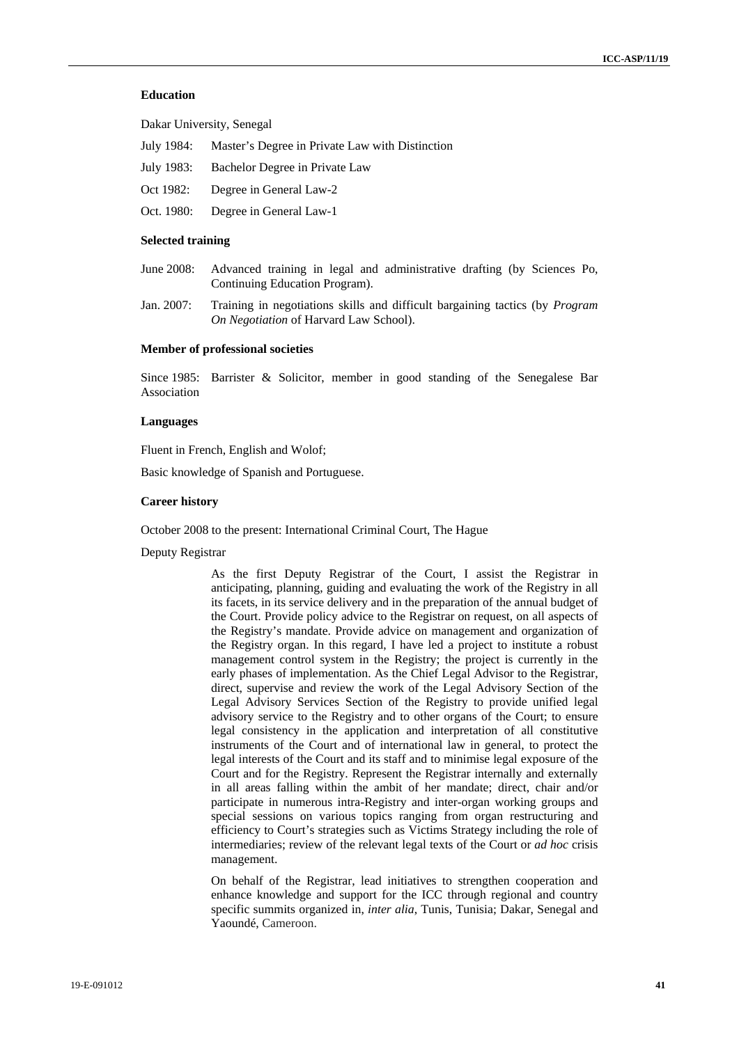**Education**

Dakar University, Senegal

July 1984: Master's Degree in Private Law with Distinction

July 1983: Bachelor Degree in Private Law

Oct 1982: Degree in General Law-2

Oct. 1980: Degree in General Law-1

**Selected training**

June 2008: Advanced training in legal and administrative drafting (by Sciences Po, Continuing Education Program).

Jan. 2007: Training in negotiations skills and difficult bargaining tactics (by *Program On Negotiation* of Harvard Law School).

**Member of professional societies**

Since 1985: Barrister & Solicitor, member in good standing of the Senegalese Bar Association

**Languages**

Fluent in French, English and Wolof;

Basic knowledge of Spanish and Portuguese.

**Career history**

October 2008 to the present: International Criminal Court, The Hague

Deputy Registrar

As the first Deputy Registrar of the Court, I assist the Registrar in anticipating, planning, guiding and evaluating the work of the Registry in all its facets, in its service delivery and in the preparation of the annual budget of the Court. Provide policy advice to the Registrar on request, on all aspects of the Registry's mandate. Provide advice on management and organization of the Registry organ. In this regard, I have led a project to institute a robust management control system in the Registry; the project is currently in the early phases of implementation. As the Chief Legal Advisor to the Registrar, direct, supervise and review the work of the Legal Advisory Section of the Legal Advisory Services Section of the Registry to provide unified legal advisory service to the Registry and to other organs of the Court; to ensure legal consistency in the application and interpretation of all constitutive instruments of the Court and of international law in general, to protect the legal interests of the Court and its staff and to minimise legal exposure of the Court and for the Registry. Represent the Registrar internally and externally in all areas falling within the ambit of her mandate; direct, chair and/or participate in numerous intra-Registry and inter-organ working groups and special sessions on various topics ranging from organ restructuring and efficiency to Court's strategies such as Victims Strategy including the role of intermediaries; review of the relevant legal texts of the Court or *ad hoc* crisis management.

On behalf of the Registrar, lead initiatives to strengthen cooperation and enhance knowledge and support for the ICC through regional and country specific summits organized in, *inter alia*, Tunis, Tunisia; Dakar, Senegal and Yaoundé, Cameroon.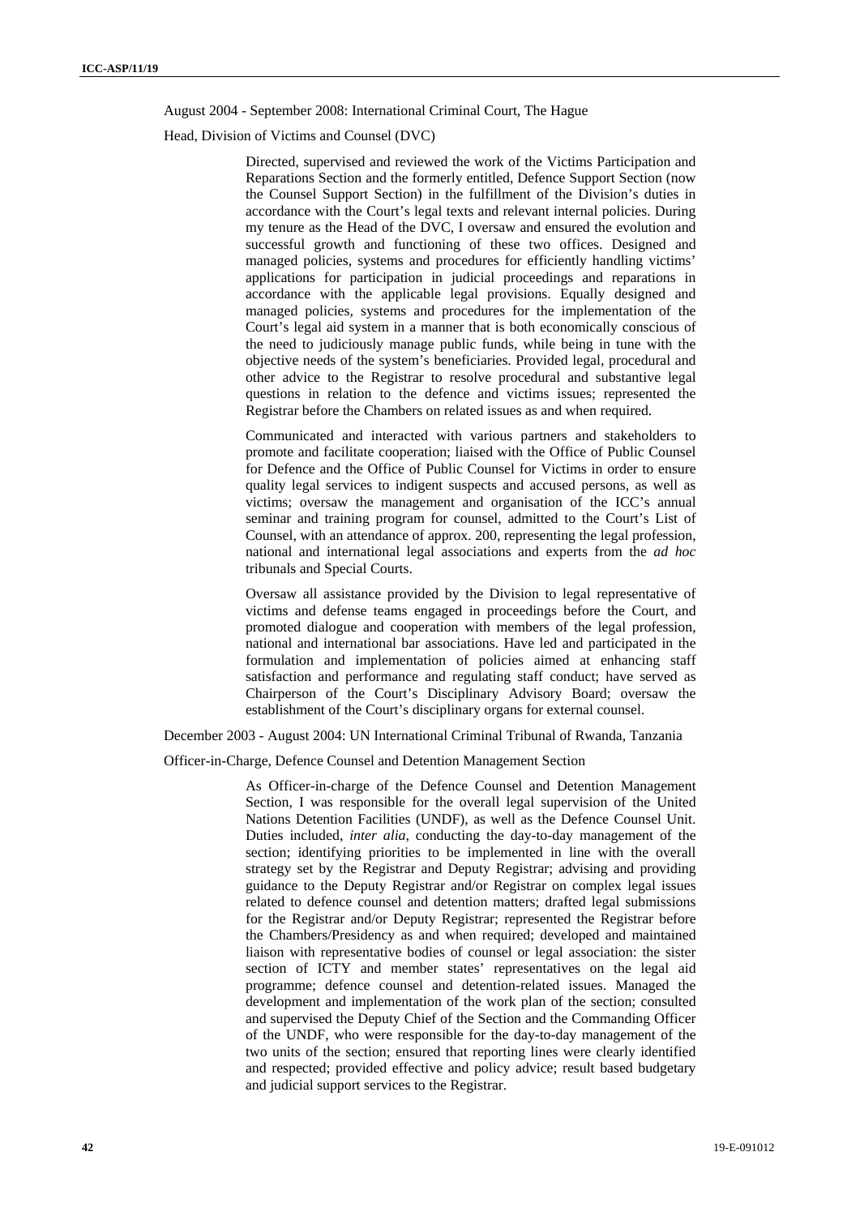August 2004 - September 2008: International Criminal Court, The Hague

Head, Division of Victims and Counsel (DVC)

Directed, supervised and reviewed the work of the Victims Participation and Reparations Section and the formerly entitled, Defence Support Section (now the Counsel Support Section) in the fulfillment of the Division's duties in accordance with the Court's legal texts and relevant internal policies. During my tenure as the Head of the DVC, I oversaw and ensured the evolution and successful growth and functioning of these two offices. Designed and managed policies, systems and procedures for efficiently handling victims' applications for participation in judicial proceedings and reparations in accordance with the applicable legal provisions. Equally designed and managed policies, systems and procedures for the implementation of the Court's legal aid system in a manner that is both economically conscious of the need to judiciously manage public funds, while being in tune with the objective needs of the system's beneficiaries. Provided legal, procedural and other advice to the Registrar to resolve procedural and substantive legal questions in relation to the defence and victims issues; represented the Registrar before the Chambers on related issues as and when required.

Communicated and interacted with various partners and stakeholders to promote and facilitate cooperation; liaised with the Office of Public Counsel for Defence and the Office of Public Counsel for Victims in order to ensure quality legal services to indigent suspects and accused persons, as well as victims; oversaw the management and organisation of the ICC's annual seminar and training program for counsel, admitted to the Court's List of Counsel, with an attendance of approx. 200, representing the legal profession, national and international legal associations and experts from the *ad hoc* tribunals and Special Courts.

Oversaw all assistance provided by the Division to legal representative of victims and defense teams engaged in proceedings before the Court, and promoted dialogue and cooperation with members of the legal profession, national and international bar associations. Have led and participated in the formulation and implementation of policies aimed at enhancing staff satisfaction and performance and regulating staff conduct; have served as Chairperson of the Court's Disciplinary Advisory Board; oversaw the establishment of the Court's disciplinary organs for external counsel.

December 2003 - August 2004: UN International Criminal Tribunal of Rwanda, Tanzania

Officer-in-Charge, Defence Counsel and Detention Management Section

As Officer-in-charge of the Defence Counsel and Detention Management Section, I was responsible for the overall legal supervision of the United Nations Detention Facilities (UNDF), as well as the Defence Counsel Unit. Duties included, *inter alia*, conducting the day-to-day management of the section; identifying priorities to be implemented in line with the overall strategy set by the Registrar and Deputy Registrar; advising and providing guidance to the Deputy Registrar and/or Registrar on complex legal issues related to defence counsel and detention matters; drafted legal submissions for the Registrar and/or Deputy Registrar; represented the Registrar before the Chambers/Presidency as and when required; developed and maintained liaison with representative bodies of counsel or legal association: the sister section of ICTY and member states' representatives on the legal aid programme; defence counsel and detention-related issues. Managed the development and implementation of the work plan of the section; consulted and supervised the Deputy Chief of the Section and the Commanding Officer of the UNDF, who were responsible for the day-to-day management of the two units of the section; ensured that reporting lines were clearly identified and respected; provided effective and policy advice; result based budgetary and judicial support services to the Registrar.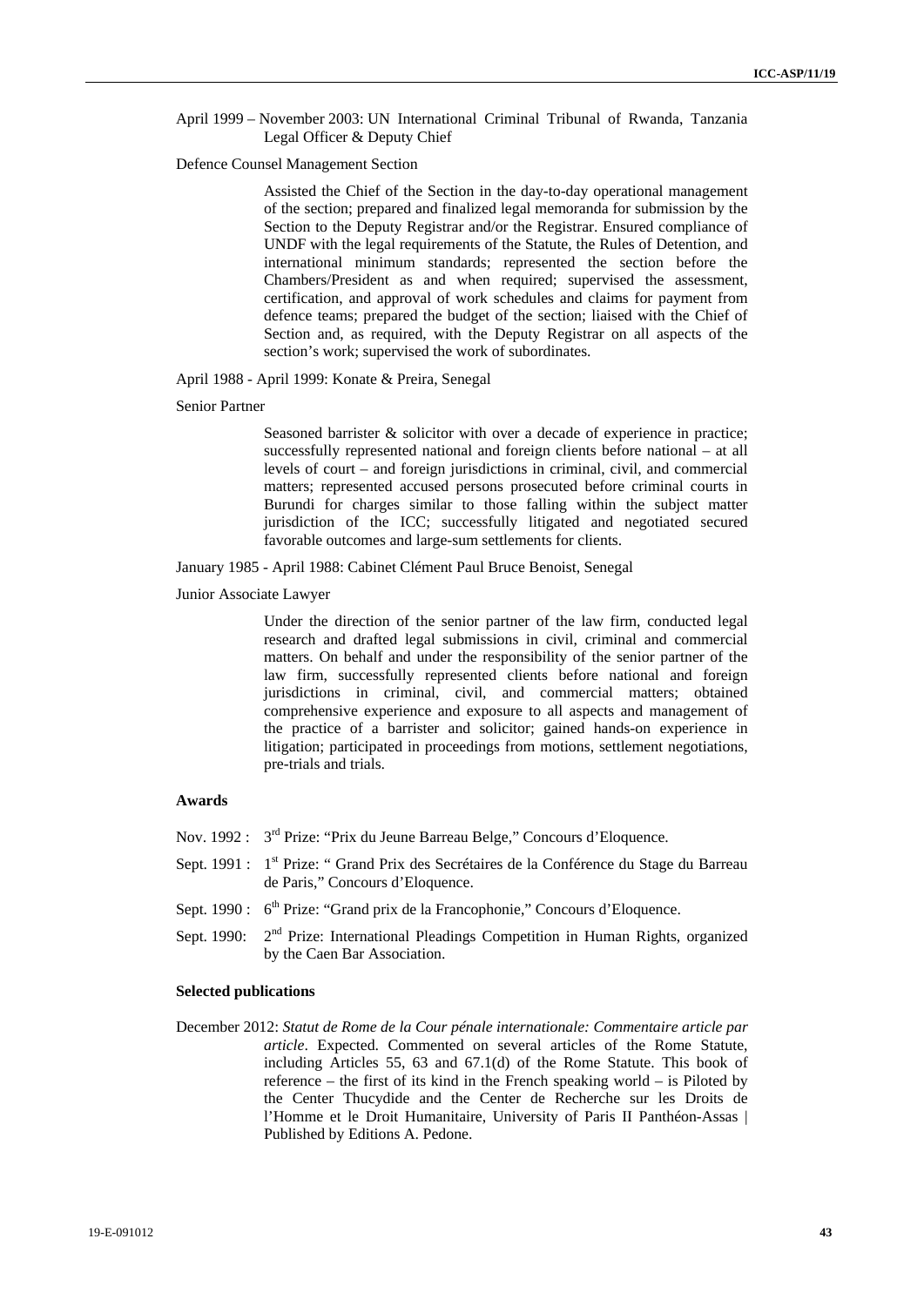April 1999 – November 2003: UN International Criminal Tribunal of Rwanda, Tanzania Legal Officer & Deputy Chief

Defence Counsel Management Section

Assisted the Chief of the Section in the day-to-day operational management of the section; prepared and finalized legal memoranda for submission by the Section to the Deputy Registrar and/or the Registrar. Ensured compliance of UNDF with the legal requirements of the Statute, the Rules of Detention, and international minimum standards; represented the section before the Chambers/President as and when required; supervised the assessment, certification, and approval of work schedules and claims for payment from defence teams; prepared the budget of the section; liaised with the Chief of Section and, as required, with the Deputy Registrar on all aspects of the section's work; supervised the work of subordinates.

April 1988 - April 1999: Konate & Preira, Senegal

Senior Partner

Seasoned barrister & solicitor with over a decade of experience in practice; successfully represented national and foreign clients before national – at all levels of court – and foreign jurisdictions in criminal, civil, and commercial matters; represented accused persons prosecuted before criminal courts in Burundi for charges similar to those falling within the subject matter jurisdiction of the ICC; successfully litigated and negotiated secured favorable outcomes and large-sum settlements for clients.

January 1985 - April 1988: Cabinet Clément Paul Bruce Benoist, Senegal

Junior Associate Lawyer

Under the direction of the senior partner of the law firm, conducted legal research and drafted legal submissions in civil, criminal and commercial matters. On behalf and under the responsibility of the senior partner of the law firm, successfully represented clients before national and foreign jurisdictions in criminal, civil, and commercial matters; obtained comprehensive experience and exposure to all aspects and management of the practice of a barrister and solicitor; gained hands-on experience in litigation; participated in proceedings from motions, settlement negotiations, pre-trials and trials.

### Awards

Nov. 1992 : 3rd Prize: "Prix du Jeune Barreau Belge," Concours d'Eloquence.

Sept. 1991 : 1st Prize: " Grand Prix des Secrétaires de la Conférence du Stage du Barreau de Paris," Concours d'Eloquence.

Sept. 1990 : 6th Prize: "Grand prix de la Francophonie," Concours d'Eloquence.

Sept. 1990: 2nd Prize: International Pleadings Competition in Human Rights, organized by the Caen Bar Association.

### Selected publications

December 2012: *Statut de Rome de la Cour pénale internationale: Commentaire article par article*. Expected. Commented on several articles of the Rome Statute, including Articles 55, 63 and 67.1(d) of the Rome Statute. This book of reference – the first of its kind in the French speaking world – is Piloted by the Center Thucydide and the Center de Recherche sur les Droits de l'Homme et le Droit Humanitaire, University of Paris II Panthéon-Assas | Published by Editions A. Pedone.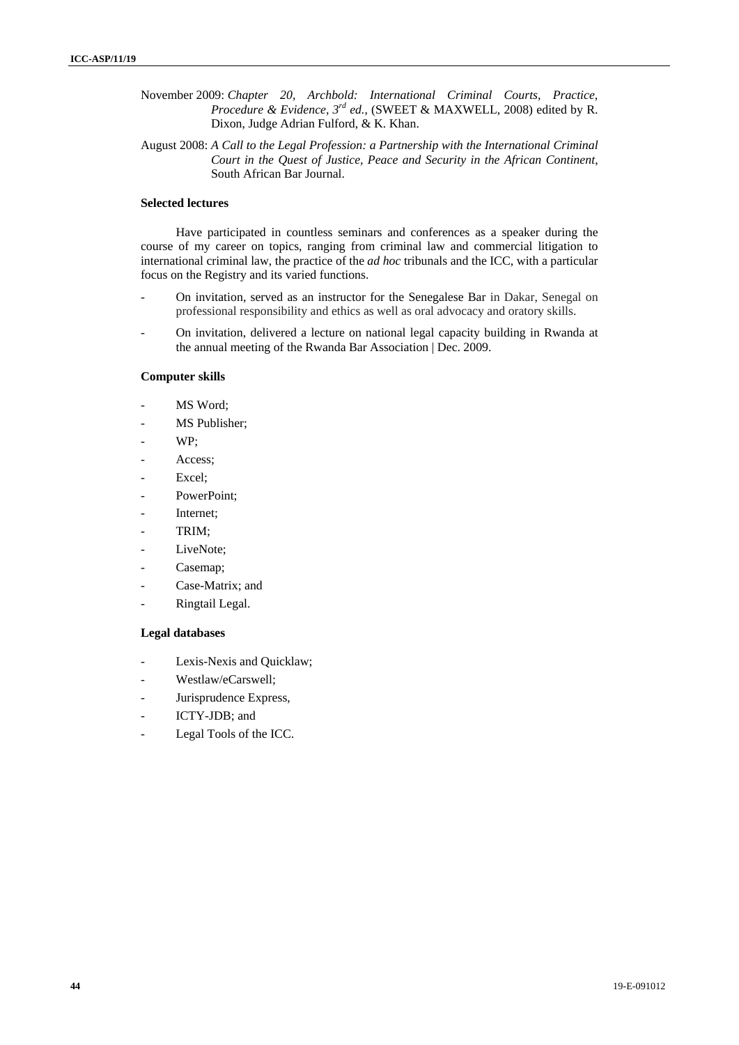November 2009: *Chapter 20, Archbold: International Criminal Courts, Practice, Procedure & Evidence, 3rd ed.*, (SWEET & MAXWELL, 2008) edited by R. Dixon, Judge Adrian Fulford, & K. Khan.

August 2008: *A Call to the Legal Profession: a Partnership with the International Criminal Court in the Quest of Justice, Peace and Security in the African Continent*, South African Bar Journal.

**Selected lectures**

Have participated in countless seminars and conferences as a speaker during the course of my career on topics, ranging from criminal law and commercial litigation to international criminal law, the practice of the *ad hoc* tribunals and the ICC, with a particular focus on the Registry and its varied functions.

- On invitation, served as an instructor for the Senegalese Bar in Dakar, Senegal on professional responsibility and ethics as well as oral advocacy and oratory skills.
- On invitation, delivered a lecture on national legal capacity building in Rwanda at the annual meeting of the Rwanda Bar Association | Dec. 2009.

**Computer skills**

- MS Word;
- MS Publisher;
- WP;
- Access;
- Excel;
- PowerPoint;
- Internet;
- TRIM;
- LiveNote;
- Casemap;
- Case-Matrix; and
- Ringtail Legal.

**Legal databases**

- Lexis-Nexis and Quicklaw;
- Westlaw/eCarswell;
- Jurisprudence Express,
- ICTY-JDB; and
- Legal Tools of the ICC.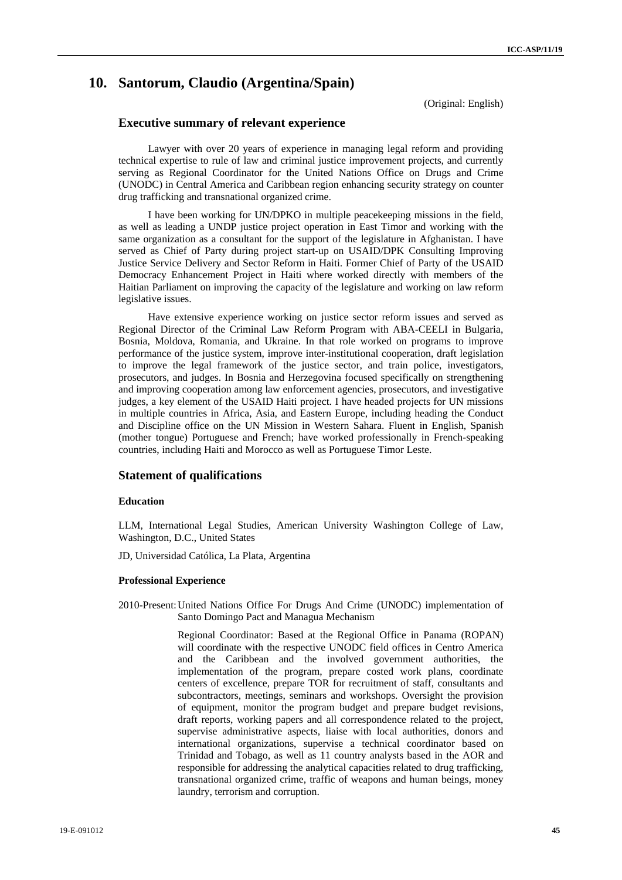## 10. Santorum, Claudio (Argentina/Spain)

(Original: English)

### Executive summary of relevant experience

Lawyer with over 20 years of experience in managing legal reform and providing technical expertise to rule of law and criminal justice improvement projects, and currently serving as Regional Coordinator for the United Nations Office on Drugs and Crime (UNODC) in Central America and Caribbean region enhancing security strategy on counter drug trafficking and transnational organized crime.

I have been working for UN/DPKO in multiple peacekeeping missions in the field, as well as leading a UNDP justice project operation in East Timor and working with the same organization as a consultant for the support of the legislature in Afghanistan. I have served as Chief of Party during project start-up on USAID/DPK Consulting Improving Justice Service Delivery and Sector Reform in Haiti. Former Chief of Party of the USAID Democracy Enhancement Project in Haiti where worked directly with members of the Haitian Parliament on improving the capacity of the legislature and working on law reform legislative issues.

Have extensive experience working on justice sector reform issues and served as Regional Director of the Criminal Law Reform Program with ABA-CEELI in Bulgaria, Bosnia, Moldova, Romania, and Ukraine. In that role worked on programs to improve performance of the justice system, improve inter-institutional cooperation, draft legislation to improve the legal framework of the justice sector, and train police, investigators, prosecutors, and judges. In Bosnia and Herzegovina focused specifically on strengthening and improving cooperation among law enforcement agencies, prosecutors, and investigative judges, a key element of the USAID Haiti project. I have headed projects for UN missions in multiple countries in Africa, Asia, and Eastern Europe, including heading the Conduct and Discipline office on the UN Mission in Western Sahara. Fluent in English, Spanish (mother tongue) Portuguese and French; have worked professionally in French-speaking countries, including Haiti and Morocco as well as Portuguese Timor Leste.

### Statement of qualifications

#### Education

LLM, International Legal Studies, American University Washington College of Law, Washington, D.C., United States

JD, Universidad Católica, La Plata, Argentina

#### Professional Experience

2010-Present: United Nations Office For Drugs And Crime (UNODC) implementation of Santo Domingo Pact and Managua Mechanism

Regional Coordinator: Based at the Regional Office in Panama (ROPAN) will coordinate with the respective UNODC field offices in Centro America and the Caribbean and the involved government authorities, the implementation of the program, prepare costed work plans, coordinate centers of excellence, prepare TOR for recruitment of staff, consultants and subcontractors, meetings, seminars and workshops. Oversight the provision of equipment, monitor the program budget and prepare budget revisions, draft reports, working papers and all correspondence related to the project, supervise administrative aspects, liaise with local authorities, donors and international organizations, supervise a technical coordinator based on Trinidad and Tobago, as well as 11 country analysts based in the AOR and responsible for addressing the analytical capacities related to drug trafficking, transnational organized crime, traffic of weapons and human beings, money laundry, terrorism and corruption.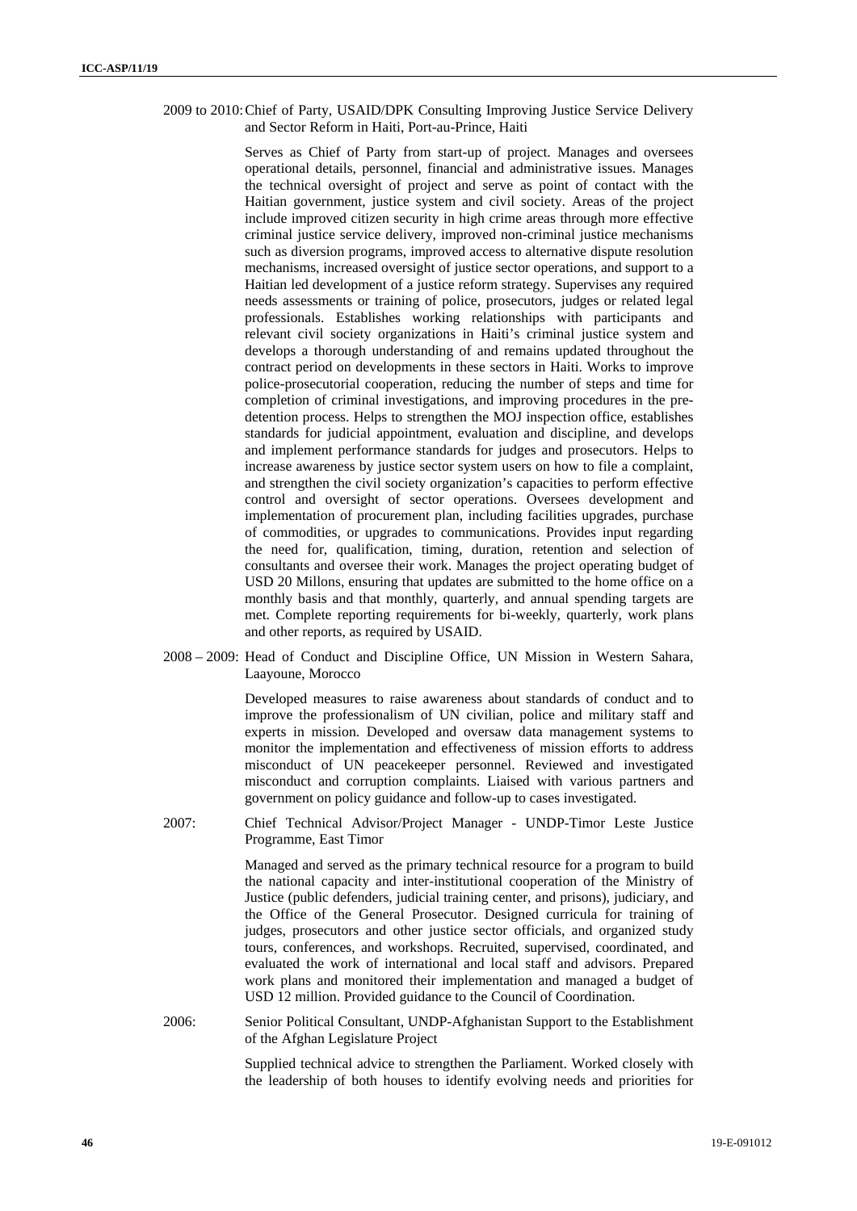2009 to 2010: Chief of Party, USAID/DPK Consulting Improving Justice Service Delivery and Sector Reform in Haiti, Port-au-Prince, Haiti

Serves as Chief of Party from start-up of project. Manages and oversees operational details, personnel, financial and administrative issues. Manages the technical oversight of project and serve as point of contact with the Haitian government, justice system and civil society. Areas of the project include improved citizen security in high crime areas through more effective criminal justice service delivery, improved non-criminal justice mechanisms such as diversion programs, improved access to alternative dispute resolution mechanisms, increased oversight of justice sector operations, and support to a Haitian led development of a justice reform strategy. Supervises any required needs assessments or training of police, prosecutors, judges or related legal professionals. Establishes working relationships with participants and relevant civil society organizations in Haiti's criminal justice system and develops a thorough understanding of and remains updated throughout the contract period on developments in these sectors in Haiti. Works to improve police-prosecutorial cooperation, reducing the number of steps and time for completion of criminal investigations, and improving procedures in the pre-detention process. Helps to strengthen the MOJ inspection office, establishes standards for judicial appointment, evaluation and discipline, and develops and implement performance standards for judges and prosecutors. Helps to increase awareness by justice sector system users on how to file a complaint, and strengthen the civil society organization's capacities to perform effective control and oversight of sector operations. Oversees development and implementation of procurement plan, including facilities upgrades, purchase of commodities, or upgrades to communications. Provides input regarding the need for, qualification, timing, duration, retention and selection of consultants and oversee their work. Manages the project operating budget of USD 20 Millons, ensuring that updates are submitted to the home office on a monthly basis and that monthly, quarterly, and annual spending targets are met. Complete reporting requirements for bi-weekly, quarterly, work plans and other reports, as required by USAID.

2008 – 2009: Head of Conduct and Discipline Office, UN Mission in Western Sahara, Laayoune, Morocco

Developed measures to raise awareness about standards of conduct and to improve the professionalism of UN civilian, police and military staff and experts in mission. Developed and oversaw data management systems to monitor the implementation and effectiveness of mission efforts to address misconduct of UN peacekeeper personnel. Reviewed and investigated misconduct and corruption complaints. Liaised with various partners and government on policy guidance and follow-up to cases investigated.

2007: Chief Technical Advisor/Project Manager - UNDP-Timor Leste Justice Programme, East Timor

Managed and served as the primary technical resource for a program to build the national capacity and inter-institutional cooperation of the Ministry of Justice (public defenders, judicial training center, and prisons), judiciary, and the Office of the General Prosecutor. Designed curricula for training of judges, prosecutors and other justice sector officials, and organized study tours, conferences, and workshops. Recruited, supervised, coordinated, and evaluated the work of international and local staff and advisors. Prepared work plans and monitored their implementation and managed a budget of USD 12 million. Provided guidance to the Council of Coordination.

2006: Senior Political Consultant, UNDP-Afghanistan Support to the Establishment of the Afghan Legislature Project

Supplied technical advice to strengthen the Parliament. Worked closely with the leadership of both houses to identify evolving needs and priorities for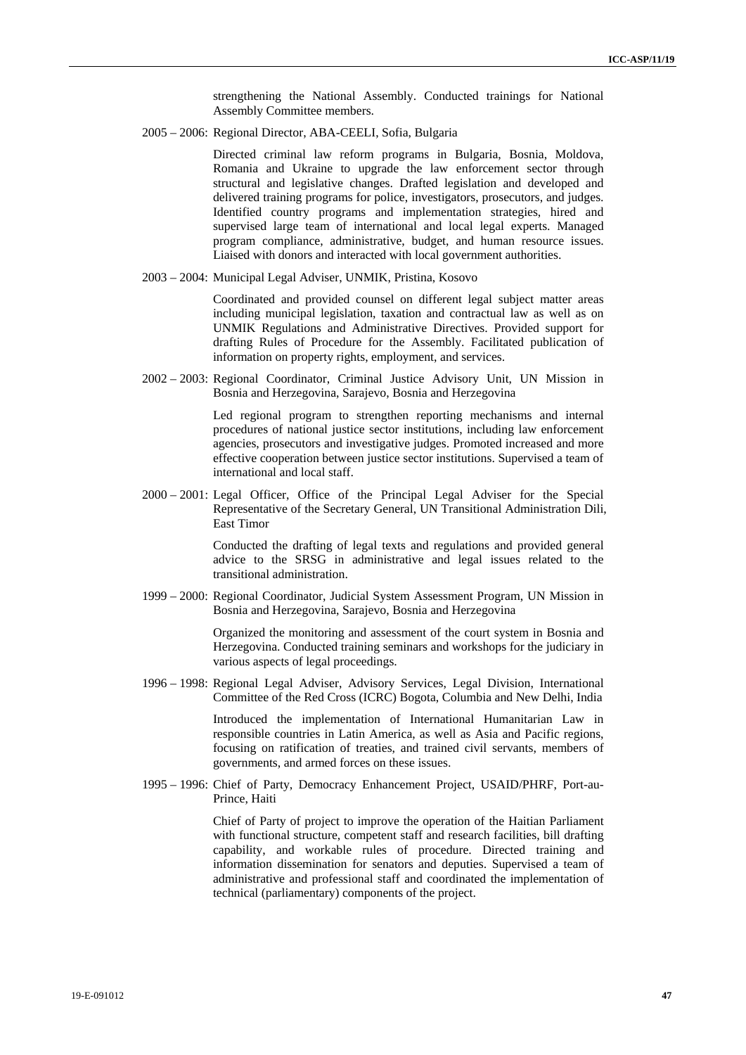strengthening the National Assembly. Conducted trainings for National Assembly Committee members.

2005 – 2006: Regional Director, ABA-CEELI, Sofia, Bulgaria

Directed criminal law reform programs in Bulgaria, Bosnia, Moldova, Romania and Ukraine to upgrade the law enforcement sector through structural and legislative changes. Drafted legislation and developed and delivered training programs for police, investigators, prosecutors, and judges. Identified country programs and implementation strategies, hired and supervised large team of international and local legal experts. Managed program compliance, administrative, budget, and human resource issues. Liaised with donors and interacted with local government authorities.

2003 – 2004: Municipal Legal Adviser, UNMIK, Pristina, Kosovo

Coordinated and provided counsel on different legal subject matter areas including municipal legislation, taxation and contractual law as well as on UNMIK Regulations and Administrative Directives. Provided support for drafting Rules of Procedure for the Assembly. Facilitated publication of information on property rights, employment, and services.

2002 – 2003: Regional Coordinator, Criminal Justice Advisory Unit, UN Mission in Bosnia and Herzegovina, Sarajevo, Bosnia and Herzegovina

Led regional program to strengthen reporting mechanisms and internal procedures of national justice sector institutions, including law enforcement agencies, prosecutors and investigative judges. Promoted increased and more effective cooperation between justice sector institutions. Supervised a team of international and local staff.

2000 – 2001: Legal Officer, Office of the Principal Legal Adviser for the Special Representative of the Secretary General, UN Transitional Administration Dili, East Timor

Conducted the drafting of legal texts and regulations and provided general advice to the SRSG in administrative and legal issues related to the transitional administration.

1999 – 2000: Regional Coordinator, Judicial System Assessment Program, UN Mission in Bosnia and Herzegovina, Sarajevo, Bosnia and Herzegovina

Organized the monitoring and assessment of the court system in Bosnia and Herzegovina. Conducted training seminars and workshops for the judiciary in various aspects of legal proceedings.

1996 – 1998: Regional Legal Adviser, Advisory Services, Legal Division, International Committee of the Red Cross (ICRC) Bogota, Columbia and New Delhi, India

Introduced the implementation of International Humanitarian Law in responsible countries in Latin America, as well as Asia and Pacific regions, focusing on ratification of treaties, and trained civil servants, members of governments, and armed forces on these issues.

1995 – 1996: Chief of Party, Democracy Enhancement Project, USAID/PHRF, Port-au-Prince, Haiti

Chief of Party of project to improve the operation of the Haitian Parliament with functional structure, competent staff and research facilities, bill drafting capability, and workable rules of procedure. Directed training and information dissemination for senators and deputies. Supervised a team of administrative and professional staff and coordinated the implementation of technical (parliamentary) components of the project.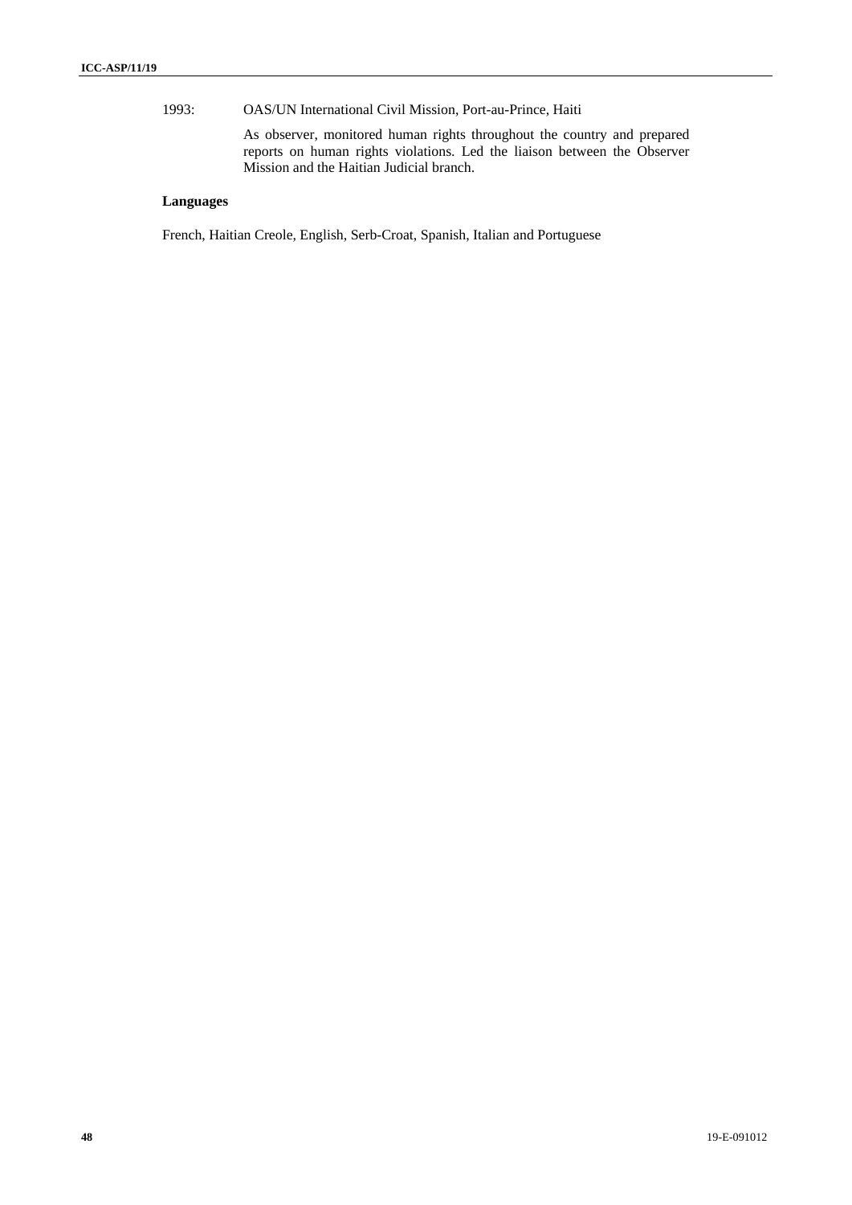1993: OAS/UN International Civil Mission, Port-au-Prince, Haiti

As observer, monitored human rights throughout the country and prepared reports on human rights violations. Led the liaison between the Observer Mission and the Haitian Judicial branch.

**Languages**

French, Haitian Creole, English, Serb-Croat, Spanish, Italian and Portuguese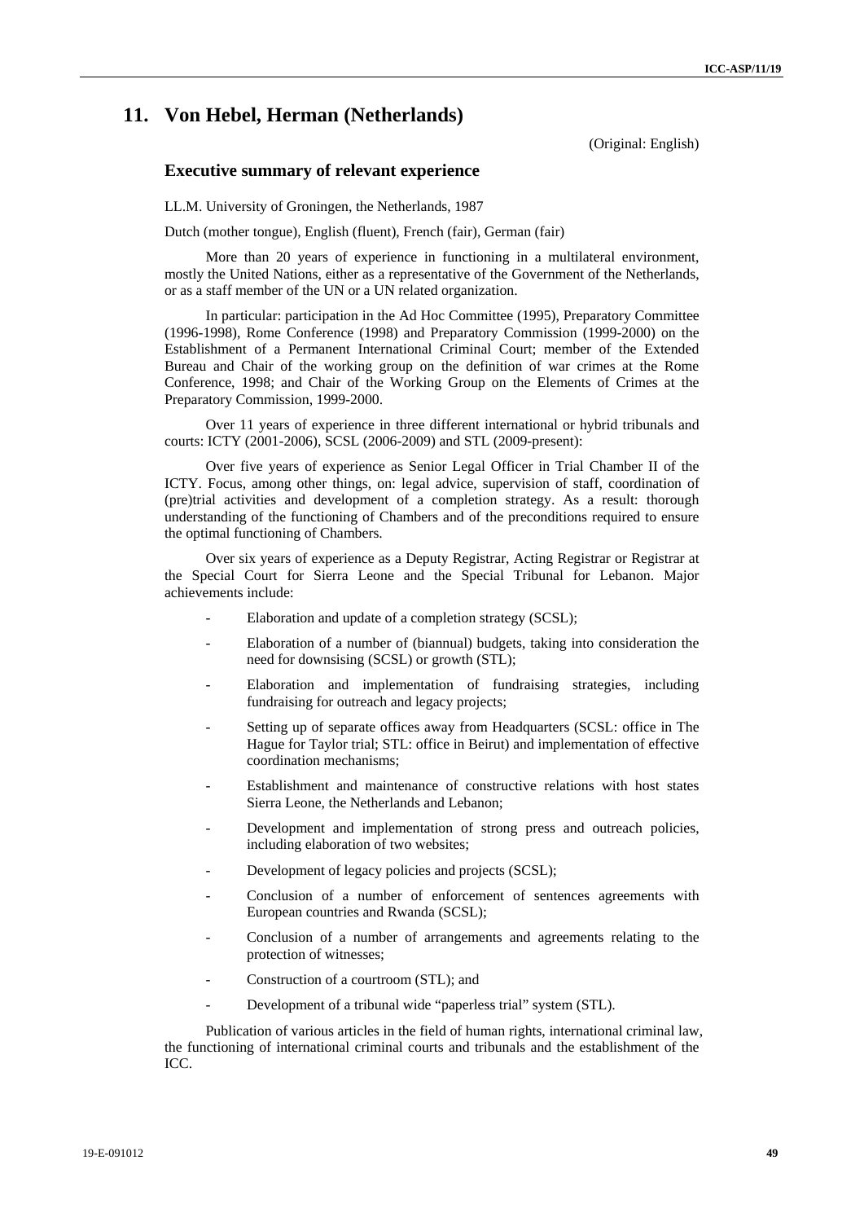## 11. Von Hebel, Herman (Netherlands)

(Original: English)

### Executive summary of relevant experience

LL.M. University of Groningen, the Netherlands, 1987

Dutch (mother tongue), English (fluent), French (fair), German (fair)

More than 20 years of experience in functioning in a multilateral environment, mostly the United Nations, either as a representative of the Government of the Netherlands, or as a staff member of the UN or a UN related organization.

In particular: participation in the Ad Hoc Committee (1995), Preparatory Committee (1996-1998), Rome Conference (1998) and Preparatory Commission (1999-2000) on the Establishment of a Permanent International Criminal Court; member of the Extended Bureau and Chair of the working group on the definition of war crimes at the Rome Conference, 1998; and Chair of the Working Group on the Elements of Crimes at the Preparatory Commission, 1999-2000.

Over 11 years of experience in three different international or hybrid tribunals and courts: ICTY (2001-2006), SCSL (2006-2009) and STL (2009-present):

Over five years of experience as Senior Legal Officer in Trial Chamber II of the ICTY. Focus, among other things, on: legal advice, supervision of staff, coordination of (pre)trial activities and development of a completion strategy. As a result: thorough understanding of the functioning of Chambers and of the preconditions required to ensure the optimal functioning of Chambers.

Over six years of experience as a Deputy Registrar, Acting Registrar or Registrar at the Special Court for Sierra Leone and the Special Tribunal for Lebanon. Major achievements include:

- Elaboration and update of a completion strategy (SCSL);
- Elaboration of a number of (biannual) budgets, taking into consideration the need for downsising (SCSL) or growth (STL);
- Elaboration and implementation of fundraising strategies, including fundraising for outreach and legacy projects;
- Setting up of separate offices away from Headquarters (SCSL: office in The Hague for Taylor trial; STL: office in Beirut) and implementation of effective coordination mechanisms;
- Establishment and maintenance of constructive relations with host states Sierra Leone, the Netherlands and Lebanon;
- Development and implementation of strong press and outreach policies, including elaboration of two websites;
- Development of legacy policies and projects (SCSL);
- Conclusion of a number of enforcement of sentences agreements with European countries and Rwanda (SCSL);
- Conclusion of a number of arrangements and agreements relating to the protection of witnesses;
- Construction of a courtroom (STL); and
- Development of a tribunal wide "paperless trial" system (STL).

Publication of various articles in the field of human rights, international criminal law, the functioning of international criminal courts and tribunals and the establishment of the ICC.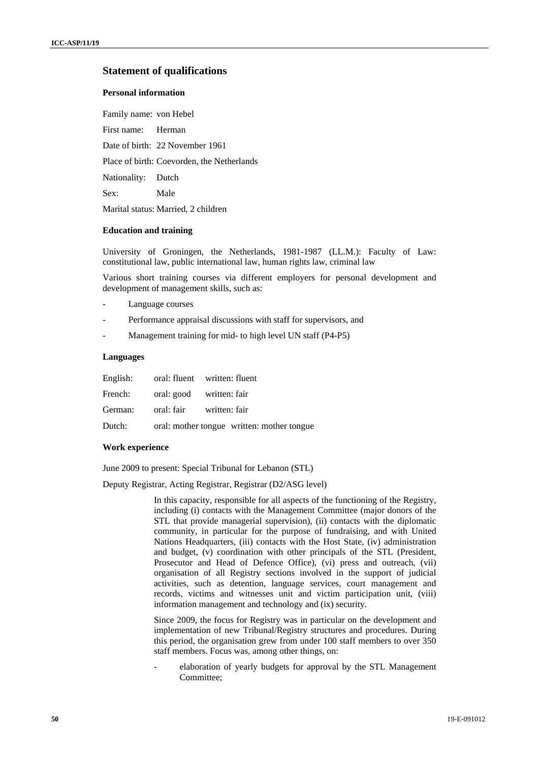## Statement of qualifications

### Personal information

Family name: von Hebel

First name: Herman

Date of birth: 22 November 1961

Place of birth: Coevorden, the Netherlands

Nationality: Dutch

Sex: Male

Marital status: Married, 2 children

### Education and training

University of Groningen, the Netherlands, 1981-1987 (LL.M.): Faculty of Law: constitutional law, public international law, human rights law, criminal law

Various short training courses via different employers for personal development and development of management skills, such as:

- Language courses
- Performance appraisal discussions with staff for supervisors, and
- Management training for mid- to high level UN staff (P4-P5)

### Languages

| | | |
|---|---|---|
| English: | oral: fluent | written: fluent |
| French: | oral: good | written: fair |
| German: | oral: fair | written: fair |
| Dutch: | oral: mother tongue | written: mother tongue |

### Work experience

June 2009 to present: Special Tribunal for Lebanon (STL)

Deputy Registrar, Acting Registrar, Registrar (D2/ASG level)

In this capacity, responsible for all aspects of the functioning of the Registry, including (i) contacts with the Management Committee (major donors of the STL that provide managerial supervision), (ii) contacts with the diplomatic community, in particular for the purpose of fundraising, and with United Nations Headquarters, (iii) contacts with the Host State, (iv) administration and budget, (v) coordination with other principals of the STL (President, Prosecutor and Head of Defence Office), (vi) press and outreach, (vii) organisation of all Registry sections involved in the support of judicial activities, such as detention, language services, court management and records, victims and witnesses unit and victim participation unit, (viii) information management and technology and (ix) security.

Since 2009, the focus for Registry was in particular on the development and implementation of new Tribunal/Registry structures and procedures. During this period, the organisation grew from under 100 staff members to over 350 staff members. Focus was, among other things, on:

- elaboration of yearly budgets for approval by the STL Management Committee;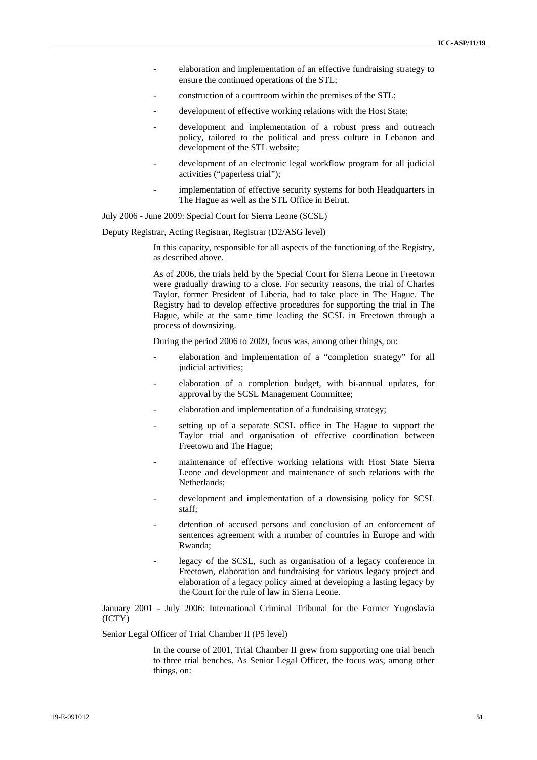- elaboration and implementation of an effective fundraising strategy to ensure the continued operations of the STL;
- construction of a courtroom within the premises of the STL;
- development of effective working relations with the Host State;
- development and implementation of a robust press and outreach policy, tailored to the political and press culture in Lebanon and development of the STL website;
- development of an electronic legal workflow program for all judicial activities ("paperless trial");
- implementation of effective security systems for both Headquarters in The Hague as well as the STL Office in Beirut.

July 2006 - June 2009: Special Court for Sierra Leone (SCSL)

Deputy Registrar, Acting Registrar, Registrar (D2/ASG level)

In this capacity, responsible for all aspects of the functioning of the Registry, as described above.

As of 2006, the trials held by the Special Court for Sierra Leone in Freetown were gradually drawing to a close. For security reasons, the trial of Charles Taylor, former President of Liberia, had to take place in The Hague. The Registry had to develop effective procedures for supporting the trial in The Hague, while at the same time leading the SCSL in Freetown through a process of downsizing.

During the period 2006 to 2009, focus was, among other things, on:

- elaboration and implementation of a "completion strategy" for all judicial activities;
- elaboration of a completion budget, with bi-annual updates, for approval by the SCSL Management Committee;
- elaboration and implementation of a fundraising strategy;
- setting up of a separate SCSL office in The Hague to support the Taylor trial and organisation of effective coordination between Freetown and The Hague;
- maintenance of effective working relations with Host State Sierra Leone and development and maintenance of such relations with the Netherlands;
- development and implementation of a downsising policy for SCSL staff;
- detention of accused persons and conclusion of an enforcement of sentences agreement with a number of countries in Europe and with Rwanda;
- legacy of the SCSL, such as organisation of a legacy conference in Freetown, elaboration and fundraising for various legacy project and elaboration of a legacy policy aimed at developing a lasting legacy by the Court for the rule of law in Sierra Leone.

January 2001 - July 2006: International Criminal Tribunal for the Former Yugoslavia (ICTY)

Senior Legal Officer of Trial Chamber II (P5 level)

In the course of 2001, Trial Chamber II grew from supporting one trial bench to three trial benches. As Senior Legal Officer, the focus was, among other things, on: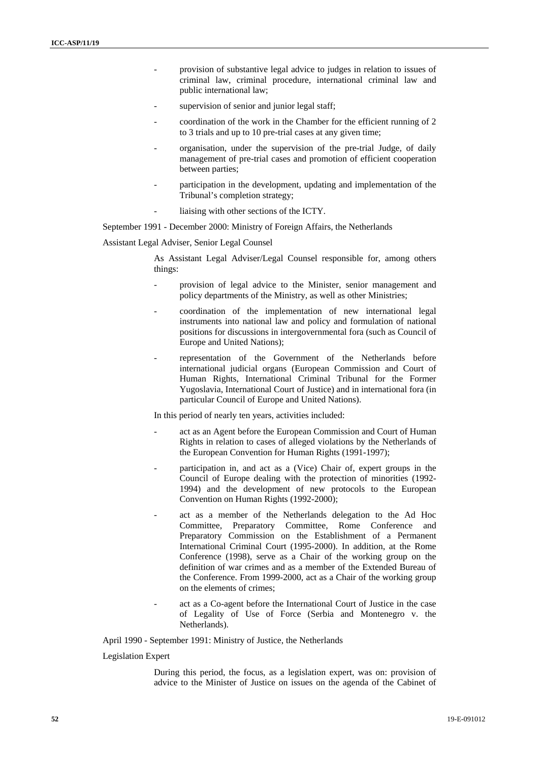- provision of substantive legal advice to judges in relation to issues of criminal law, criminal procedure, international criminal law and public international law;
- supervision of senior and junior legal staff;
- coordination of the work in the Chamber for the efficient running of 2 to 3 trials and up to 10 pre-trial cases at any given time;
- organisation, under the supervision of the pre-trial Judge, of daily management of pre-trial cases and promotion of efficient cooperation between parties;
- participation in the development, updating and implementation of the Tribunal's completion strategy;
- liaising with other sections of the ICTY.

September 1991 - December 2000: Ministry of Foreign Affairs, the Netherlands

Assistant Legal Adviser, Senior Legal Counsel

As Assistant Legal Adviser/Legal Counsel responsible for, among others things:

- provision of legal advice to the Minister, senior management and policy departments of the Ministry, as well as other Ministries;
- coordination of the implementation of new international legal instruments into national law and policy and formulation of national positions for discussions in intergovernmental fora (such as Council of Europe and United Nations);
- representation of the Government of the Netherlands before international judicial organs (European Commission and Court of Human Rights, International Criminal Tribunal for the Former Yugoslavia, International Court of Justice) and in international fora (in particular Council of Europe and United Nations).

In this period of nearly ten years, activities included:

- act as an Agent before the European Commission and Court of Human Rights in relation to cases of alleged violations by the Netherlands of the European Convention for Human Rights (1991-1997);
- participation in, and act as a (Vice) Chair of, expert groups in the Council of Europe dealing with the protection of minorities (1992-1994) and the development of new protocols to the European Convention on Human Rights (1992-2000);
- act as a member of the Netherlands delegation to the Ad Hoc Committee, Preparatory Committee, Rome Conference and Preparatory Commission on the Establishment of a Permanent International Criminal Court (1995-2000). In addition, at the Rome Conference (1998), serve as a Chair of the working group on the definition of war crimes and as a member of the Extended Bureau of the Conference. From 1999-2000, act as a Chair of the working group on the elements of crimes;
- act as a Co-agent before the International Court of Justice in the case of Legality of Use of Force (Serbia and Montenegro v. the Netherlands).

April 1990 - September 1991: Ministry of Justice, the Netherlands

Legislation Expert

During this period, the focus, as a legislation expert, was on: provision of advice to the Minister of Justice on issues on the agenda of the Cabinet of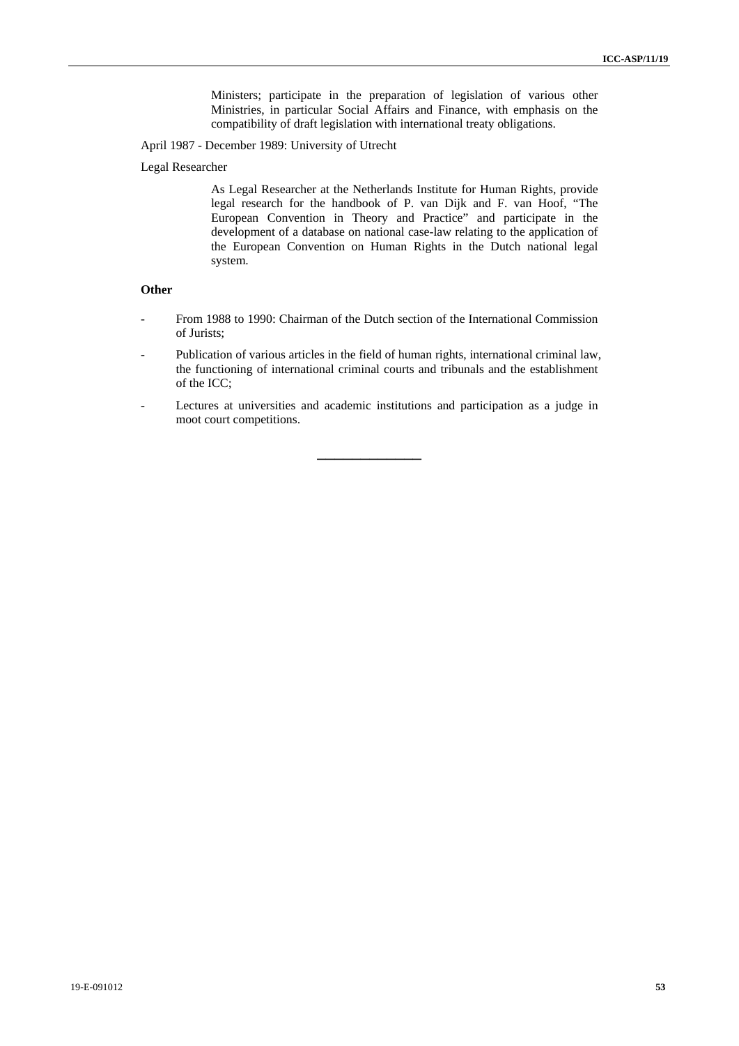Ministers; participate in the preparation of legislation of various other Ministries, in particular Social Affairs and Finance, with emphasis on the compatibility of draft legislation with international treaty obligations.

April 1987 - December 1989: University of Utrecht

Legal Researcher

As Legal Researcher at the Netherlands Institute for Human Rights, provide legal research for the handbook of P. van Dijk and F. van Hoof, "The European Convention in Theory and Practice" and participate in the development of a database on national case-law relating to the application of the European Convention on Human Rights in the Dutch national legal system.

**Other**

- From 1988 to 1990: Chairman of the Dutch section of the International Commission of Jurists;
- Publication of various articles in the field of human rights, international criminal law, the functioning of international criminal courts and tribunals and the establishment of the ICC;
- Lectures at universities and academic institutions and participation as a judge in moot court competitions.

---